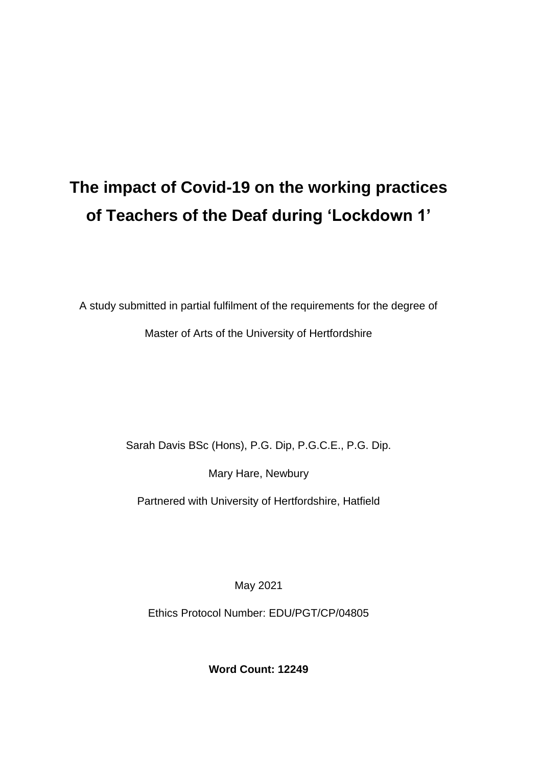# The impact of Covid-19 on the working practices of Teachers of the Deaf during 'Lockdown 1'

A study submitted in partial fulfilment of the requirements for the degree of

Master of Arts of the University of Hertfordshire

Sarah Davis BSc (Hons), P.G. Dip, P.G.C.E., P.G. Dip.

Mary Hare, Newbury

Partnered with University of Hertfordshire, Hatfield

May 2021

Ethics Protocol Number: EDU/PGT/CP/04805

**Word Count: 12249**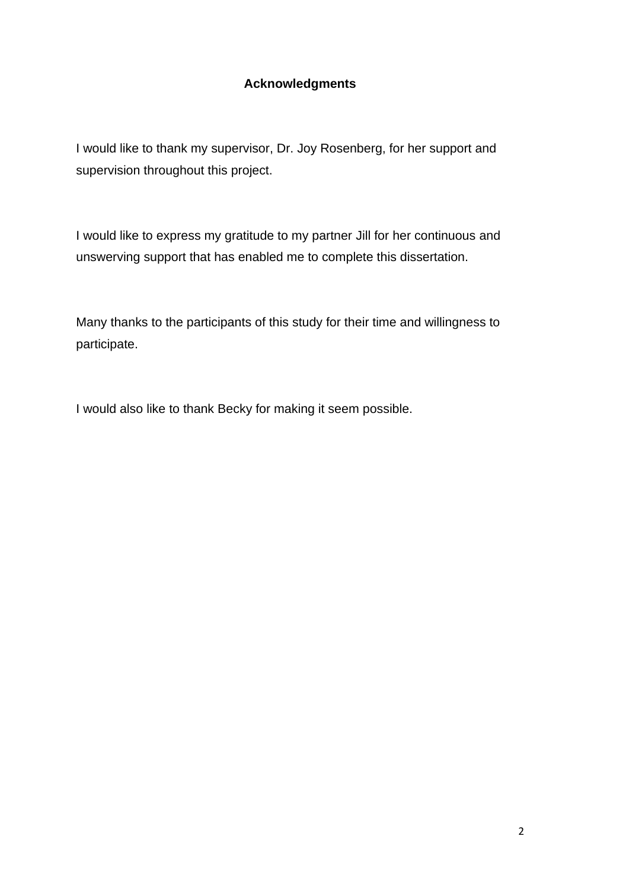# Acknowledgments

I would like to thank my supervisor, Dr. Joy Rosenberg, for her support and supervision throughout this project.

I would like to express my gratitude to my partner Jill for her continuous and unswerving support that has enabled me to complete this dissertation.

Many thanks to the participants of this study for their time and willingness to participate.

I would also like to thank Becky for making it seem possible.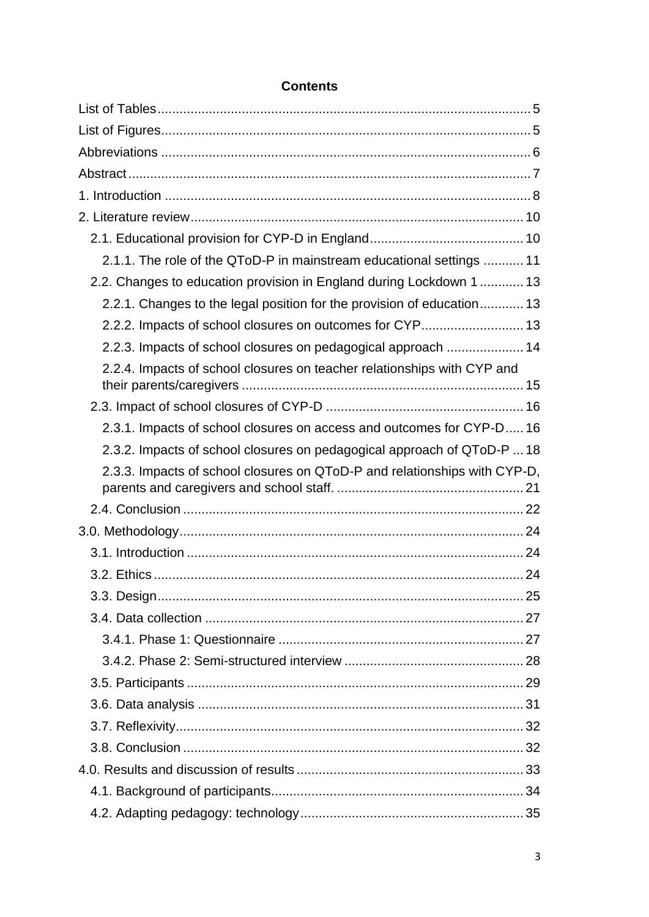# Contents

List of Tables .......... 5

List of Figures .......... 5

Abbreviations .......... 6

Abstract .......... 7

1. Introduction .......... 8

2. Literature review .......... 10

  2.1. Educational provision for CYP-D in England .......... 10

    2.1.1. The role of the QToD-P in mainstream educational settings .......... 11

  2.2. Changes to education provision in England during Lockdown 1 .......... 13

    2.2.1. Changes to the legal position for the provision of education .......... 13

    2.2.2. Impacts of school closures on outcomes for CYP .......... 13

    2.2.3. Impacts of school closures on pedagogical approach .......... 14

    2.2.4. Impacts of school closures on teacher relationships with CYP and their parents/caregivers .......... 15

  2.3. Impact of school closures of CYP-D .......... 16

    2.3.1. Impacts of school closures on access and outcomes for CYP-D .......... 16

    2.3.2. Impacts of school closures on pedagogical approach of QToD-P .......... 18

    2.3.3. Impacts of school closures on QToD-P and relationships with CYP-D, parents and caregivers and school staff. .......... 21

  2.4. Conclusion .......... 22

3.0. Methodology .......... 24

  3.1. Introduction .......... 24

  3.2. Ethics .......... 24

  3.3. Design .......... 25

  3.4. Data collection .......... 27

    3.4.1. Phase 1: Questionnaire .......... 27

    3.4.2. Phase 2: Semi-structured interview .......... 28

  3.5. Participants .......... 29

  3.6. Data analysis .......... 31

  3.7. Reflexivity .......... 32

  3.8. Conclusion .......... 32

4.0. Results and discussion of results .......... 33

  4.1. Background of participants .......... 34

  4.2. Adapting pedagogy: technology .......... 35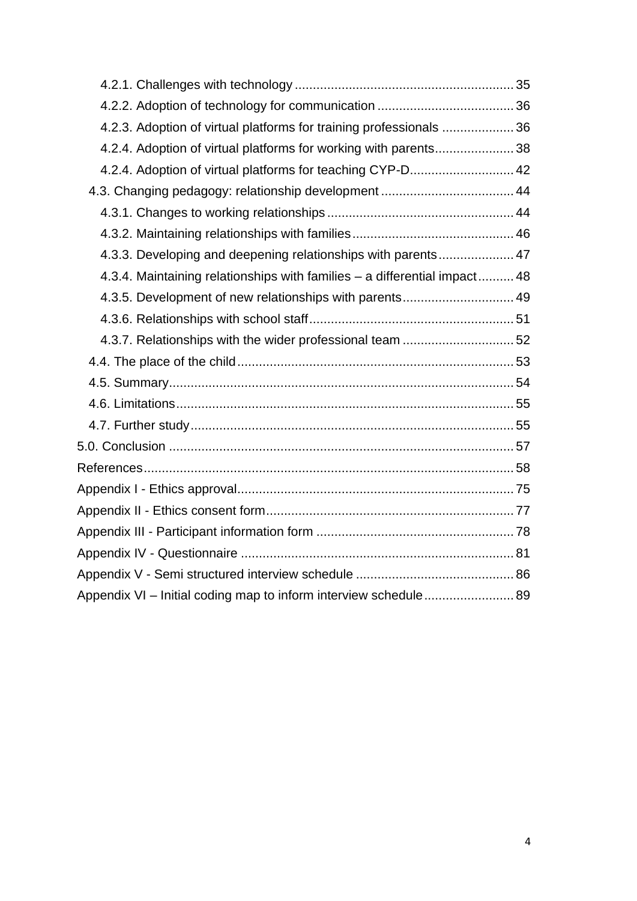4.2.1. Challenges with technology ........................................................... 35

4.2.2. Adoption of technology for communication ...................................... 36

4.2.3. Adoption of virtual platforms for training professionals .................... 36

4.2.4. Adoption of virtual platforms for working with parents...................... 38

4.2.4. Adoption of virtual platforms for teaching CYP-D............................. 42

4.3. Changing pedagogy: relationship development ..................................... 44

4.3.1. Changes to working relationships .................................................... 44

4.3.2. Maintaining relationships with families ............................................. 46

4.3.3. Developing and deepening relationships with parents..................... 47

4.3.4. Maintaining relationships with families – a differential impact.......... 48

4.3.5. Development of new relationships with parents............................... 49

4.3.6. Relationships with school staff......................................................... 51

4.3.7. Relationships with the wider professional team ............................... 52

4.4. The place of the child ............................................................................ 53

4.5. Summary................................................................................................ 54

4.6. Limitations.............................................................................................. 55

4.7. Further study.......................................................................................... 55

5.0. Conclusion ............................................................................................... 57

References...................................................................................................... 58

Appendix I - Ethics approval............................................................................ 75

Appendix II - Ethics consent form.................................................................... 77

Appendix III - Participant information form ...................................................... 78

Appendix IV - Questionnaire ........................................................................... 81

Appendix V - Semi structured interview schedule ............................................ 86

Appendix VI – Initial coding map to inform interview schedule......................... 89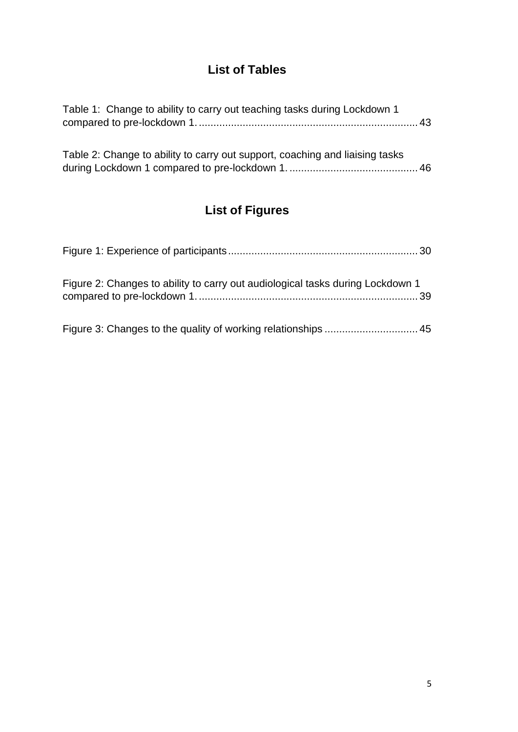## List of Tables

Table 1: Change to ability to carry out teaching tasks during Lockdown 1 compared to pre-lockdown 1. ........................................................................... 43

Table 2: Change to ability to carry out support, coaching and liaising tasks during Lockdown 1 compared to pre-lockdown 1. ............................................ 46

## List of Figures

Figure 1: Experience of participants ................................................................ 30

Figure 2: Changes to ability to carry out audiological tasks during Lockdown 1 compared to pre-lockdown 1. ........................................................................... 39

Figure 3: Changes to the quality of working relationships ................................ 45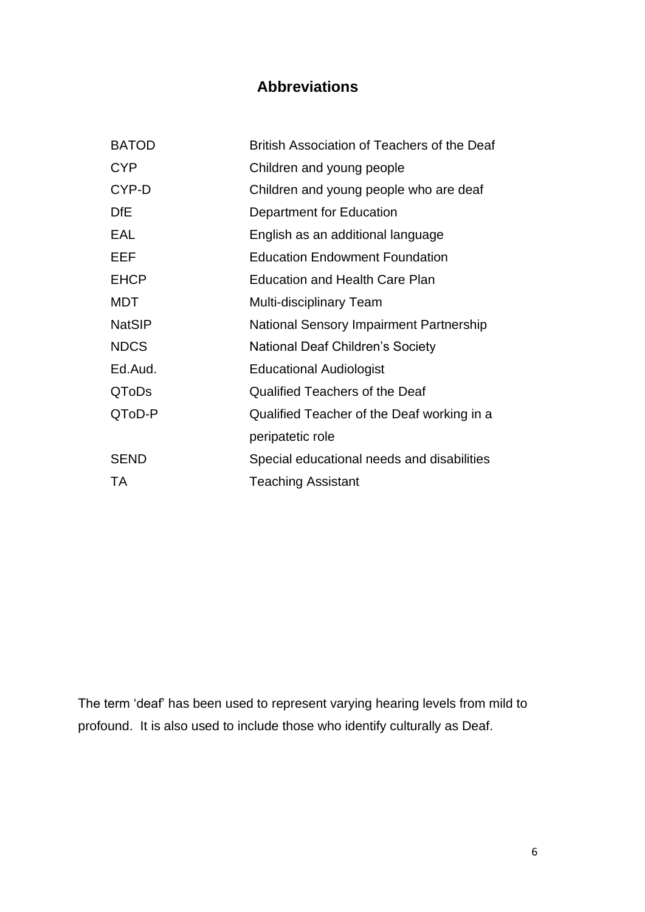## Abbreviations

| | |
|---|---|
| BATOD | British Association of Teachers of the Deaf |
| CYP | Children and young people |
| CYP-D | Children and young people who are deaf |
| DfE | Department for Education |
| EAL | English as an additional language |
| EEF | Education Endowment Foundation |
| EHCP | Education and Health Care Plan |
| MDT | Multi-disciplinary Team |
| NatSIP | National Sensory Impairment Partnership |
| NDCS | National Deaf Children's Society |
| Ed.Aud. | Educational Audiologist |
| QToDs | Qualified Teachers of the Deaf |
| QToD-P | Qualified Teacher of the Deaf working in a peripatetic role |
| SEND | Special educational needs and disabilities |
| TA | Teaching Assistant |

The term 'deaf' has been used to represent varying hearing levels from mild to profound. It is also used to include those who identify culturally as Deaf.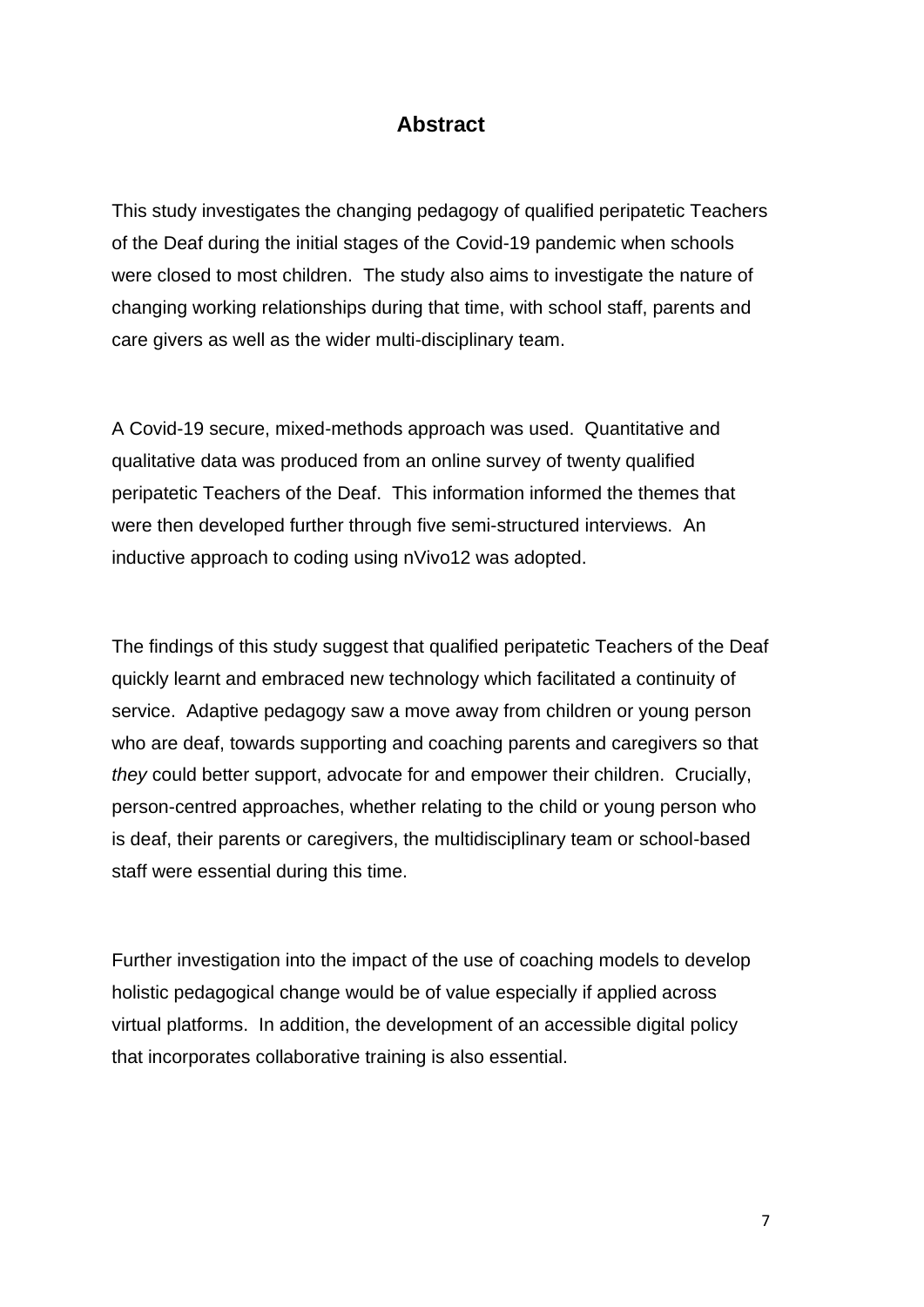# Abstract

This study investigates the changing pedagogy of qualified peripatetic Teachers of the Deaf during the initial stages of the Covid-19 pandemic when schools were closed to most children. The study also aims to investigate the nature of changing working relationships during that time, with school staff, parents and care givers as well as the wider multi-disciplinary team.

A Covid-19 secure, mixed-methods approach was used. Quantitative and qualitative data was produced from an online survey of twenty qualified peripatetic Teachers of the Deaf. This information informed the themes that were then developed further through five semi-structured interviews. An inductive approach to coding using nVivo12 was adopted.

The findings of this study suggest that qualified peripatetic Teachers of the Deaf quickly learnt and embraced new technology which facilitated a continuity of service. Adaptive pedagogy saw a move away from children or young person who are deaf, towards supporting and coaching parents and caregivers so that *they* could better support, advocate for and empower their children. Crucially, person-centred approaches, whether relating to the child or young person who is deaf, their parents or caregivers, the multidisciplinary team or school-based staff were essential during this time.

Further investigation into the impact of the use of coaching models to develop holistic pedagogical change would be of value especially if applied across virtual platforms. In addition, the development of an accessible digital policy that incorporates collaborative training is also essential.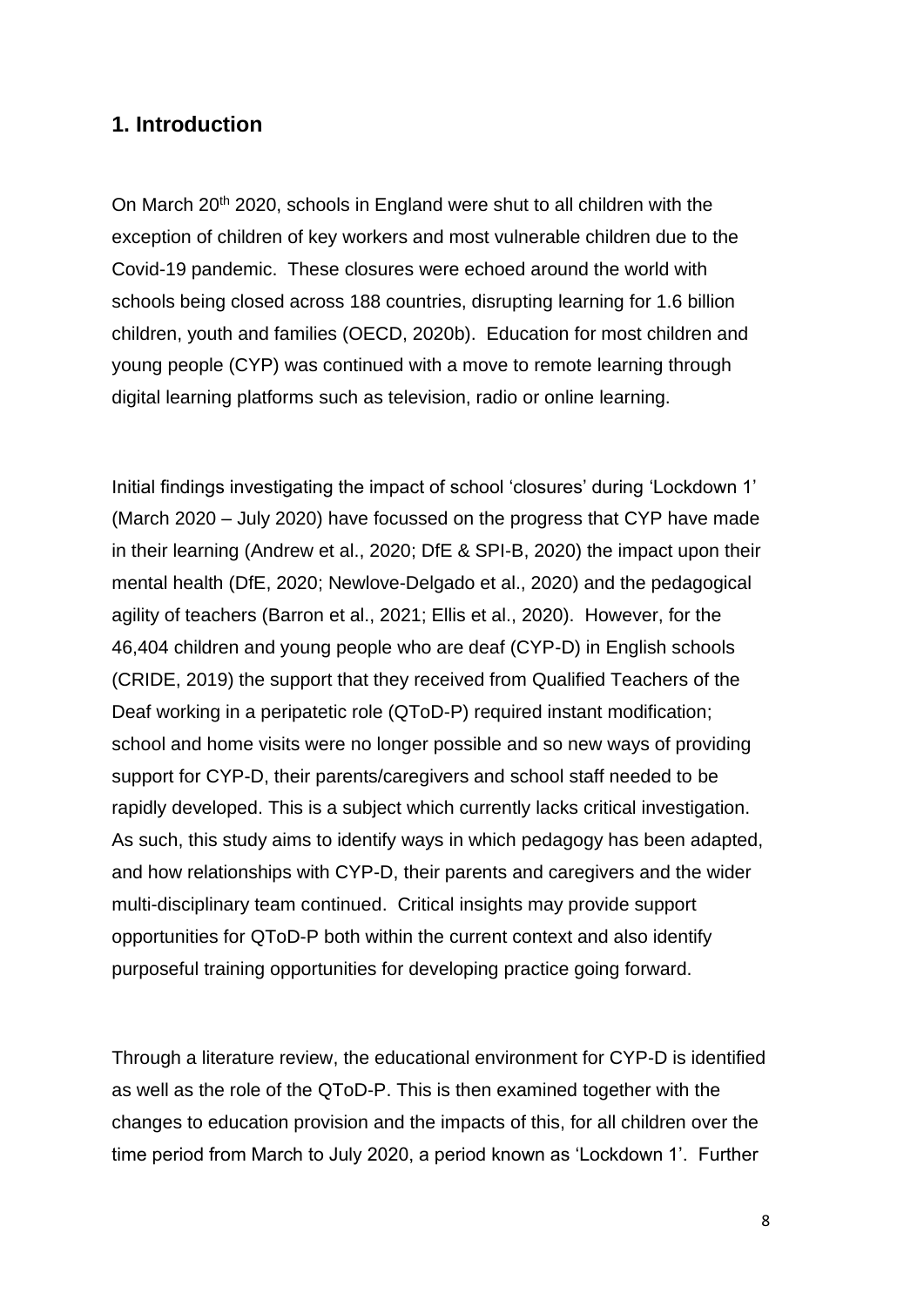## 1. Introduction

On March 20th 2020, schools in England were shut to all children with the exception of children of key workers and most vulnerable children due to the Covid-19 pandemic. These closures were echoed around the world with schools being closed across 188 countries, disrupting learning for 1.6 billion children, youth and families (OECD, 2020b). Education for most children and young people (CYP) was continued with a move to remote learning through digital learning platforms such as television, radio or online learning.

Initial findings investigating the impact of school 'closures' during 'Lockdown 1' (March 2020 – July 2020) have focussed on the progress that CYP have made in their learning (Andrew et al., 2020; DfE & SPI-B, 2020) the impact upon their mental health (DfE, 2020; Newlove-Delgado et al., 2020) and the pedagogical agility of teachers (Barron et al., 2021; Ellis et al., 2020). However, for the 46,404 children and young people who are deaf (CYP-D) in English schools (CRIDE, 2019) the support that they received from Qualified Teachers of the Deaf working in a peripatetic role (QToD-P) required instant modification; school and home visits were no longer possible and so new ways of providing support for CYP-D, their parents/caregivers and school staff needed to be rapidly developed. This is a subject which currently lacks critical investigation. As such, this study aims to identify ways in which pedagogy has been adapted, and how relationships with CYP-D, their parents and caregivers and the wider multi-disciplinary team continued. Critical insights may provide support opportunities for QToD-P both within the current context and also identify purposeful training opportunities for developing practice going forward.

Through a literature review, the educational environment for CYP-D is identified as well as the role of the QToD-P. This is then examined together with the changes to education provision and the impacts of this, for all children over the time period from March to July 2020, a period known as 'Lockdown 1'. Further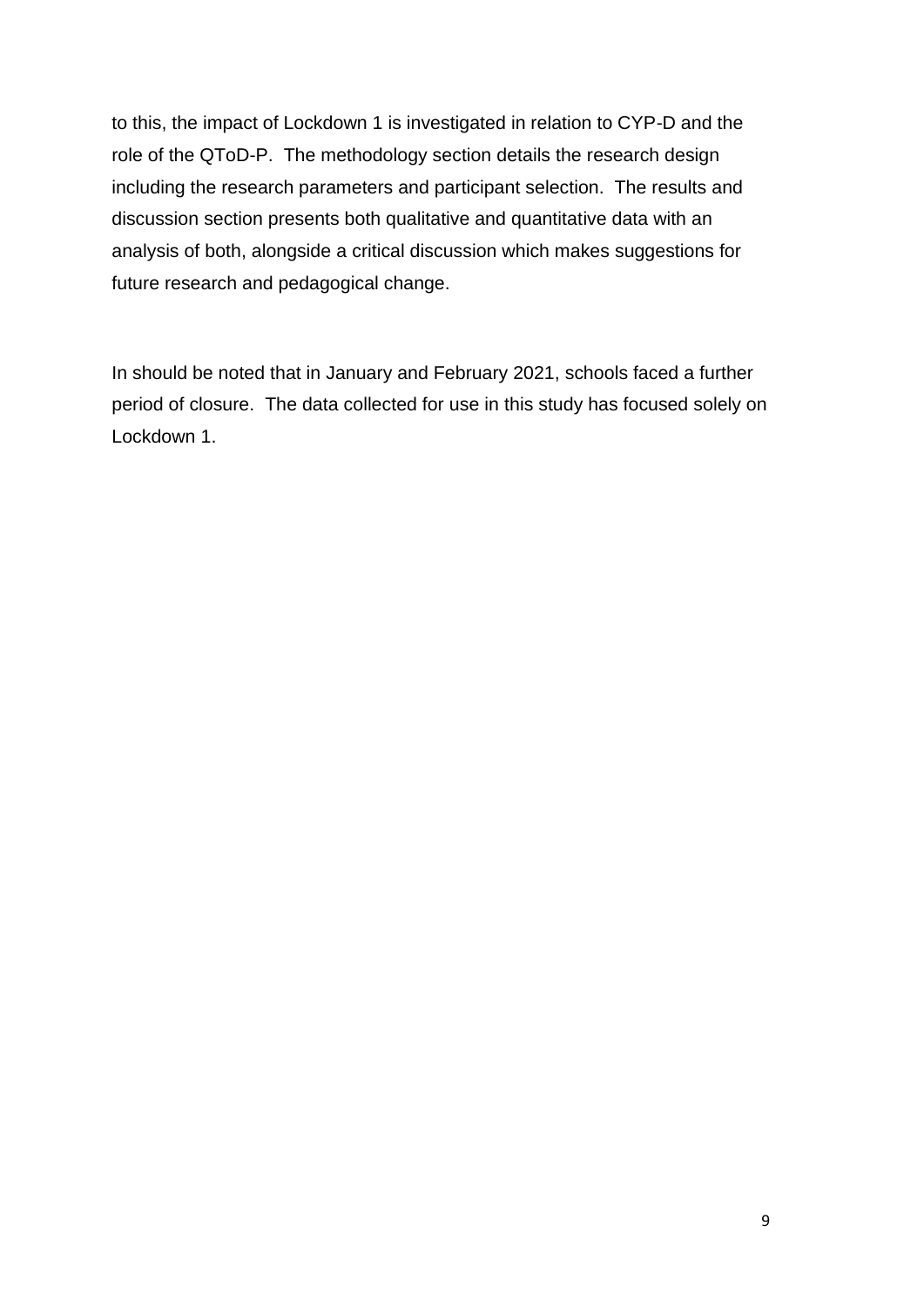to this, the impact of Lockdown 1 is investigated in relation to CYP-D and the role of the QToD-P. The methodology section details the research design including the research parameters and participant selection. The results and discussion section presents both qualitative and quantitative data with an analysis of both, alongside a critical discussion which makes suggestions for future research and pedagogical change.

In should be noted that in January and February 2021, schools faced a further period of closure. The data collected for use in this study has focused solely on Lockdown 1.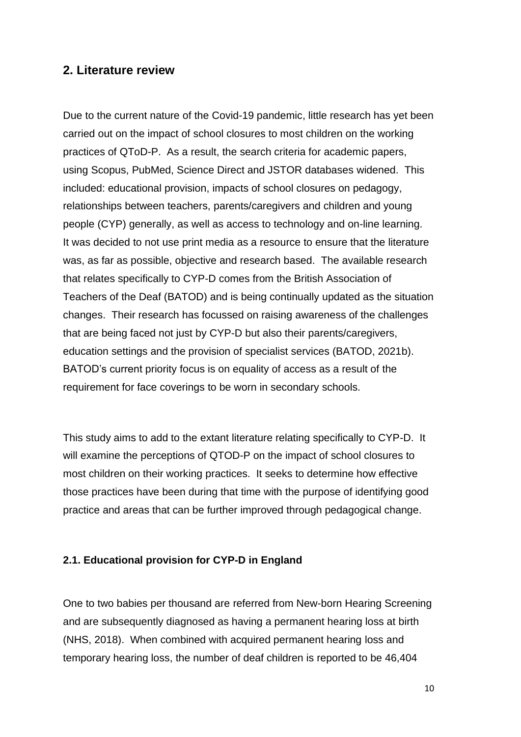## 2. Literature review

Due to the current nature of the Covid-19 pandemic, little research has yet been carried out on the impact of school closures to most children on the working practices of QToD-P. As a result, the search criteria for academic papers, using Scopus, PubMed, Science Direct and JSTOR databases widened. This included: educational provision, impacts of school closures on pedagogy, relationships between teachers, parents/caregivers and children and young people (CYP) generally, as well as access to technology and on-line learning. It was decided to not use print media as a resource to ensure that the literature was, as far as possible, objective and research based. The available research that relates specifically to CYP-D comes from the British Association of Teachers of the Deaf (BATOD) and is being continually updated as the situation changes. Their research has focussed on raising awareness of the challenges that are being faced not just by CYP-D but also their parents/caregivers, education settings and the provision of specialist services (BATOD, 2021b). BATOD's current priority focus is on equality of access as a result of the requirement for face coverings to be worn in secondary schools.

This study aims to add to the extant literature relating specifically to CYP-D. It will examine the perceptions of QTOD-P on the impact of school closures to most children on their working practices. It seeks to determine how effective those practices have been during that time with the purpose of identifying good practice and areas that can be further improved through pedagogical change.

### 2.1. Educational provision for CYP-D in England

One to two babies per thousand are referred from New-born Hearing Screening and are subsequently diagnosed as having a permanent hearing loss at birth (NHS, 2018). When combined with acquired permanent hearing loss and temporary hearing loss, the number of deaf children is reported to be 46,404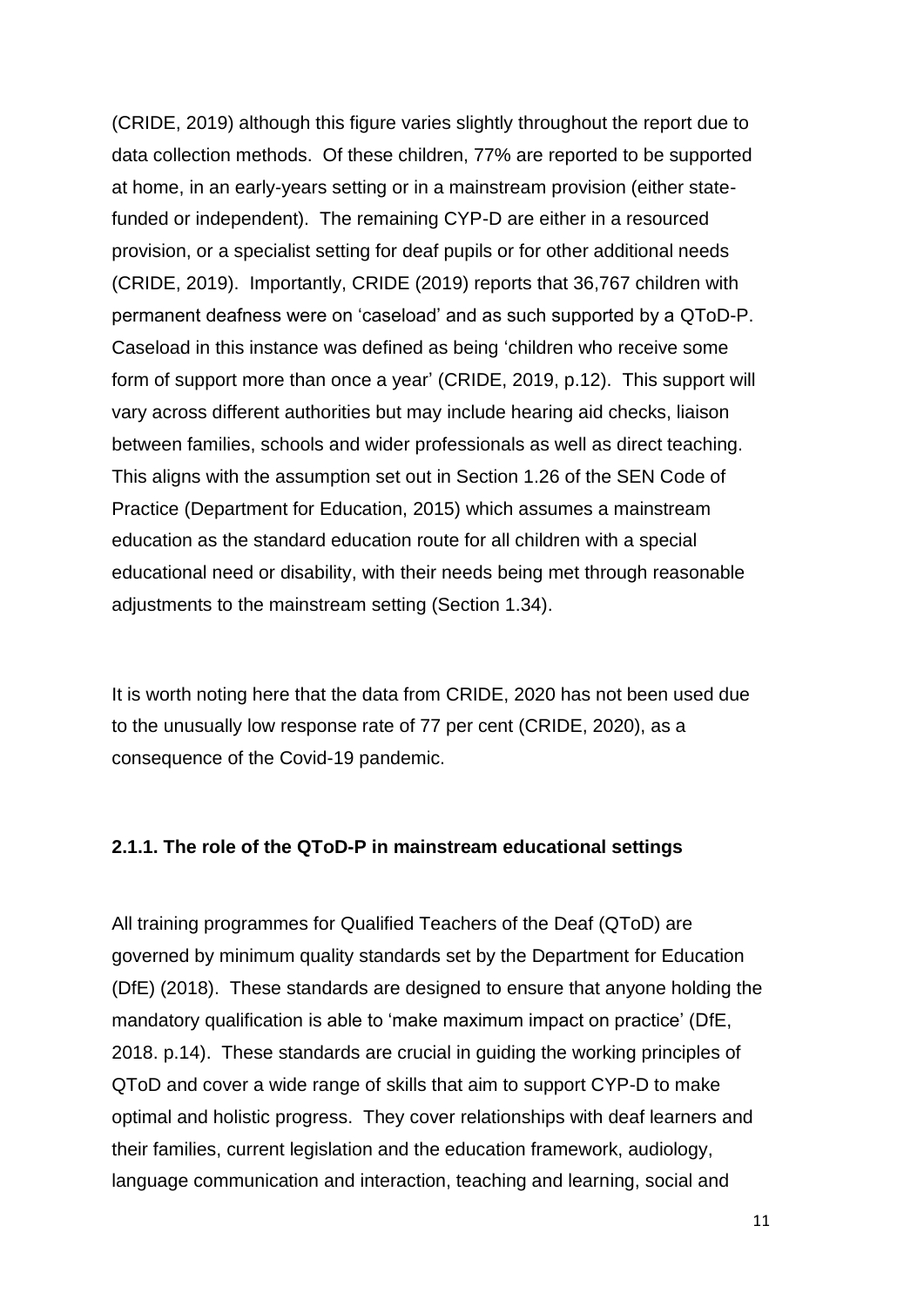(CRIDE, 2019) although this figure varies slightly throughout the report due to data collection methods. Of these children, 77% are reported to be supported at home, in an early-years setting or in a mainstream provision (either state-funded or independent). The remaining CYP-D are either in a resourced provision, or a specialist setting for deaf pupils or for other additional needs (CRIDE, 2019). Importantly, CRIDE (2019) reports that 36,767 children with permanent deafness were on 'caseload' and as such supported by a QToD-P. Caseload in this instance was defined as being 'children who receive some form of support more than once a year' (CRIDE, 2019, p.12). This support will vary across different authorities but may include hearing aid checks, liaison between families, schools and wider professionals as well as direct teaching. This aligns with the assumption set out in Section 1.26 of the SEN Code of Practice (Department for Education, 2015) which assumes a mainstream education as the standard education route for all children with a special educational need or disability, with their needs being met through reasonable adjustments to the mainstream setting (Section 1.34).

It is worth noting here that the data from CRIDE, 2020 has not been used due to the unusually low response rate of 77 per cent (CRIDE, 2020), as a consequence of the Covid-19 pandemic.

### 2.1.1. The role of the QToD-P in mainstream educational settings

All training programmes for Qualified Teachers of the Deaf (QToD) are governed by minimum quality standards set by the Department for Education (DfE) (2018). These standards are designed to ensure that anyone holding the mandatory qualification is able to 'make maximum impact on practice' (DfE, 2018. p.14). These standards are crucial in guiding the working principles of QToD and cover a wide range of skills that aim to support CYP-D to make optimal and holistic progress. They cover relationships with deaf learners and their families, current legislation and the education framework, audiology, language communication and interaction, teaching and learning, social and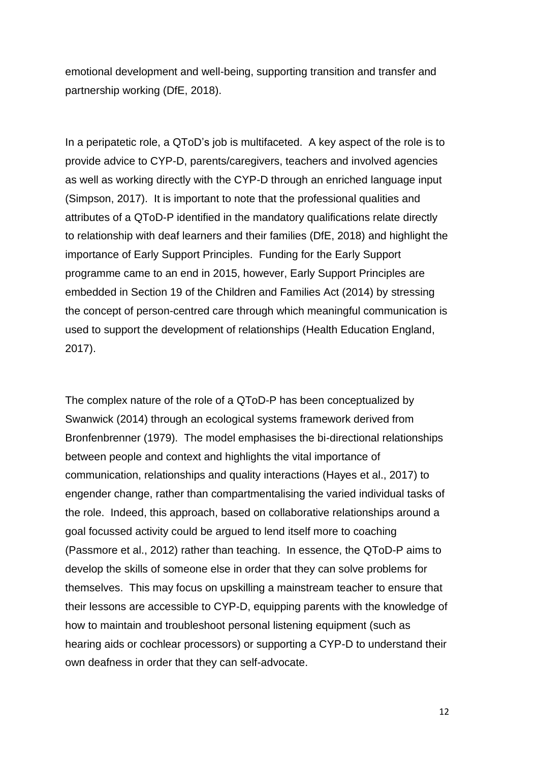emotional development and well-being, supporting transition and transfer and partnership working (DfE, 2018).

In a peripatetic role, a QToD's job is multifaceted. A key aspect of the role is to provide advice to CYP-D, parents/caregivers, teachers and involved agencies as well as working directly with the CYP-D through an enriched language input (Simpson, 2017). It is important to note that the professional qualities and attributes of a QToD-P identified in the mandatory qualifications relate directly to relationship with deaf learners and their families (DfE, 2018) and highlight the importance of Early Support Principles. Funding for the Early Support programme came to an end in 2015, however, Early Support Principles are embedded in Section 19 of the Children and Families Act (2014) by stressing the concept of person-centred care through which meaningful communication is used to support the development of relationships (Health Education England, 2017).

The complex nature of the role of a QToD-P has been conceptualized by Swanwick (2014) through an ecological systems framework derived from Bronfenbrenner (1979). The model emphasises the bi-directional relationships between people and context and highlights the vital importance of communication, relationships and quality interactions (Hayes et al., 2017) to engender change, rather than compartmentalising the varied individual tasks of the role. Indeed, this approach, based on collaborative relationships around a goal focussed activity could be argued to lend itself more to coaching (Passmore et al., 2012) rather than teaching. In essence, the QToD-P aims to develop the skills of someone else in order that they can solve problems for themselves. This may focus on upskilling a mainstream teacher to ensure that their lessons are accessible to CYP-D, equipping parents with the knowledge of how to maintain and troubleshoot personal listening equipment (such as hearing aids or cochlear processors) or supporting a CYP-D to understand their own deafness in order that they can self-advocate.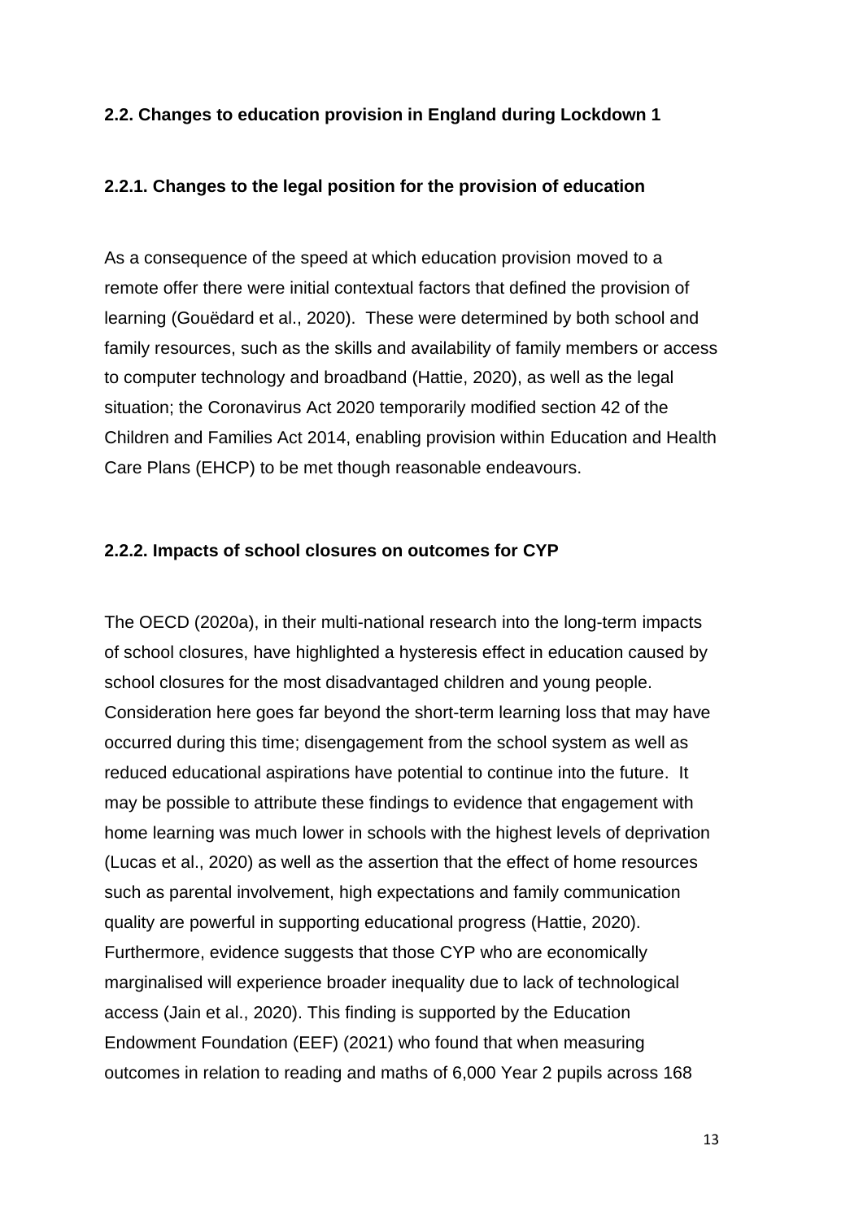### 2.2. Changes to education provision in England during Lockdown 1

#### 2.2.1. Changes to the legal position for the provision of education

As a consequence of the speed at which education provision moved to a remote offer there were initial contextual factors that defined the provision of learning (Gouëdard et al., 2020). These were determined by both school and family resources, such as the skills and availability of family members or access to computer technology and broadband (Hattie, 2020), as well as the legal situation; the Coronavirus Act 2020 temporarily modified section 42 of the Children and Families Act 2014, enabling provision within Education and Health Care Plans (EHCP) to be met though reasonable endeavours.

#### 2.2.2. Impacts of school closures on outcomes for CYP

The OECD (2020a), in their multi-national research into the long-term impacts of school closures, have highlighted a hysteresis effect in education caused by school closures for the most disadvantaged children and young people. Consideration here goes far beyond the short-term learning loss that may have occurred during this time; disengagement from the school system as well as reduced educational aspirations have potential to continue into the future. It may be possible to attribute these findings to evidence that engagement with home learning was much lower in schools with the highest levels of deprivation (Lucas et al., 2020) as well as the assertion that the effect of home resources such as parental involvement, high expectations and family communication quality are powerful in supporting educational progress (Hattie, 2020). Furthermore, evidence suggests that those CYP who are economically marginalised will experience broader inequality due to lack of technological access (Jain et al., 2020). This finding is supported by the Education Endowment Foundation (EEF) (2021) who found that when measuring outcomes in relation to reading and maths of 6,000 Year 2 pupils across 168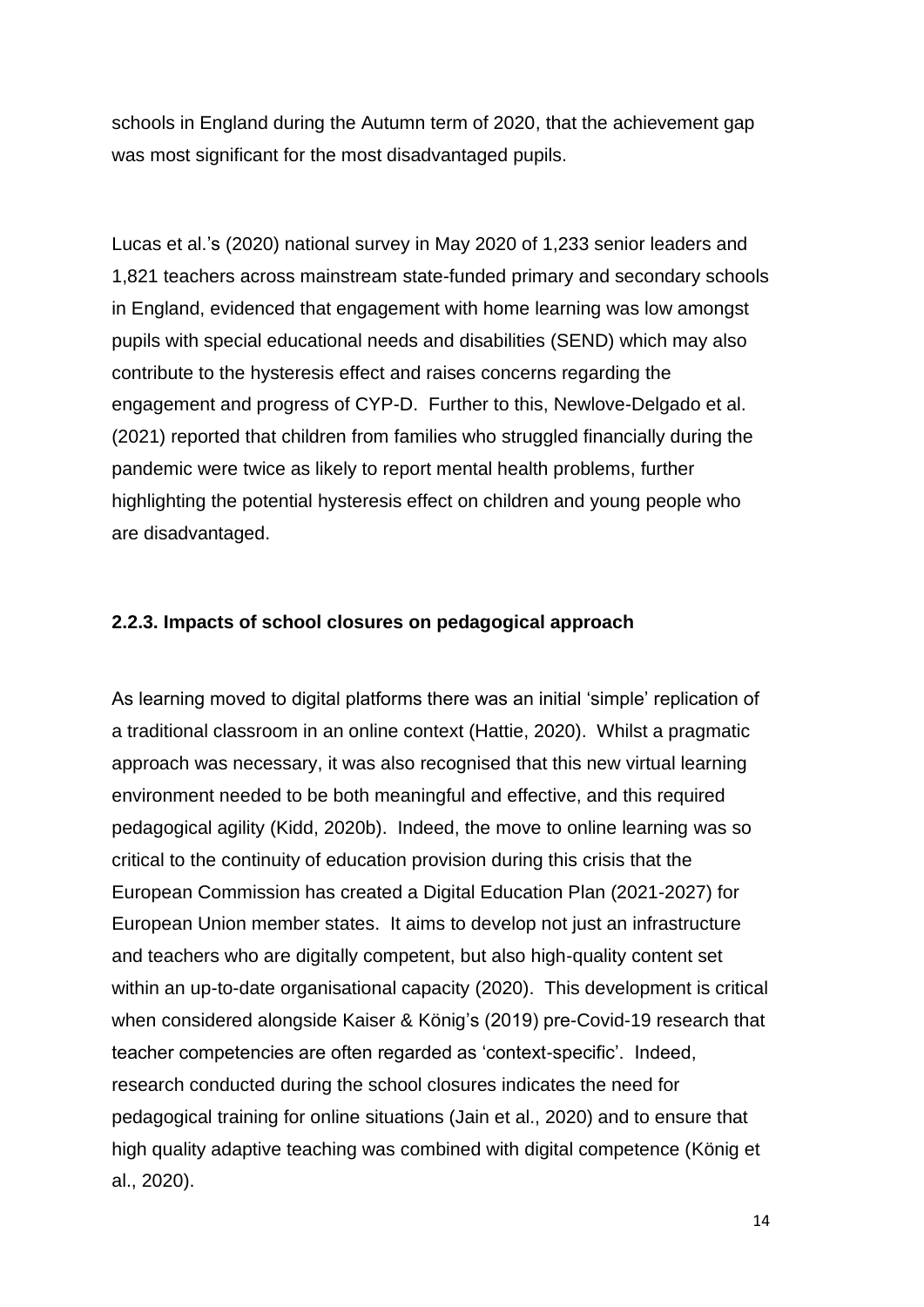schools in England during the Autumn term of 2020, that the achievement gap was most significant for the most disadvantaged pupils.

Lucas et al.'s (2020) national survey in May 2020 of 1,233 senior leaders and 1,821 teachers across mainstream state-funded primary and secondary schools in England, evidenced that engagement with home learning was low amongst pupils with special educational needs and disabilities (SEND) which may also contribute to the hysteresis effect and raises concerns regarding the engagement and progress of CYP-D. Further to this, Newlove-Delgado et al. (2021) reported that children from families who struggled financially during the pandemic were twice as likely to report mental health problems, further highlighting the potential hysteresis effect on children and young people who are disadvantaged.

### 2.2.3. Impacts of school closures on pedagogical approach

As learning moved to digital platforms there was an initial 'simple' replication of a traditional classroom in an online context (Hattie, 2020). Whilst a pragmatic approach was necessary, it was also recognised that this new virtual learning environment needed to be both meaningful and effective, and this required pedagogical agility (Kidd, 2020b). Indeed, the move to online learning was so critical to the continuity of education provision during this crisis that the European Commission has created a Digital Education Plan (2021-2027) for European Union member states. It aims to develop not just an infrastructure and teachers who are digitally competent, but also high-quality content set within an up-to-date organisational capacity (2020). This development is critical when considered alongside Kaiser & König's (2019) pre-Covid-19 research that teacher competencies are often regarded as 'context-specific'. Indeed, research conducted during the school closures indicates the need for pedagogical training for online situations (Jain et al., 2020) and to ensure that high quality adaptive teaching was combined with digital competence (König et al., 2020).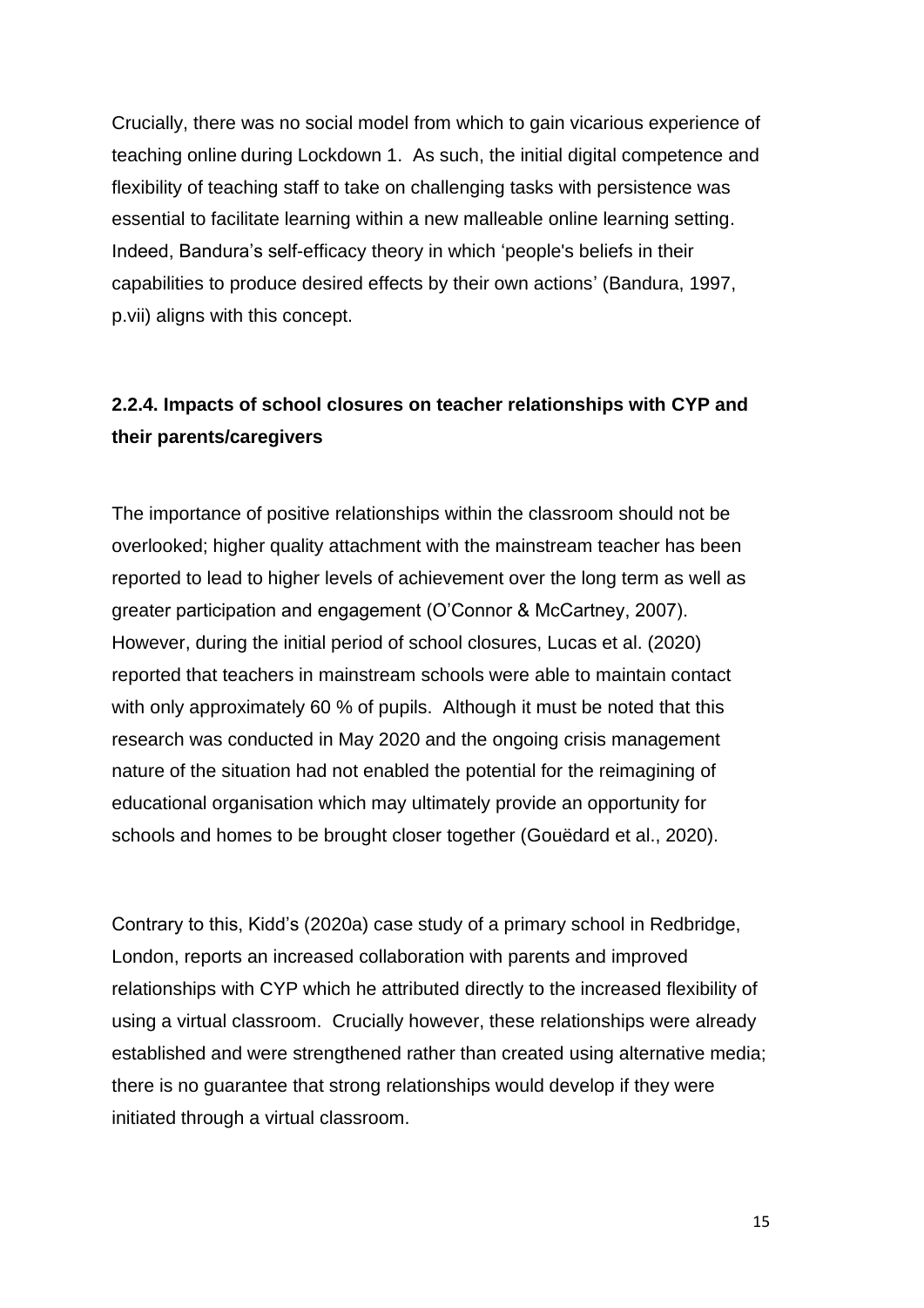Crucially, there was no social model from which to gain vicarious experience of teaching online during Lockdown 1. As such, the initial digital competence and flexibility of teaching staff to take on challenging tasks with persistence was essential to facilitate learning within a new malleable online learning setting. Indeed, Bandura's self-efficacy theory in which 'people's beliefs in their capabilities to produce desired effects by their own actions' (Bandura, 1997, p.vii) aligns with this concept.

### 2.2.4. Impacts of school closures on teacher relationships with CYP and their parents/caregivers

The importance of positive relationships within the classroom should not be overlooked; higher quality attachment with the mainstream teacher has been reported to lead to higher levels of achievement over the long term as well as greater participation and engagement (O'Connor & McCartney, 2007). However, during the initial period of school closures, Lucas et al. (2020) reported that teachers in mainstream schools were able to maintain contact with only approximately 60 % of pupils. Although it must be noted that this research was conducted in May 2020 and the ongoing crisis management nature of the situation had not enabled the potential for the reimagining of educational organisation which may ultimately provide an opportunity for schools and homes to be brought closer together (Gouëdard et al., 2020).

Contrary to this, Kidd's (2020a) case study of a primary school in Redbridge, London, reports an increased collaboration with parents and improved relationships with CYP which he attributed directly to the increased flexibility of using a virtual classroom. Crucially however, these relationships were already established and were strengthened rather than created using alternative media; there is no guarantee that strong relationships would develop if they were initiated through a virtual classroom.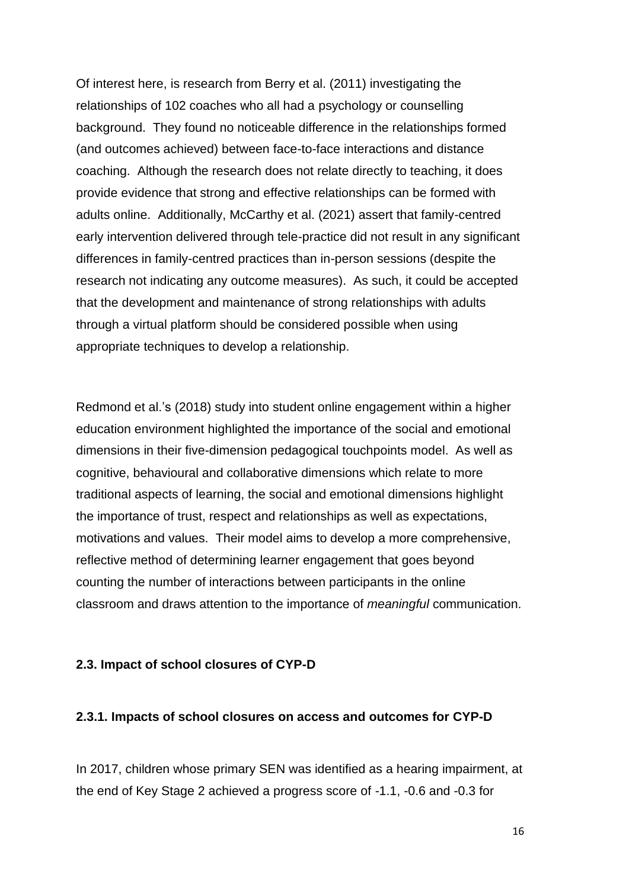Of interest here, is research from Berry et al. (2011) investigating the relationships of 102 coaches who all had a psychology or counselling background. They found no noticeable difference in the relationships formed (and outcomes achieved) between face-to-face interactions and distance coaching. Although the research does not relate directly to teaching, it does provide evidence that strong and effective relationships can be formed with adults online. Additionally, McCarthy et al. (2021) assert that family-centred early intervention delivered through tele-practice did not result in any significant differences in family-centred practices than in-person sessions (despite the research not indicating any outcome measures). As such, it could be accepted that the development and maintenance of strong relationships with adults through a virtual platform should be considered possible when using appropriate techniques to develop a relationship.

Redmond et al.'s (2018) study into student online engagement within a higher education environment highlighted the importance of the social and emotional dimensions in their five-dimension pedagogical touchpoints model. As well as cognitive, behavioural and collaborative dimensions which relate to more traditional aspects of learning, the social and emotional dimensions highlight the importance of trust, respect and relationships as well as expectations, motivations and values. Their model aims to develop a more comprehensive, reflective method of determining learner engagement that goes beyond counting the number of interactions between participants in the online classroom and draws attention to the importance of *meaningful* communication.

### 2.3. Impact of school closures of CYP-D

#### 2.3.1. Impacts of school closures on access and outcomes for CYP-D

In 2017, children whose primary SEN was identified as a hearing impairment, at the end of Key Stage 2 achieved a progress score of -1.1, -0.6 and -0.3 for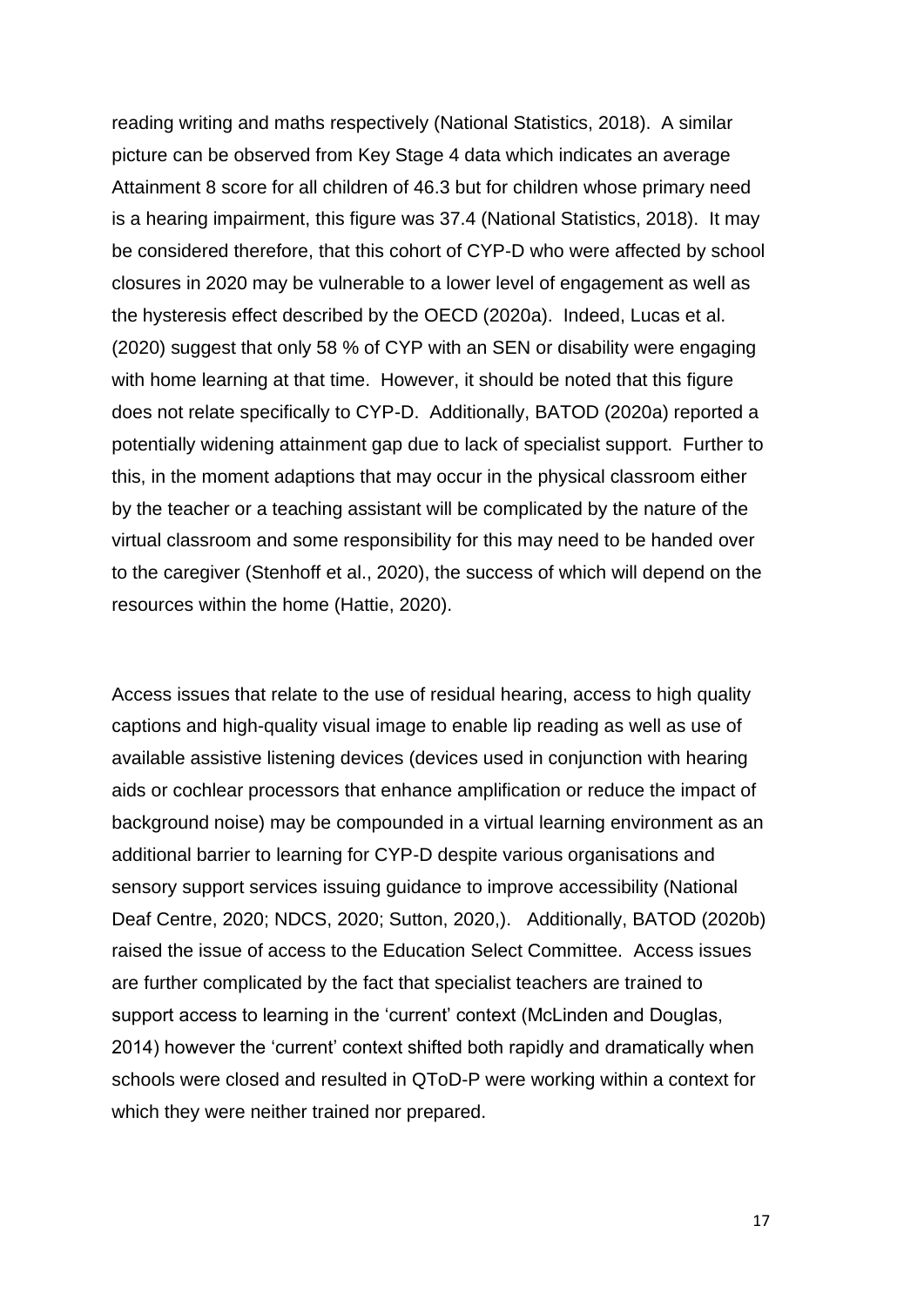reading writing and maths respectively (National Statistics, 2018). A similar picture can be observed from Key Stage 4 data which indicates an average Attainment 8 score for all children of 46.3 but for children whose primary need is a hearing impairment, this figure was 37.4 (National Statistics, 2018). It may be considered therefore, that this cohort of CYP-D who were affected by school closures in 2020 may be vulnerable to a lower level of engagement as well as the hysteresis effect described by the OECD (2020a). Indeed, Lucas et al. (2020) suggest that only 58 % of CYP with an SEN or disability were engaging with home learning at that time. However, it should be noted that this figure does not relate specifically to CYP-D. Additionally, BATOD (2020a) reported a potentially widening attainment gap due to lack of specialist support. Further to this, in the moment adaptions that may occur in the physical classroom either by the teacher or a teaching assistant will be complicated by the nature of the virtual classroom and some responsibility for this may need to be handed over to the caregiver (Stenhoff et al., 2020), the success of which will depend on the resources within the home (Hattie, 2020).

Access issues that relate to the use of residual hearing, access to high quality captions and high-quality visual image to enable lip reading as well as use of available assistive listening devices (devices used in conjunction with hearing aids or cochlear processors that enhance amplification or reduce the impact of background noise) may be compounded in a virtual learning environment as an additional barrier to learning for CYP-D despite various organisations and sensory support services issuing guidance to improve accessibility (National Deaf Centre, 2020; NDCS, 2020; Sutton, 2020,). Additionally, BATOD (2020b) raised the issue of access to the Education Select Committee. Access issues are further complicated by the fact that specialist teachers are trained to support access to learning in the 'current' context (McLinden and Douglas, 2014) however the 'current' context shifted both rapidly and dramatically when schools were closed and resulted in QToD-P were working within a context for which they were neither trained nor prepared.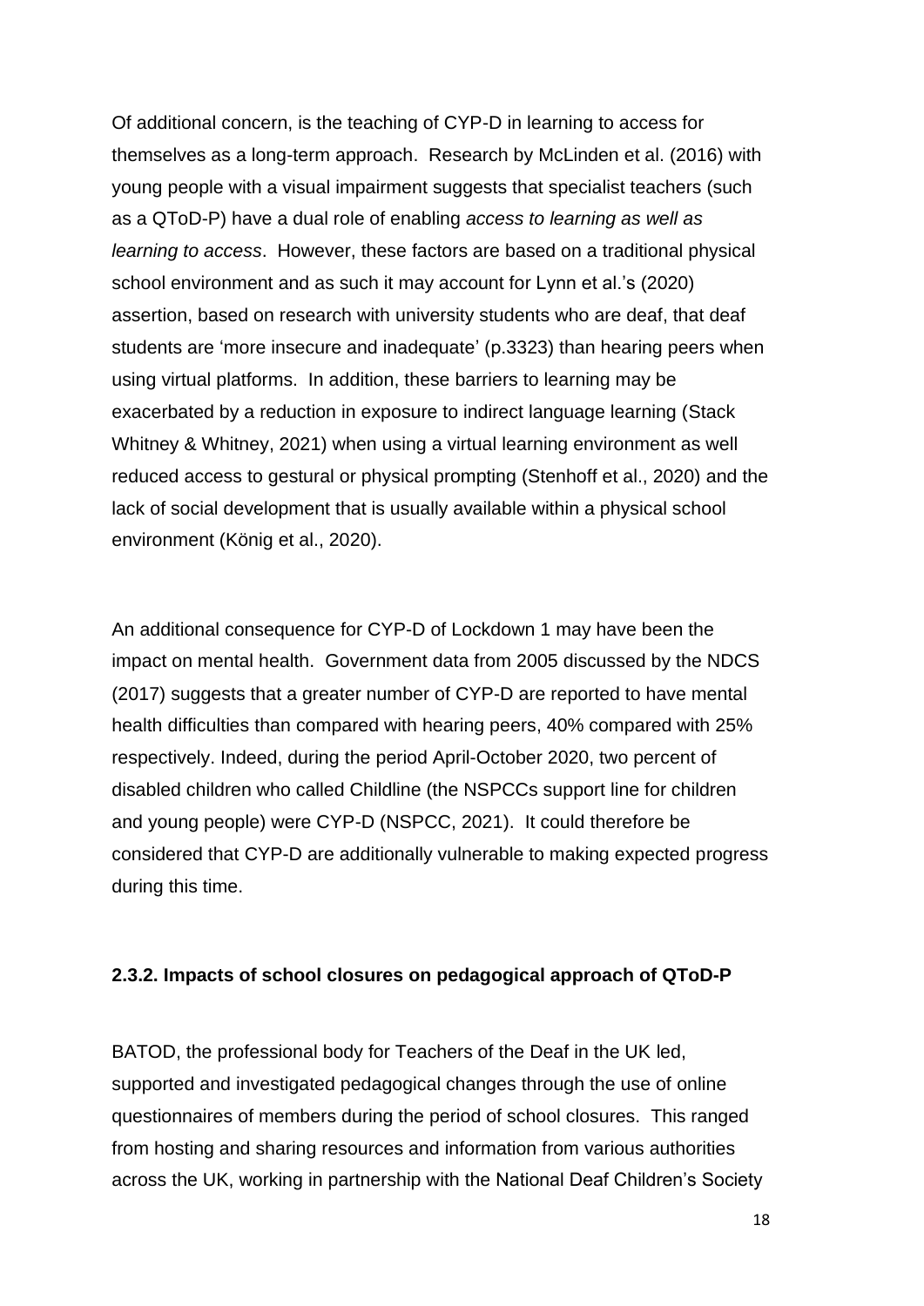Of additional concern, is the teaching of CYP-D in learning to access for themselves as a long-term approach. Research by McLinden et al. (2016) with young people with a visual impairment suggests that specialist teachers (such as a QToD-P) have a dual role of enabling *access to learning as well as learning to access*. However, these factors are based on a traditional physical school environment and as such it may account for Lynn et al.'s (2020) assertion, based on research with university students who are deaf, that deaf students are 'more insecure and inadequate' (p.3323) than hearing peers when using virtual platforms. In addition, these barriers to learning may be exacerbated by a reduction in exposure to indirect language learning (Stack Whitney & Whitney, 2021) when using a virtual learning environment as well reduced access to gestural or physical prompting (Stenhoff et al., 2020) and the lack of social development that is usually available within a physical school environment (König et al., 2020).

An additional consequence for CYP-D of Lockdown 1 may have been the impact on mental health. Government data from 2005 discussed by the NDCS (2017) suggests that a greater number of CYP-D are reported to have mental health difficulties than compared with hearing peers, 40% compared with 25% respectively. Indeed, during the period April-October 2020, two percent of disabled children who called Childline (the NSPCCs support line for children and young people) were CYP-D (NSPCC, 2021). It could therefore be considered that CYP-D are additionally vulnerable to making expected progress during this time.

### 2.3.2. Impacts of school closures on pedagogical approach of QToD-P

BATOD, the professional body for Teachers of the Deaf in the UK led, supported and investigated pedagogical changes through the use of online questionnaires of members during the period of school closures. This ranged from hosting and sharing resources and information from various authorities across the UK, working in partnership with the National Deaf Children's Society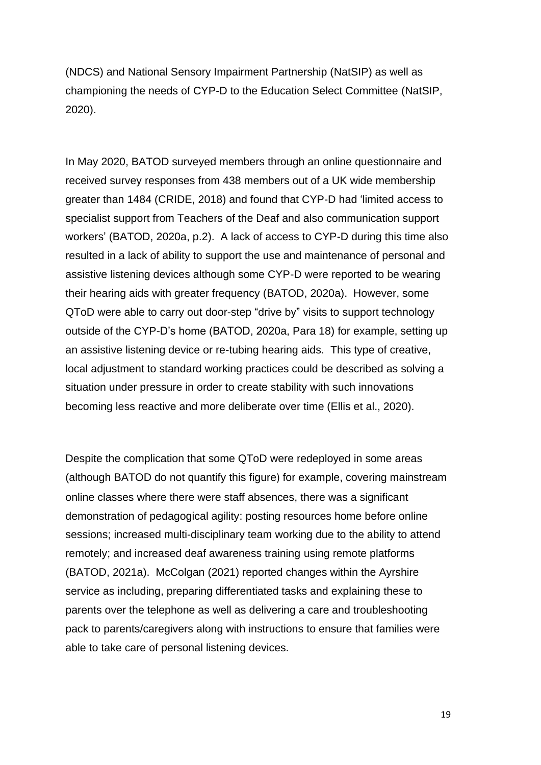(NDCS) and National Sensory Impairment Partnership (NatSIP) as well as championing the needs of CYP-D to the Education Select Committee (NatSIP, 2020).

In May 2020, BATOD surveyed members through an online questionnaire and received survey responses from 438 members out of a UK wide membership greater than 1484 (CRIDE, 2018) and found that CYP-D had 'limited access to specialist support from Teachers of the Deaf and also communication support workers' (BATOD, 2020a, p.2). A lack of access to CYP-D during this time also resulted in a lack of ability to support the use and maintenance of personal and assistive listening devices although some CYP-D were reported to be wearing their hearing aids with greater frequency (BATOD, 2020a). However, some QToD were able to carry out door-step "drive by" visits to support technology outside of the CYP-D's home (BATOD, 2020a, Para 18) for example, setting up an assistive listening device or re-tubing hearing aids. This type of creative, local adjustment to standard working practices could be described as solving a situation under pressure in order to create stability with such innovations becoming less reactive and more deliberate over time (Ellis et al., 2020).

Despite the complication that some QToD were redeployed in some areas (although BATOD do not quantify this figure) for example, covering mainstream online classes where there were staff absences, there was a significant demonstration of pedagogical agility: posting resources home before online sessions; increased multi-disciplinary team working due to the ability to attend remotely; and increased deaf awareness training using remote platforms (BATOD, 2021a). McColgan (2021) reported changes within the Ayrshire service as including, preparing differentiated tasks and explaining these to parents over the telephone as well as delivering a care and troubleshooting pack to parents/caregivers along with instructions to ensure that families were able to take care of personal listening devices.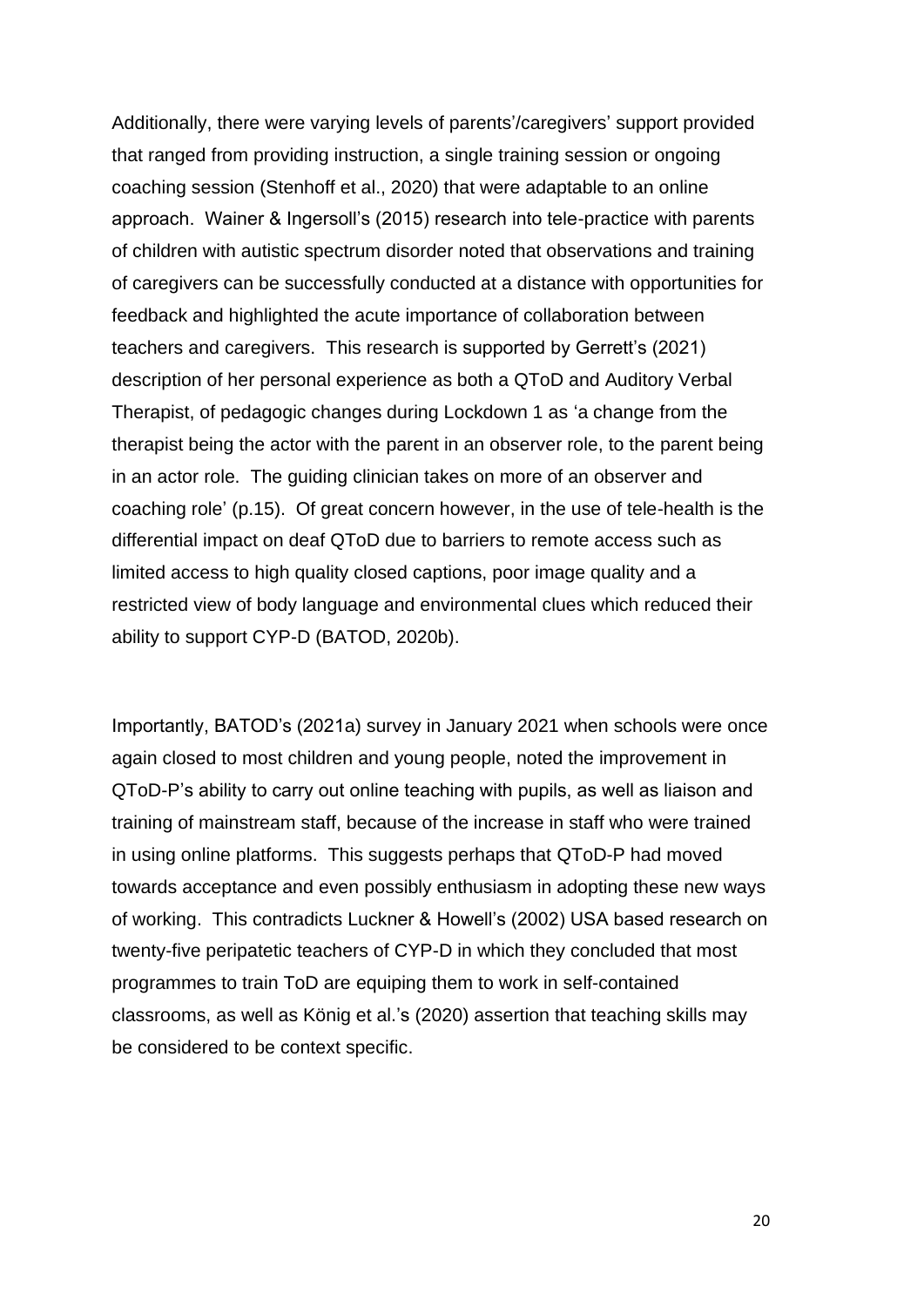Additionally, there were varying levels of parents'/caregivers' support provided that ranged from providing instruction, a single training session or ongoing coaching session (Stenhoff et al., 2020) that were adaptable to an online approach. Wainer & Ingersoll's (2015) research into tele-practice with parents of children with autistic spectrum disorder noted that observations and training of caregivers can be successfully conducted at a distance with opportunities for feedback and highlighted the acute importance of collaboration between teachers and caregivers. This research is supported by Gerrett's (2021) description of her personal experience as both a QToD and Auditory Verbal Therapist, of pedagogic changes during Lockdown 1 as 'a change from the therapist being the actor with the parent in an observer role, to the parent being in an actor role. The guiding clinician takes on more of an observer and coaching role' (p.15). Of great concern however, in the use of tele-health is the differential impact on deaf QToD due to barriers to remote access such as limited access to high quality closed captions, poor image quality and a restricted view of body language and environmental clues which reduced their ability to support CYP-D (BATOD, 2020b).

Importantly, BATOD's (2021a) survey in January 2021 when schools were once again closed to most children and young people, noted the improvement in QToD-P's ability to carry out online teaching with pupils, as well as liaison and training of mainstream staff, because of the increase in staff who were trained in using online platforms. This suggests perhaps that QToD-P had moved towards acceptance and even possibly enthusiasm in adopting these new ways of working. This contradicts Luckner & Howell's (2002) USA based research on twenty-five peripatetic teachers of CYP-D in which they concluded that most programmes to train ToD are equiping them to work in self-contained classrooms, as well as König et al.'s (2020) assertion that teaching skills may be considered to be context specific.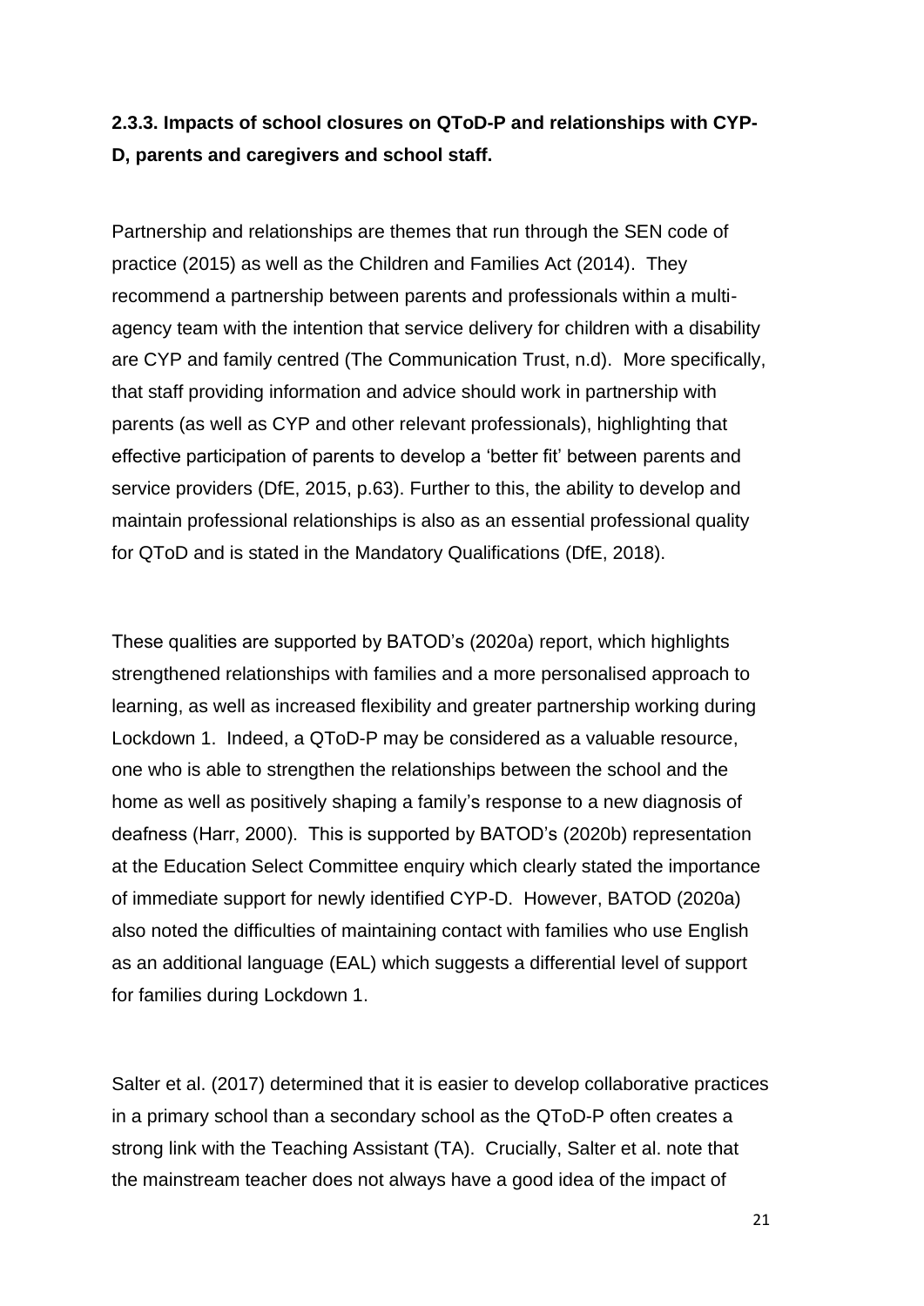### 2.3.3. Impacts of school closures on QToD-P and relationships with CYP-D, parents and caregivers and school staff.

Partnership and relationships are themes that run through the SEN code of practice (2015) as well as the Children and Families Act (2014). They recommend a partnership between parents and professionals within a multi-agency team with the intention that service delivery for children with a disability are CYP and family centred (The Communication Trust, n.d). More specifically, that staff providing information and advice should work in partnership with parents (as well as CYP and other relevant professionals), highlighting that effective participation of parents to develop a 'better fit' between parents and service providers (DfE, 2015, p.63). Further to this, the ability to develop and maintain professional relationships is also as an essential professional quality for QToD and is stated in the Mandatory Qualifications (DfE, 2018).

These qualities are supported by BATOD's (2020a) report, which highlights strengthened relationships with families and a more personalised approach to learning, as well as increased flexibility and greater partnership working during Lockdown 1. Indeed, a QToD-P may be considered as a valuable resource, one who is able to strengthen the relationships between the school and the home as well as positively shaping a family's response to a new diagnosis of deafness (Harr, 2000). This is supported by BATOD's (2020b) representation at the Education Select Committee enquiry which clearly stated the importance of immediate support for newly identified CYP-D. However, BATOD (2020a) also noted the difficulties of maintaining contact with families who use English as an additional language (EAL) which suggests a differential level of support for families during Lockdown 1.

Salter et al. (2017) determined that it is easier to develop collaborative practices in a primary school than a secondary school as the QToD-P often creates a strong link with the Teaching Assistant (TA). Crucially, Salter et al. note that the mainstream teacher does not always have a good idea of the impact of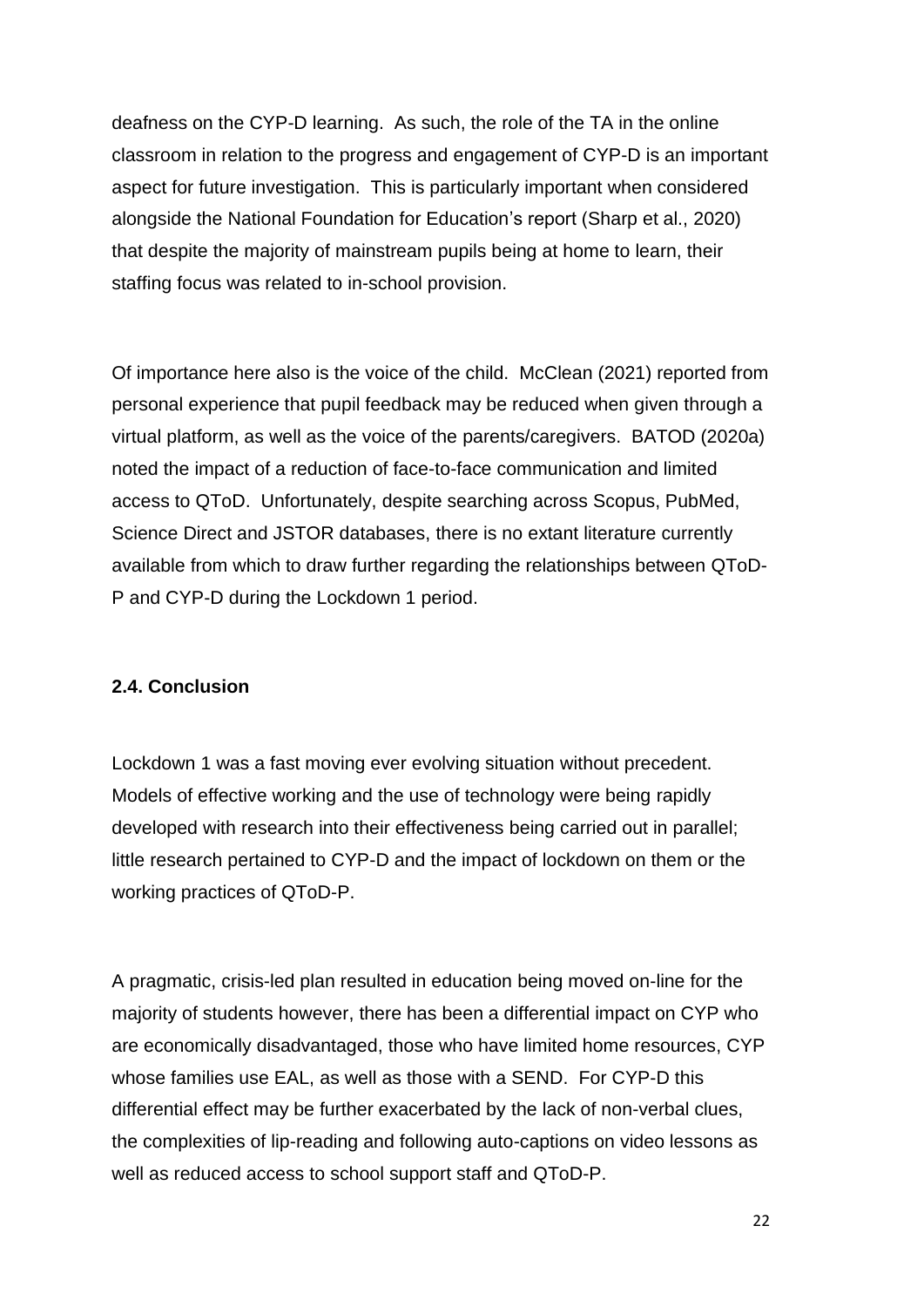deafness on the CYP-D learning. As such, the role of the TA in the online classroom in relation to the progress and engagement of CYP-D is an important aspect for future investigation. This is particularly important when considered alongside the National Foundation for Education's report (Sharp et al., 2020) that despite the majority of mainstream pupils being at home to learn, their staffing focus was related to in-school provision.

Of importance here also is the voice of the child. McClean (2021) reported from personal experience that pupil feedback may be reduced when given through a virtual platform, as well as the voice of the parents/caregivers. BATOD (2020a) noted the impact of a reduction of face-to-face communication and limited access to QToD. Unfortunately, despite searching across Scopus, PubMed, Science Direct and JSTOR databases, there is no extant literature currently available from which to draw further regarding the relationships between QToD-P and CYP-D during the Lockdown 1 period.

### 2.4. Conclusion

Lockdown 1 was a fast moving ever evolving situation without precedent. Models of effective working and the use of technology were being rapidly developed with research into their effectiveness being carried out in parallel; little research pertained to CYP-D and the impact of lockdown on them or the working practices of QToD-P.

A pragmatic, crisis-led plan resulted in education being moved on-line for the majority of students however, there has been a differential impact on CYP who are economically disadvantaged, those who have limited home resources, CYP whose families use EAL, as well as those with a SEND. For CYP-D this differential effect may be further exacerbated by the lack of non-verbal clues, the complexities of lip-reading and following auto-captions on video lessons as well as reduced access to school support staff and QToD-P.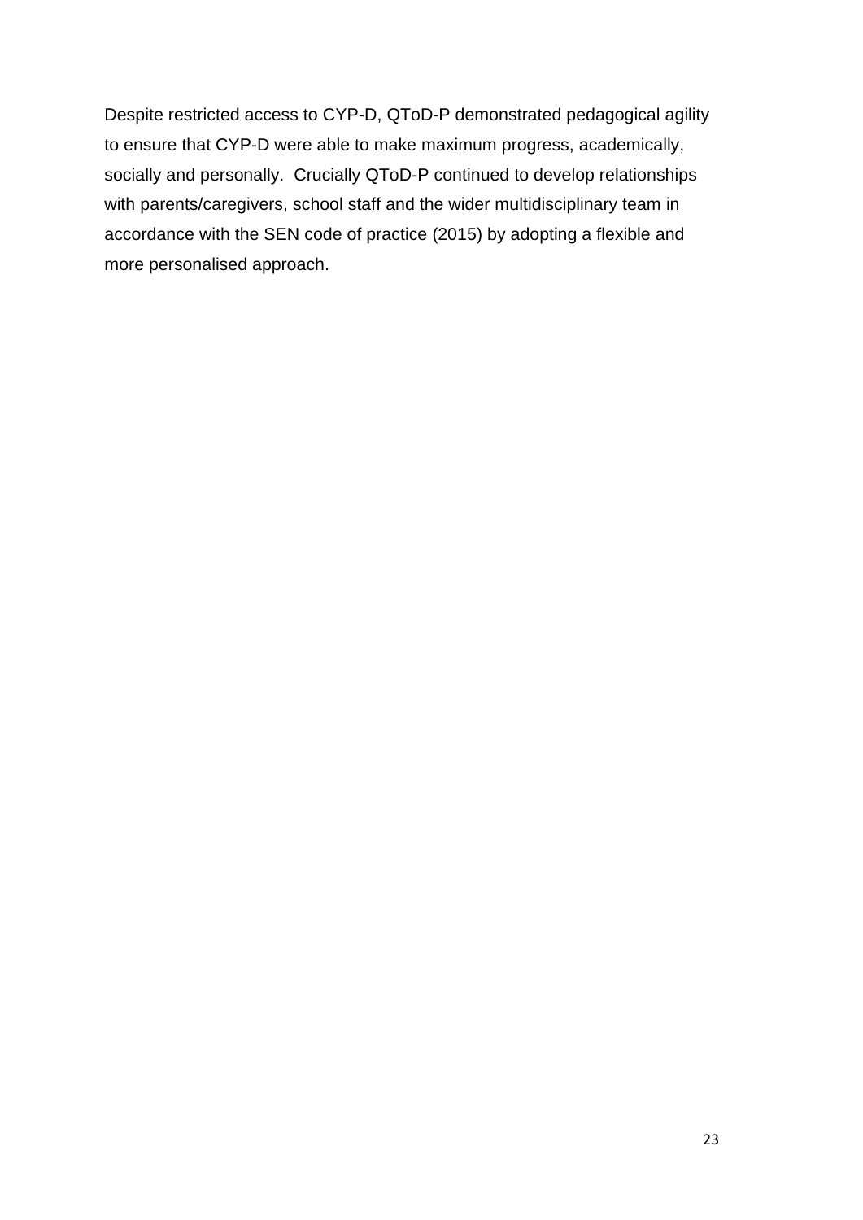Despite restricted access to CYP-D, QToD-P demonstrated pedagogical agility to ensure that CYP-D were able to make maximum progress, academically, socially and personally. Crucially QToD-P continued to develop relationships with parents/caregivers, school staff and the wider multidisciplinary team in accordance with the SEN code of practice (2015) by adopting a flexible and more personalised approach.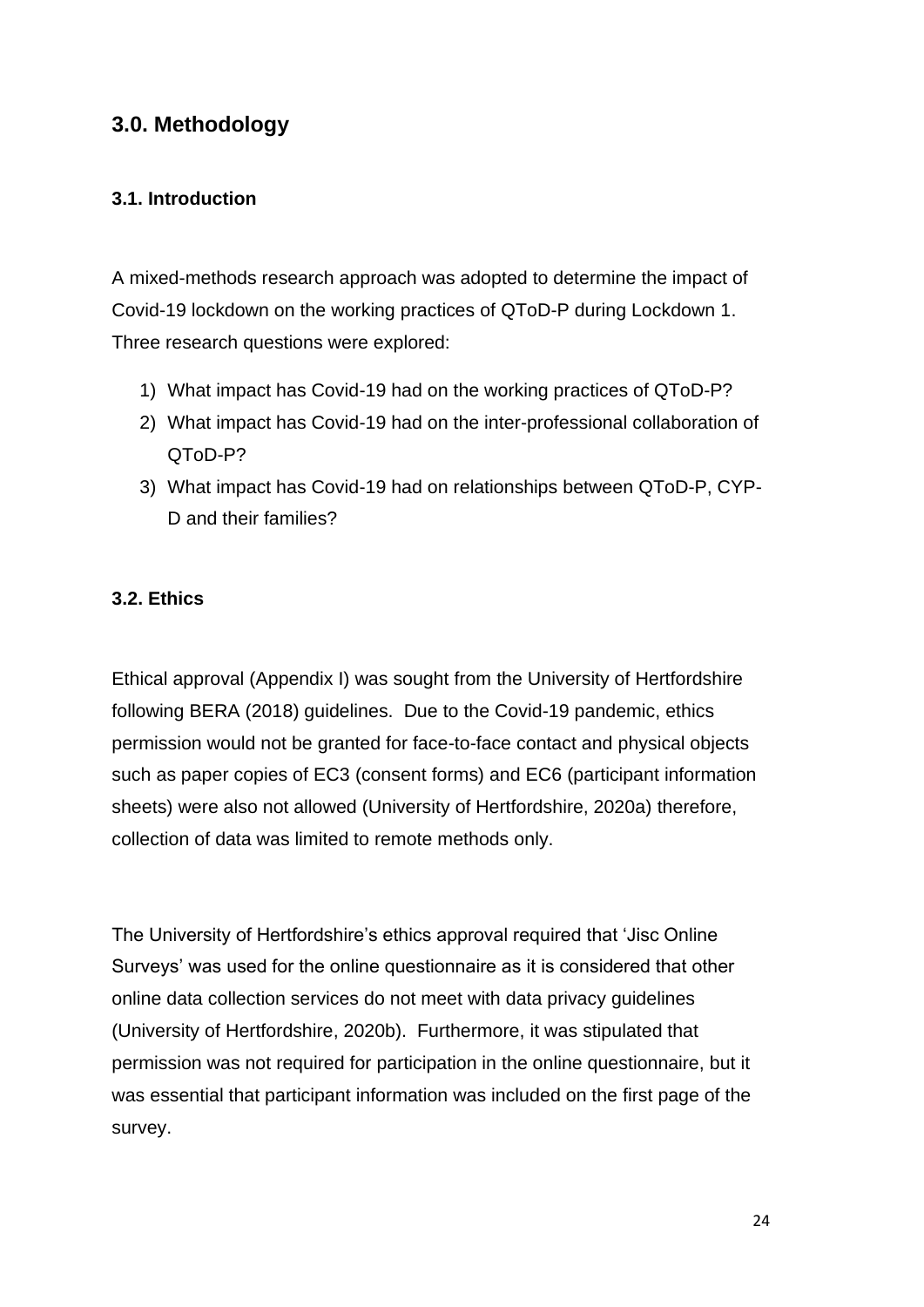## 3.0. Methodology

### 3.1. Introduction

A mixed-methods research approach was adopted to determine the impact of Covid-19 lockdown on the working practices of QToD-P during Lockdown 1. Three research questions were explored:

1) What impact has Covid-19 had on the working practices of QToD-P?
2) What impact has Covid-19 had on the inter-professional collaboration of QToD-P?
3) What impact has Covid-19 had on relationships between QToD-P, CYP-D and their families?

### 3.2. Ethics

Ethical approval (Appendix I) was sought from the University of Hertfordshire following BERA (2018) guidelines. Due to the Covid-19 pandemic, ethics permission would not be granted for face-to-face contact and physical objects such as paper copies of EC3 (consent forms) and EC6 (participant information sheets) were also not allowed (University of Hertfordshire, 2020a) therefore, collection of data was limited to remote methods only.

The University of Hertfordshire's ethics approval required that 'Jisc Online Surveys' was used for the online questionnaire as it is considered that other online data collection services do not meet with data privacy guidelines (University of Hertfordshire, 2020b). Furthermore, it was stipulated that permission was not required for participation in the online questionnaire, but it was essential that participant information was included on the first page of the survey.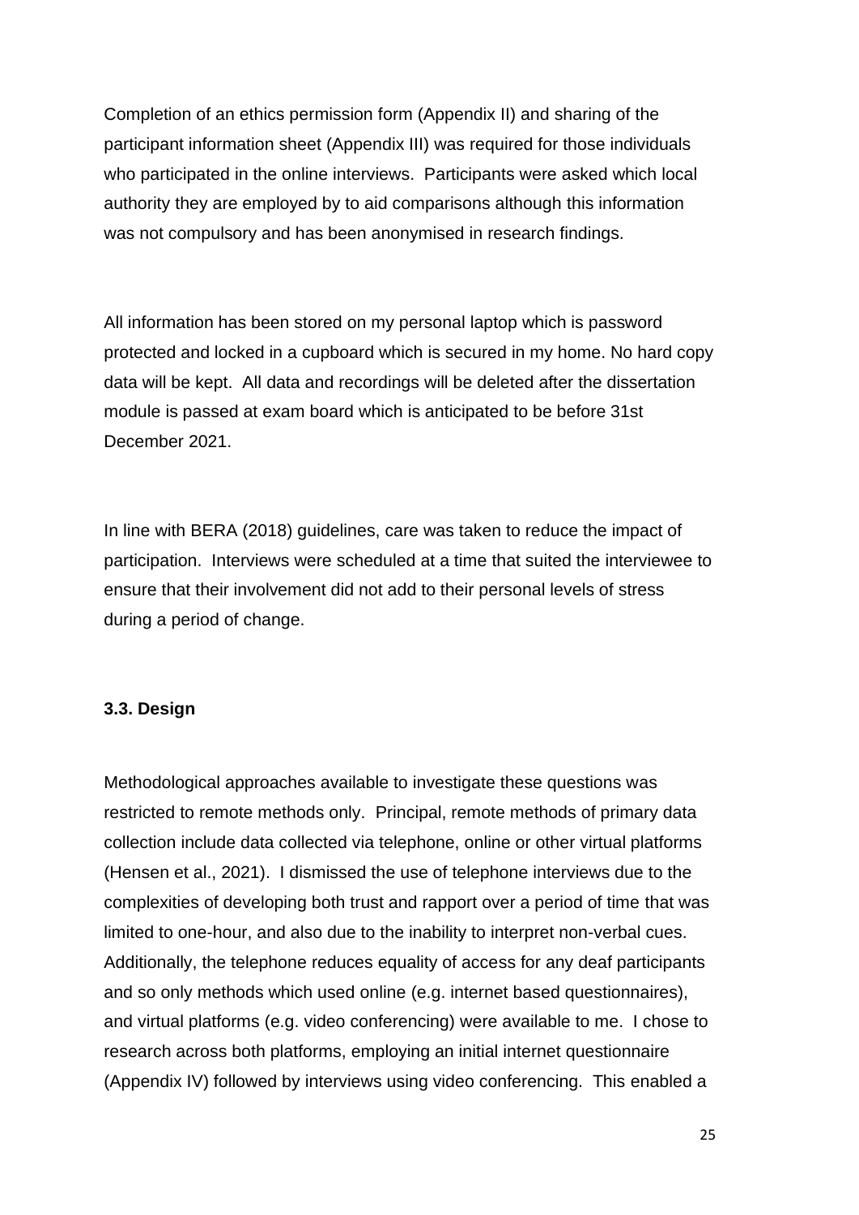Completion of an ethics permission form (Appendix II) and sharing of the participant information sheet (Appendix III) was required for those individuals who participated in the online interviews. Participants were asked which local authority they are employed by to aid comparisons although this information was not compulsory and has been anonymised in research findings.

All information has been stored on my personal laptop which is password protected and locked in a cupboard which is secured in my home. No hard copy data will be kept. All data and recordings will be deleted after the dissertation module is passed at exam board which is anticipated to be before 31st December 2021.

In line with BERA (2018) guidelines, care was taken to reduce the impact of participation. Interviews were scheduled at a time that suited the interviewee to ensure that their involvement did not add to their personal levels of stress during a period of change.

### 3.3. Design

Methodological approaches available to investigate these questions was restricted to remote methods only. Principal, remote methods of primary data collection include data collected via telephone, online or other virtual platforms (Hensen et al., 2021). I dismissed the use of telephone interviews due to the complexities of developing both trust and rapport over a period of time that was limited to one-hour, and also due to the inability to interpret non-verbal cues. Additionally, the telephone reduces equality of access for any deaf participants and so only methods which used online (e.g. internet based questionnaires), and virtual platforms (e.g. video conferencing) were available to me. I chose to research across both platforms, employing an initial internet questionnaire (Appendix IV) followed by interviews using video conferencing. This enabled a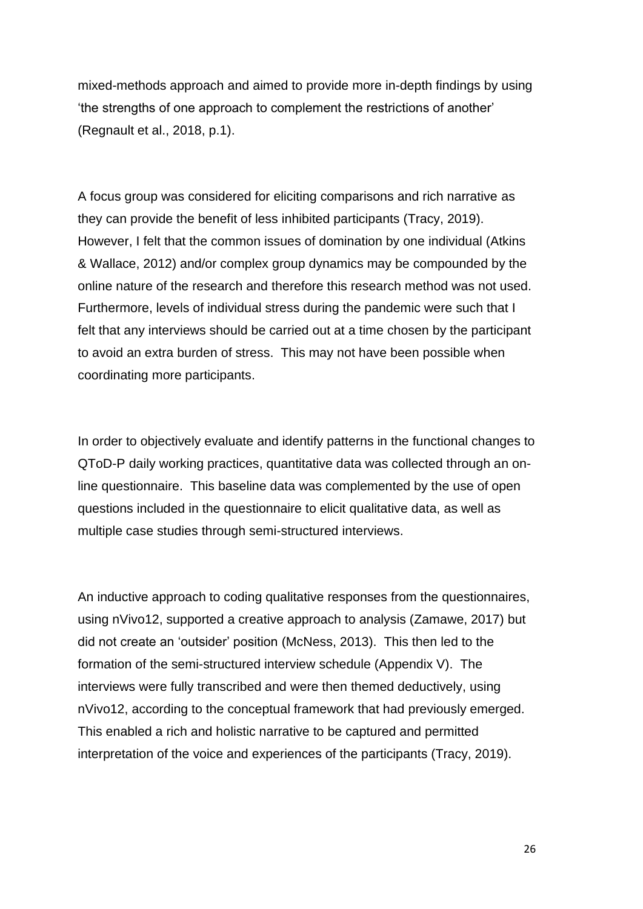mixed-methods approach and aimed to provide more in-depth findings by using 'the strengths of one approach to complement the restrictions of another' (Regnault et al., 2018, p.1).

A focus group was considered for eliciting comparisons and rich narrative as they can provide the benefit of less inhibited participants (Tracy, 2019). However, I felt that the common issues of domination by one individual (Atkins & Wallace, 2012) and/or complex group dynamics may be compounded by the online nature of the research and therefore this research method was not used. Furthermore, levels of individual stress during the pandemic were such that I felt that any interviews should be carried out at a time chosen by the participant to avoid an extra burden of stress. This may not have been possible when coordinating more participants.

In order to objectively evaluate and identify patterns in the functional changes to QToD-P daily working practices, quantitative data was collected through an on-line questionnaire. This baseline data was complemented by the use of open questions included in the questionnaire to elicit qualitative data, as well as multiple case studies through semi-structured interviews.

An inductive approach to coding qualitative responses from the questionnaires, using nVivo12, supported a creative approach to analysis (Zamawe, 2017) but did not create an 'outsider' position (McNess, 2013). This then led to the formation of the semi-structured interview schedule (Appendix V). The interviews were fully transcribed and were then themed deductively, using nVivo12, according to the conceptual framework that had previously emerged. This enabled a rich and holistic narrative to be captured and permitted interpretation of the voice and experiences of the participants (Tracy, 2019).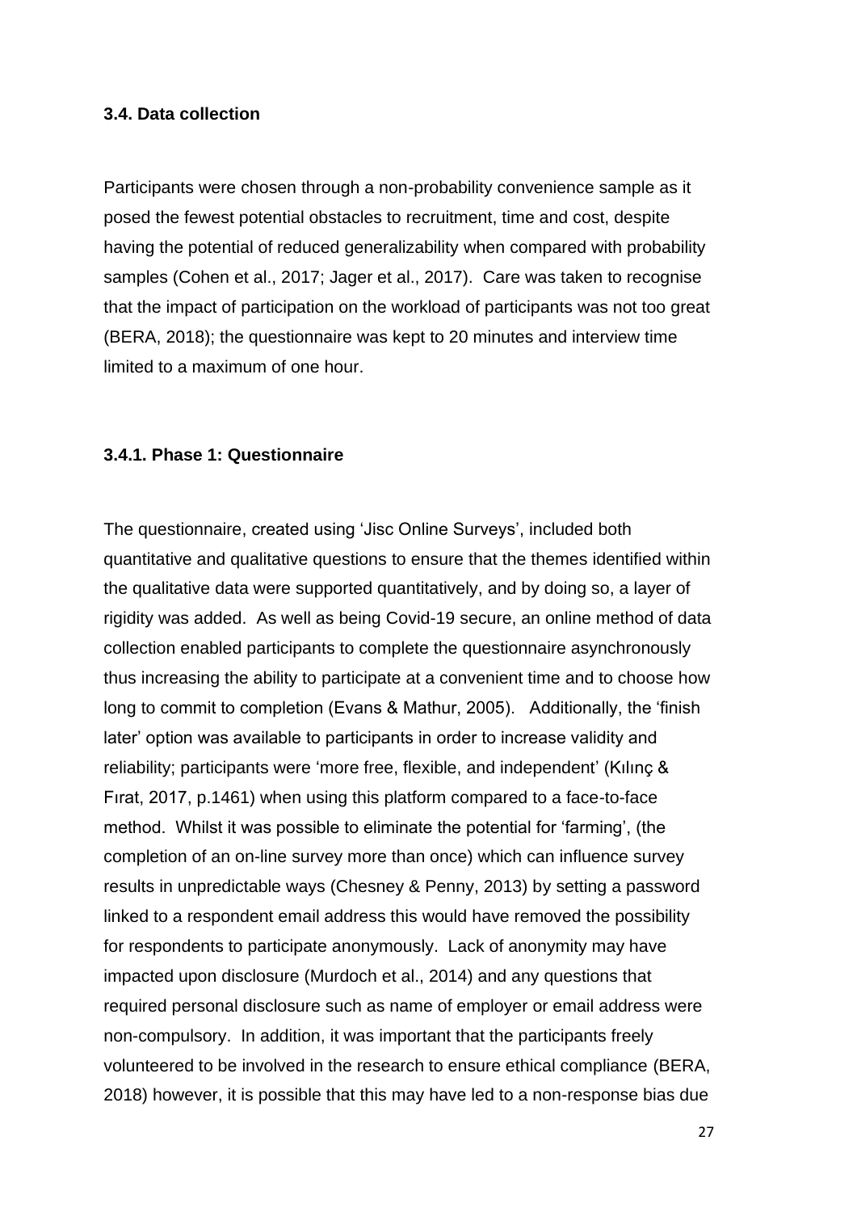### 3.4. Data collection

Participants were chosen through a non-probability convenience sample as it posed the fewest potential obstacles to recruitment, time and cost, despite having the potential of reduced generalizability when compared with probability samples (Cohen et al., 2017; Jager et al., 2017). Care was taken to recognise that the impact of participation on the workload of participants was not too great (BERA, 2018); the questionnaire was kept to 20 minutes and interview time limited to a maximum of one hour.

#### 3.4.1. Phase 1: Questionnaire

The questionnaire, created using 'Jisc Online Surveys', included both quantitative and qualitative questions to ensure that the themes identified within the qualitative data were supported quantitatively, and by doing so, a layer of rigidity was added. As well as being Covid-19 secure, an online method of data collection enabled participants to complete the questionnaire asynchronously thus increasing the ability to participate at a convenient time and to choose how long to commit to completion (Evans & Mathur, 2005). Additionally, the 'finish later' option was available to participants in order to increase validity and reliability; participants were 'more free, flexible, and independent' (Kılınç & Fırat, 2017, p.1461) when using this platform compared to a face-to-face method. Whilst it was possible to eliminate the potential for 'farming', (the completion of an on-line survey more than once) which can influence survey results in unpredictable ways (Chesney & Penny, 2013) by setting a password linked to a respondent email address this would have removed the possibility for respondents to participate anonymously. Lack of anonymity may have impacted upon disclosure (Murdoch et al., 2014) and any questions that required personal disclosure such as name of employer or email address were non-compulsory. In addition, it was important that the participants freely volunteered to be involved in the research to ensure ethical compliance (BERA, 2018) however, it is possible that this may have led to a non-response bias due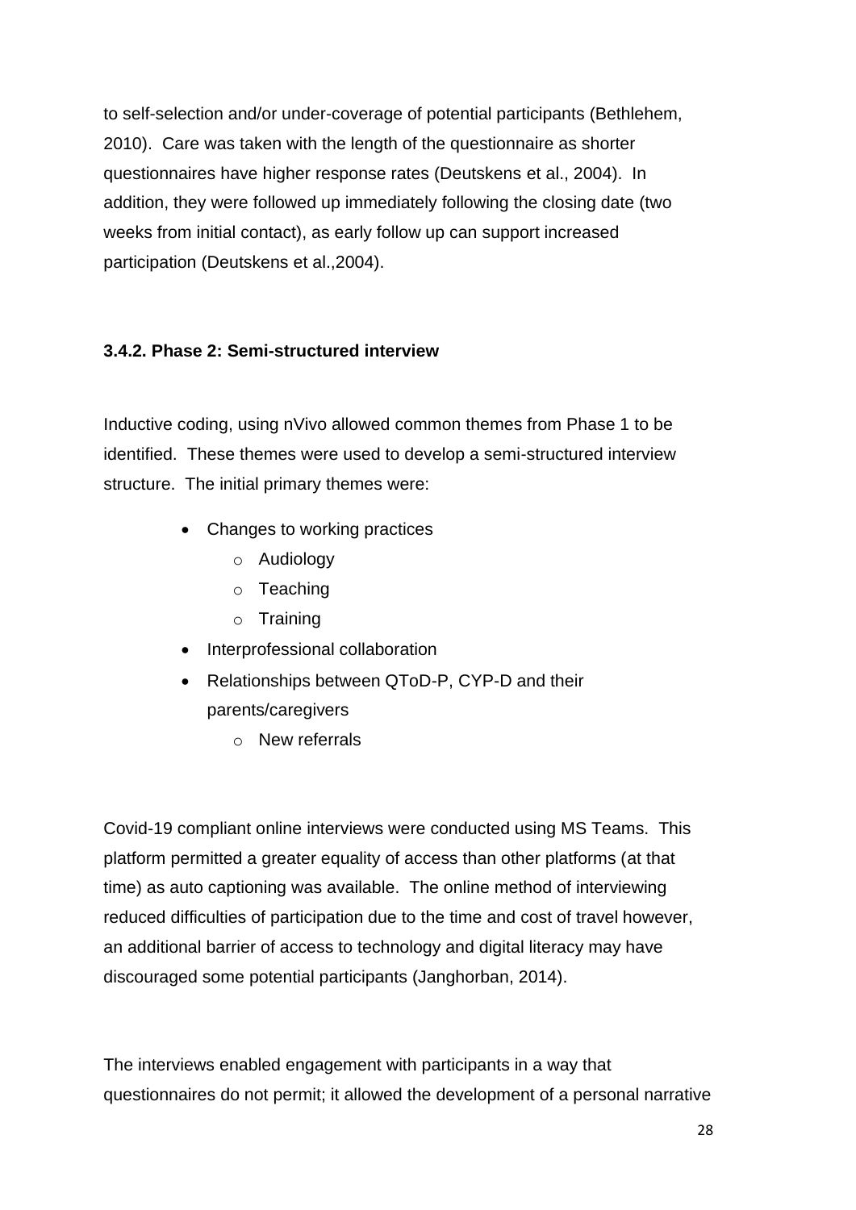to self-selection and/or under-coverage of potential participants (Bethlehem, 2010). Care was taken with the length of the questionnaire as shorter questionnaires have higher response rates (Deutskens et al., 2004). In addition, they were followed up immediately following the closing date (two weeks from initial contact), as early follow up can support increased participation (Deutskens et al.,2004).

### 3.4.2. Phase 2: Semi-structured interview

Inductive coding, using nVivo allowed common themes from Phase 1 to be identified. These themes were used to develop a semi-structured interview structure. The initial primary themes were:

- Changes to working practices
    - Audiology
    - Teaching
    - Training
- Interprofessional collaboration
- Relationships between QToD-P, CYP-D and their parents/caregivers
    - New referrals

Covid-19 compliant online interviews were conducted using MS Teams. This platform permitted a greater equality of access than other platforms (at that time) as auto captioning was available. The online method of interviewing reduced difficulties of participation due to the time and cost of travel however, an additional barrier of access to technology and digital literacy may have discouraged some potential participants (Janghorban, 2014).

The interviews enabled engagement with participants in a way that questionnaires do not permit; it allowed the development of a personal narrative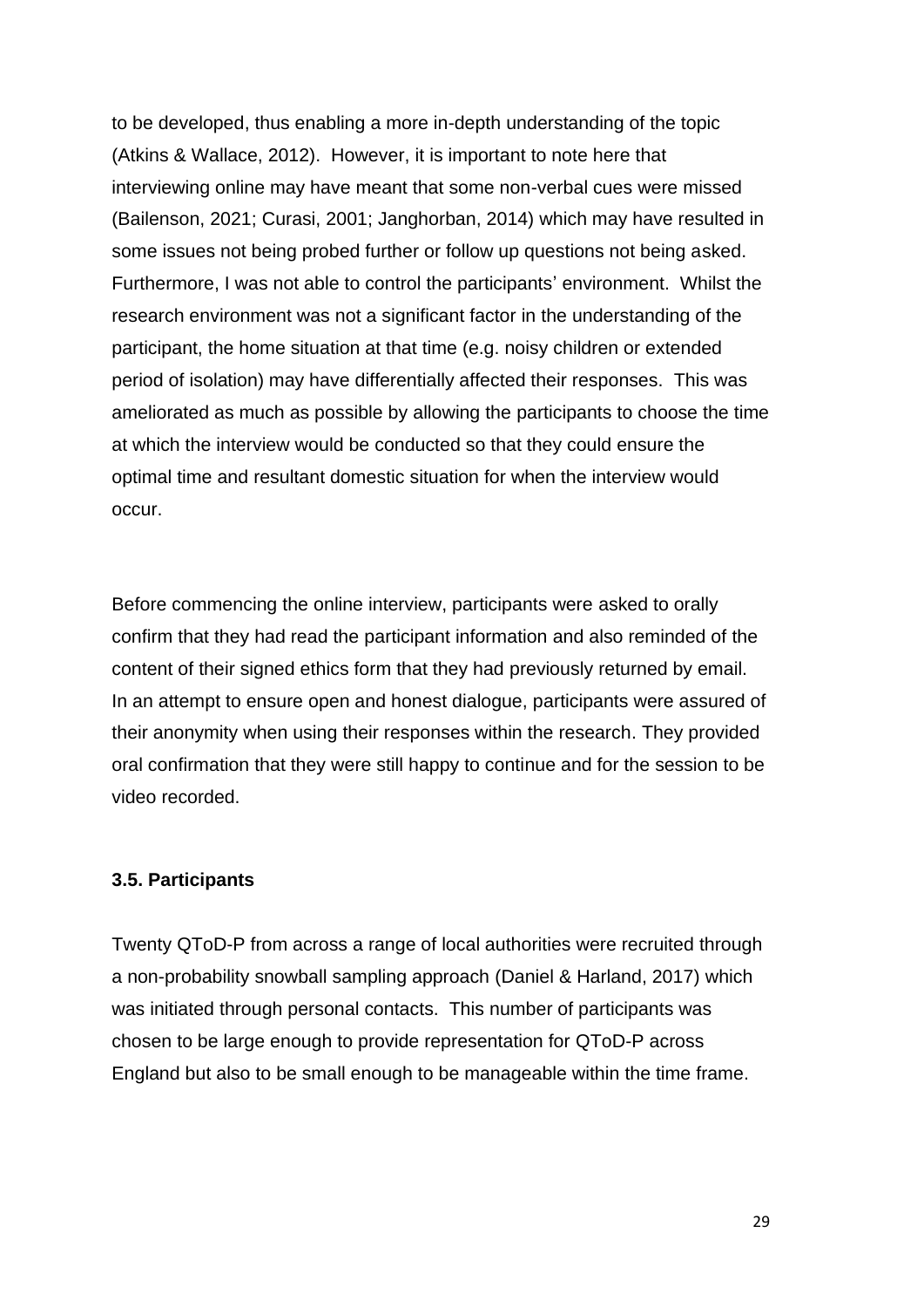to be developed, thus enabling a more in-depth understanding of the topic (Atkins & Wallace, 2012). However, it is important to note here that interviewing online may have meant that some non-verbal cues were missed (Bailenson, 2021; Curasi, 2001; Janghorban, 2014) which may have resulted in some issues not being probed further or follow up questions not being asked. Furthermore, I was not able to control the participants' environment. Whilst the research environment was not a significant factor in the understanding of the participant, the home situation at that time (e.g. noisy children or extended period of isolation) may have differentially affected their responses. This was ameliorated as much as possible by allowing the participants to choose the time at which the interview would be conducted so that they could ensure the optimal time and resultant domestic situation for when the interview would occur.

Before commencing the online interview, participants were asked to orally confirm that they had read the participant information and also reminded of the content of their signed ethics form that they had previously returned by email. In an attempt to ensure open and honest dialogue, participants were assured of their anonymity when using their responses within the research. They provided oral confirmation that they were still happy to continue and for the session to be video recorded.

### 3.5. Participants

Twenty QToD-P from across a range of local authorities were recruited through a non-probability snowball sampling approach (Daniel & Harland, 2017) which was initiated through personal contacts. This number of participants was chosen to be large enough to provide representation for QToD-P across England but also to be small enough to be manageable within the time frame.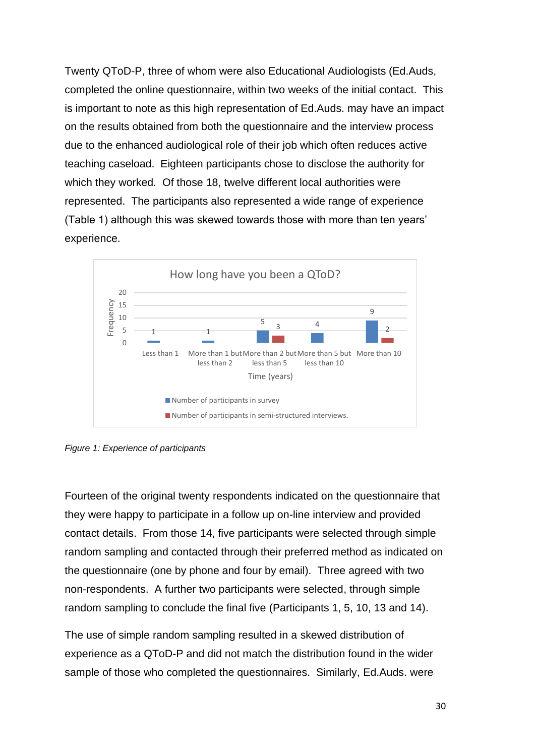Twenty QToD-P, three of whom were also Educational Audiologists (Ed.Auds, completed the online questionnaire, within two weeks of the initial contact. This is important to note as this high representation of Ed.Auds. may have an impact on the results obtained from both the questionnaire and the interview process due to the enhanced audiological role of their job which often reduces active teaching caseload. Eighteen participants chose to disclose the authority for which they worked. Of those 18, twelve different local authorities were represented. The participants also represented a wide range of experience (Table 1) although this was skewed towards those with more than ten years' experience.

**How long have you been a QToD?**

| Time (years) | Number of participants in survey | Number of participants in semi-structured interviews. |
|---|---|---|
| Less than 1 | 1 | |
| More than 1 but less than 2 | 1 | |
| More than 2 but less than 5 | 5 | 3 |
| More than 5 but less than 10 | 4 | |
| More than 10 | 9 | 2 |

*Figure 1: Experience of participants*

Fourteen of the original twenty respondents indicated on the questionnaire that they were happy to participate in a follow up on-line interview and provided contact details. From those 14, five participants were selected through simple random sampling and contacted through their preferred method as indicated on the questionnaire (one by phone and four by email). Three agreed with two non-respondents. A further two participants were selected, through simple random sampling to conclude the final five (Participants 1, 5, 10, 13 and 14).

The use of simple random sampling resulted in a skewed distribution of experience as a QToD-P and did not match the distribution found in the wider sample of those who completed the questionnaires. Similarly, Ed.Auds. were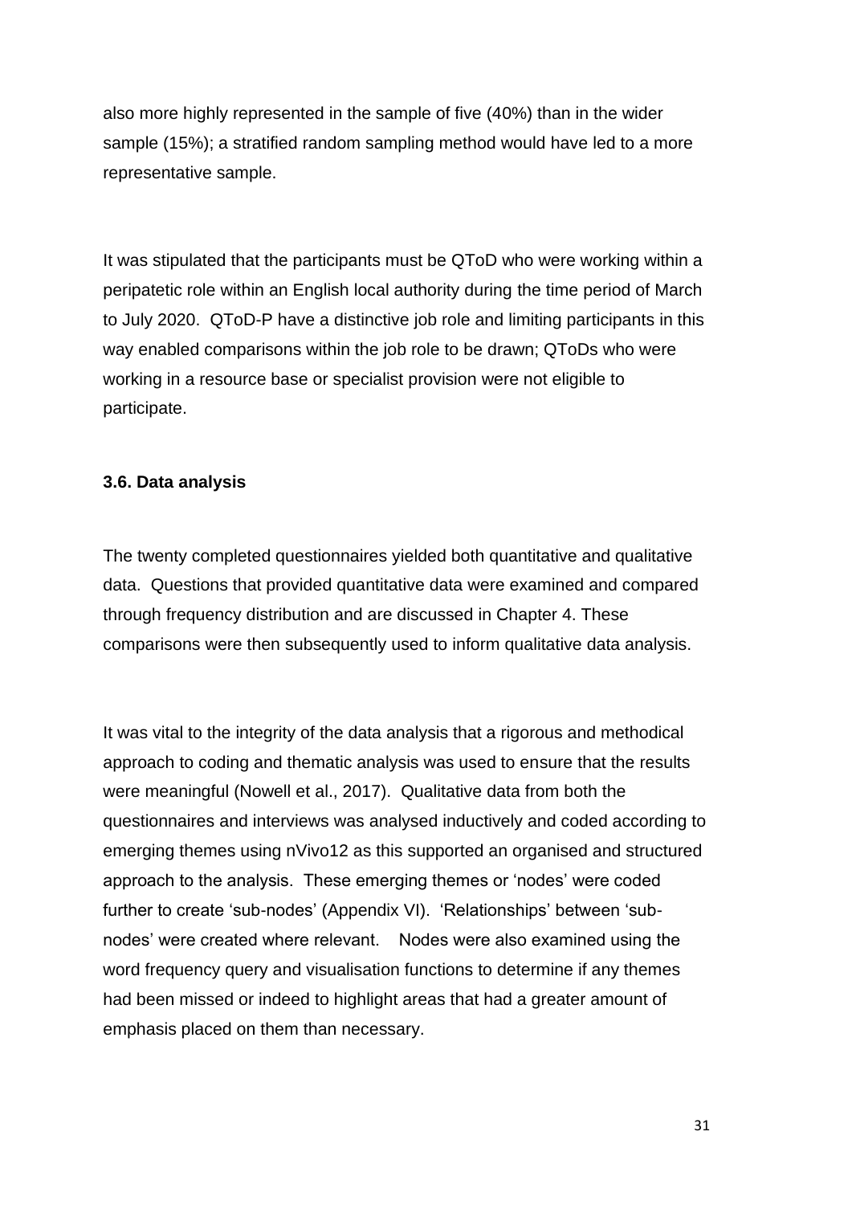also more highly represented in the sample of five (40%) than in the wider sample (15%); a stratified random sampling method would have led to a more representative sample.

It was stipulated that the participants must be QToD who were working within a peripatetic role within an English local authority during the time period of March to July 2020. QToD-P have a distinctive job role and limiting participants in this way enabled comparisons within the job role to be drawn; QToDs who were working in a resource base or specialist provision were not eligible to participate.

### 3.6. Data analysis

The twenty completed questionnaires yielded both quantitative and qualitative data. Questions that provided quantitative data were examined and compared through frequency distribution and are discussed in Chapter 4. These comparisons were then subsequently used to inform qualitative data analysis.

It was vital to the integrity of the data analysis that a rigorous and methodical approach to coding and thematic analysis was used to ensure that the results were meaningful (Nowell et al., 2017). Qualitative data from both the questionnaires and interviews was analysed inductively and coded according to emerging themes using nVivo12 as this supported an organised and structured approach to the analysis. These emerging themes or 'nodes' were coded further to create 'sub-nodes' (Appendix VI). 'Relationships' between 'sub-nodes' were created where relevant. Nodes were also examined using the word frequency query and visualisation functions to determine if any themes had been missed or indeed to highlight areas that had a greater amount of emphasis placed on them than necessary.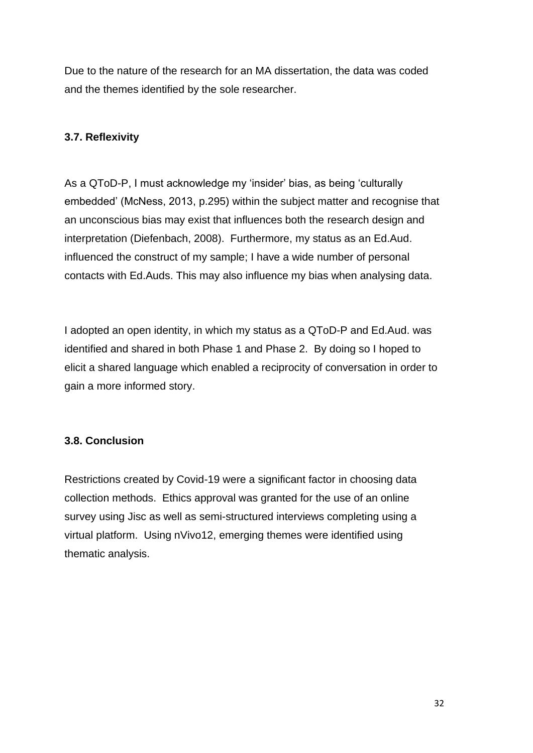Due to the nature of the research for an MA dissertation, the data was coded and the themes identified by the sole researcher.

### 3.7. Reflexivity

As a QToD-P, I must acknowledge my 'insider' bias, as being 'culturally embedded' (McNess, 2013, p.295) within the subject matter and recognise that an unconscious bias may exist that influences both the research design and interpretation (Diefenbach, 2008). Furthermore, my status as an Ed.Aud. influenced the construct of my sample; I have a wide number of personal contacts with Ed.Auds. This may also influence my bias when analysing data.

I adopted an open identity, in which my status as a QToD-P and Ed.Aud. was identified and shared in both Phase 1 and Phase 2. By doing so I hoped to elicit a shared language which enabled a reciprocity of conversation in order to gain a more informed story.

### 3.8. Conclusion

Restrictions created by Covid-19 were a significant factor in choosing data collection methods. Ethics approval was granted for the use of an online survey using Jisc as well as semi-structured interviews completing using a virtual platform. Using nVivo12, emerging themes were identified using thematic analysis.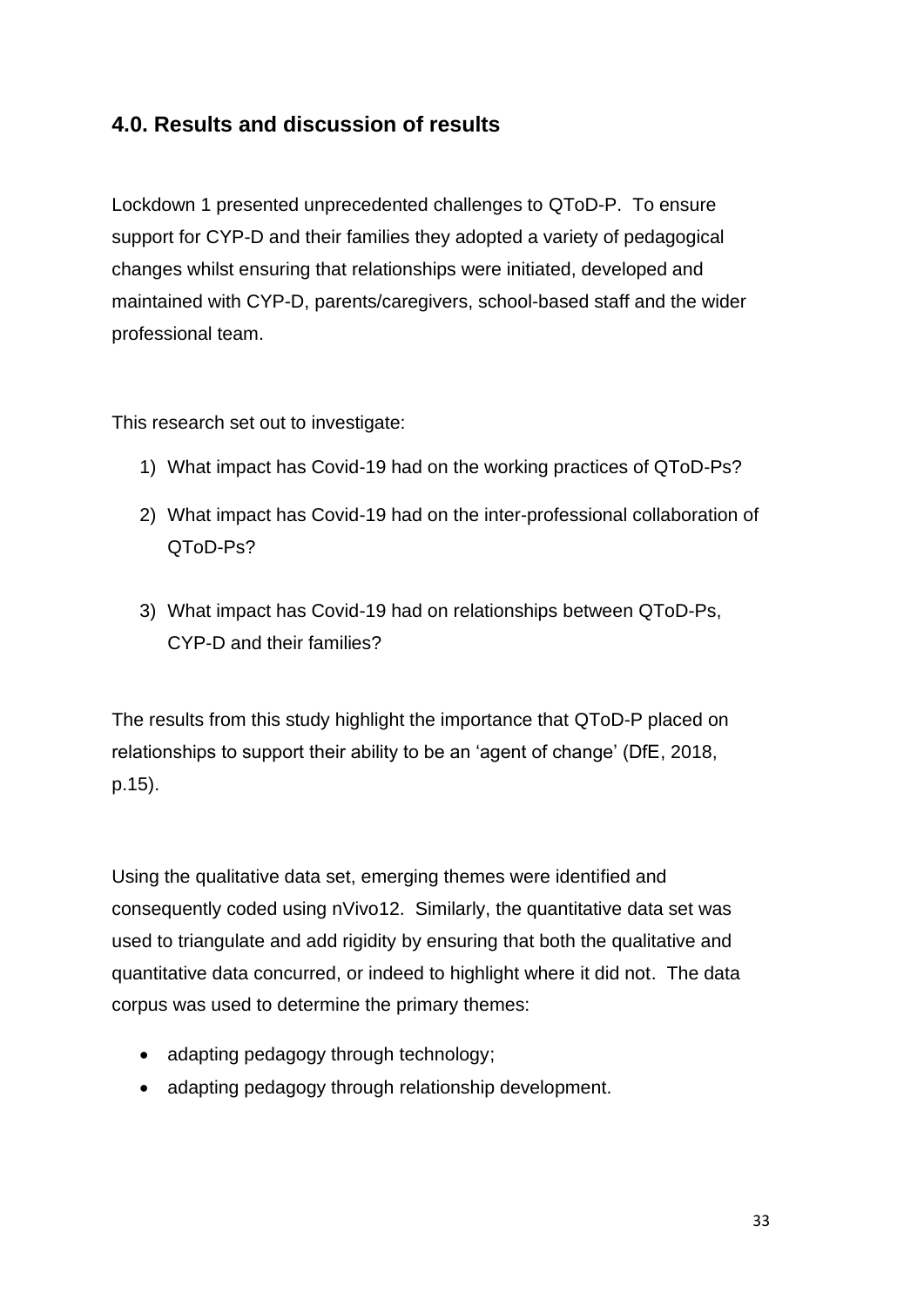## 4.0. Results and discussion of results

Lockdown 1 presented unprecedented challenges to QToD-P. To ensure support for CYP-D and their families they adopted a variety of pedagogical changes whilst ensuring that relationships were initiated, developed and maintained with CYP-D, parents/caregivers, school-based staff and the wider professional team.

This research set out to investigate:

1) What impact has Covid-19 had on the working practices of QToD-Ps?
2) What impact has Covid-19 had on the inter-professional collaboration of QToD-Ps?
3) What impact has Covid-19 had on relationships between QToD-Ps, CYP-D and their families?

The results from this study highlight the importance that QToD-P placed on relationships to support their ability to be an 'agent of change' (DfE, 2018, p.15).

Using the qualitative data set, emerging themes were identified and consequently coded using nVivo12. Similarly, the quantitative data set was used to triangulate and add rigidity by ensuring that both the qualitative and quantitative data concurred, or indeed to highlight where it did not. The data corpus was used to determine the primary themes:

- adapting pedagogy through technology;
- adapting pedagogy through relationship development.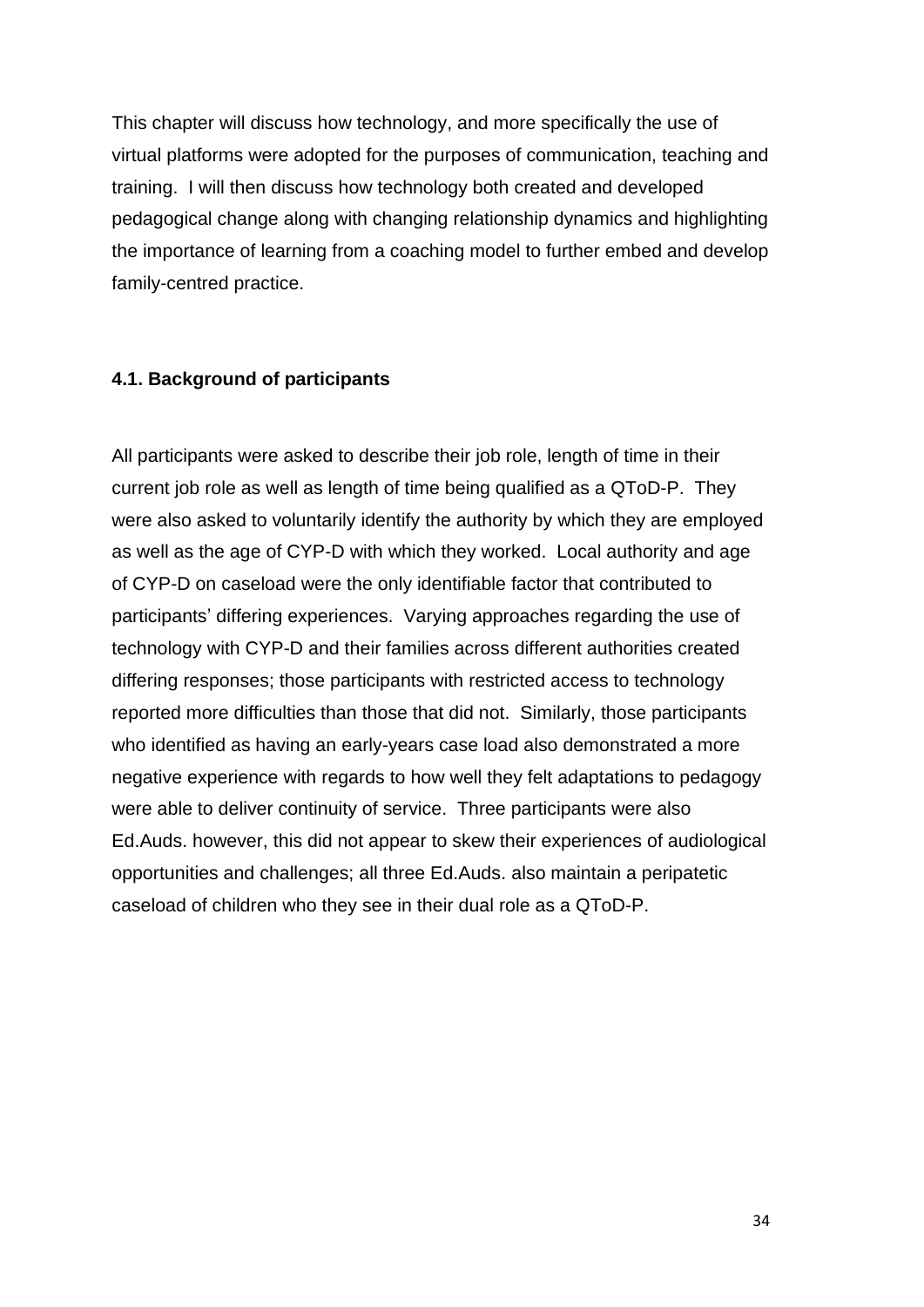This chapter will discuss how technology, and more specifically the use of virtual platforms were adopted for the purposes of communication, teaching and training. I will then discuss how technology both created and developed pedagogical change along with changing relationship dynamics and highlighting the importance of learning from a coaching model to further embed and develop family-centred practice.

### 4.1. Background of participants

All participants were asked to describe their job role, length of time in their current job role as well as length of time being qualified as a QToD-P. They were also asked to voluntarily identify the authority by which they are employed as well as the age of CYP-D with which they worked. Local authority and age of CYP-D on caseload were the only identifiable factor that contributed to participants' differing experiences. Varying approaches regarding the use of technology with CYP-D and their families across different authorities created differing responses; those participants with restricted access to technology reported more difficulties than those that did not. Similarly, those participants who identified as having an early-years case load also demonstrated a more negative experience with regards to how well they felt adaptations to pedagogy were able to deliver continuity of service. Three participants were also Ed.Auds. however, this did not appear to skew their experiences of audiological opportunities and challenges; all three Ed.Auds. also maintain a peripatetic caseload of children who they see in their dual role as a QToD-P.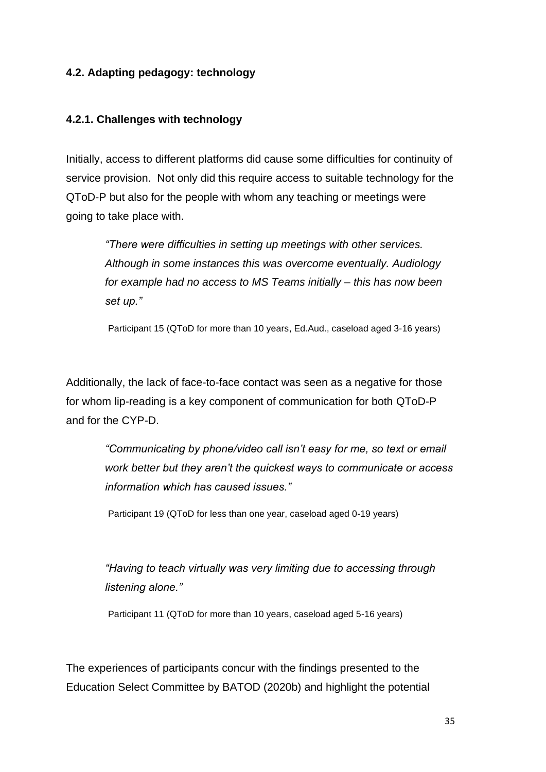### 4.2. Adapting pedagogy: technology

#### 4.2.1. Challenges with technology

Initially, access to different platforms did cause some difficulties for continuity of service provision. Not only did this require access to suitable technology for the QToD-P but also for the people with whom any teaching or meetings were going to take place with.

> *"There were difficulties in setting up meetings with other services. Although in some instances this was overcome eventually. Audiology for example had no access to MS Teams initially – this has now been set up."*
>
> Participant 15 (QToD for more than 10 years, Ed.Aud., caseload aged 3-16 years)

Additionally, the lack of face-to-face contact was seen as a negative for those for whom lip-reading is a key component of communication for both QToD-P and for the CYP-D.

> *"Communicating by phone/video call isn't easy for me, so text or email work better but they aren't the quickest ways to communicate or access information which has caused issues."*
>
> Participant 19 (QToD for less than one year, caseload aged 0-19 years)

> *"Having to teach virtually was very limiting due to accessing through listening alone."*
>
> Participant 11 (QToD for more than 10 years, caseload aged 5-16 years)

The experiences of participants concur with the findings presented to the Education Select Committee by BATOD (2020b) and highlight the potential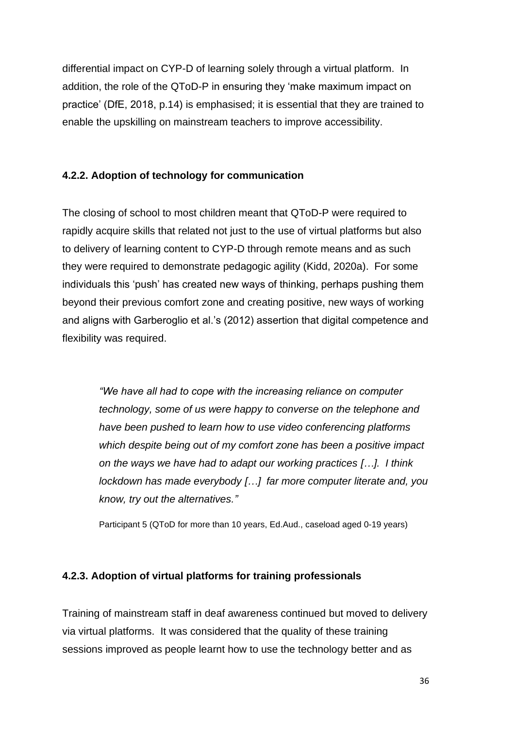differential impact on CYP-D of learning solely through a virtual platform. In addition, the role of the QToD-P in ensuring they 'make maximum impact on practice' (DfE, 2018, p.14) is emphasised; it is essential that they are trained to enable the upskilling on mainstream teachers to improve accessibility.

### 4.2.2. Adoption of technology for communication

The closing of school to most children meant that QToD-P were required to rapidly acquire skills that related not just to the use of virtual platforms but also to delivery of learning content to CYP-D through remote means and as such they were required to demonstrate pedagogic agility (Kidd, 2020a). For some individuals this 'push' has created new ways of thinking, perhaps pushing them beyond their previous comfort zone and creating positive, new ways of working and aligns with Garberoglio et al.'s (2012) assertion that digital competence and flexibility was required.

> *"We have all had to cope with the increasing reliance on computer technology, some of us were happy to converse on the telephone and have been pushed to learn how to use video conferencing platforms which despite being out of my comfort zone has been a positive impact on the ways we have had to adapt our working practices […]. I think lockdown has made everybody […] far more computer literate and, you know, try out the alternatives."*
>
> Participant 5 (QToD for more than 10 years, Ed.Aud., caseload aged 0-19 years)

### 4.2.3. Adoption of virtual platforms for training professionals

Training of mainstream staff in deaf awareness continued but moved to delivery via virtual platforms. It was considered that the quality of these training sessions improved as people learnt how to use the technology better and as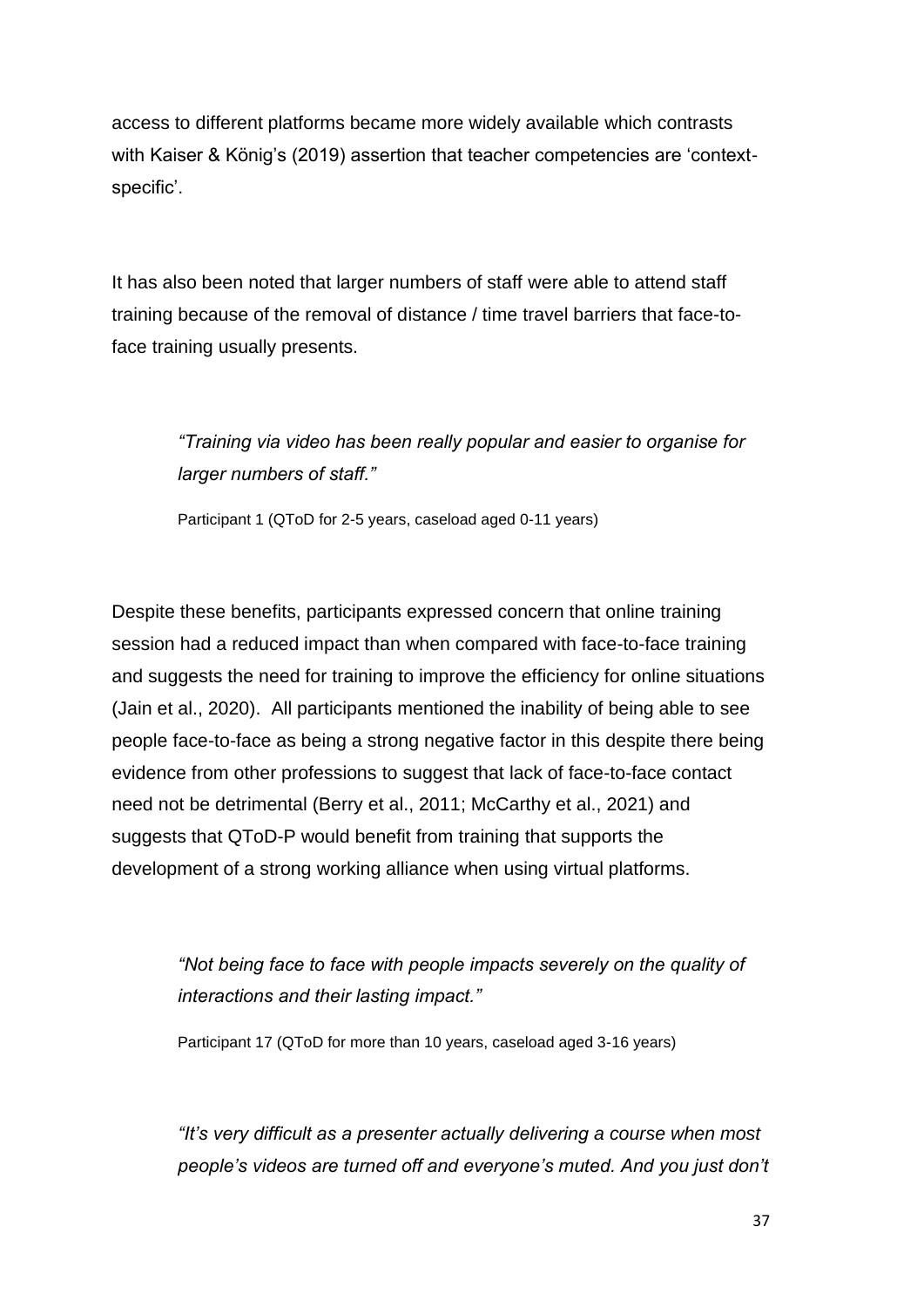access to different platforms became more widely available which contrasts with Kaiser & König's (2019) assertion that teacher competencies are 'context-specific'.

It has also been noted that larger numbers of staff were able to attend staff training because of the removal of distance / time travel barriers that face-to-face training usually presents.

> *"Training via video has been really popular and easier to organise for larger numbers of staff."*
>
> Participant 1 (QToD for 2-5 years, caseload aged 0-11 years)

Despite these benefits, participants expressed concern that online training session had a reduced impact than when compared with face-to-face training and suggests the need for training to improve the efficiency for online situations (Jain et al., 2020). All participants mentioned the inability of being able to see people face-to-face as being a strong negative factor in this despite there being evidence from other professions to suggest that lack of face-to-face contact need not be detrimental (Berry et al., 2011; McCarthy et al., 2021) and suggests that QToD-P would benefit from training that supports the development of a strong working alliance when using virtual platforms.

> *"Not being face to face with people impacts severely on the quality of interactions and their lasting impact."*
>
> Participant 17 (QToD for more than 10 years, caseload aged 3-16 years)

> *"It's very difficult as a presenter actually delivering a course when most people's videos are turned off and everyone's muted. And you just don't*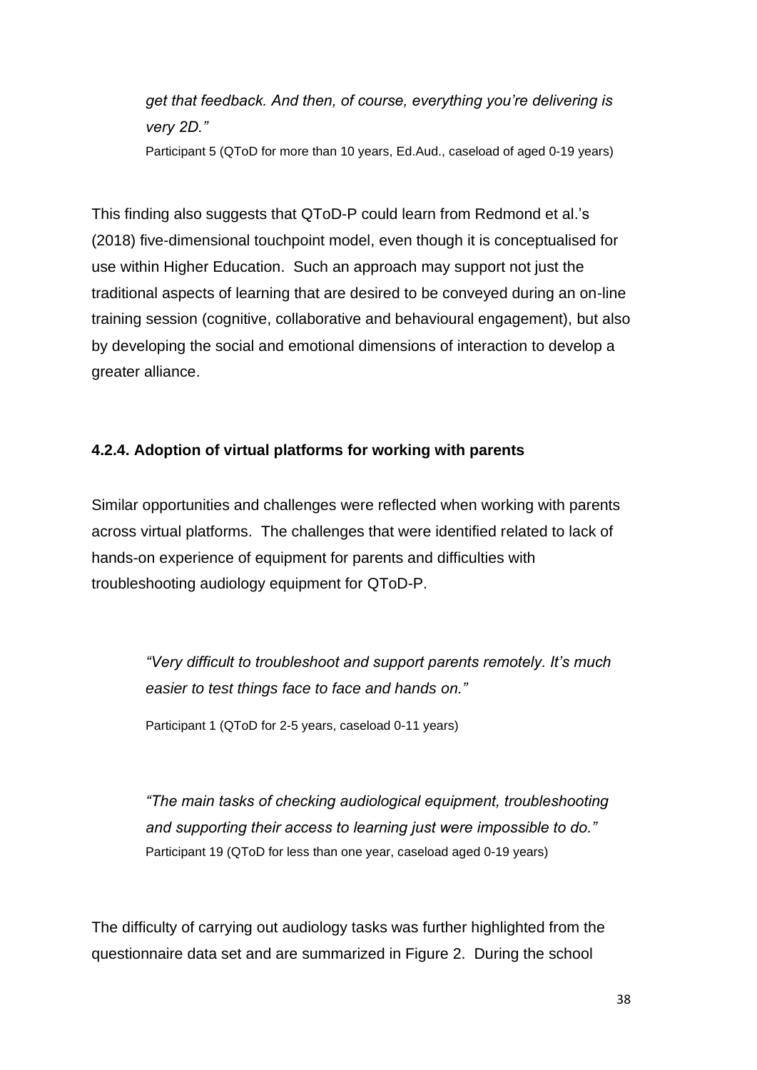*get that feedback. And then, of course, everything you're delivering is very 2D."*

Participant 5 (QToD for more than 10 years, Ed.Aud., caseload of aged 0-19 years)

This finding also suggests that QToD-P could learn from Redmond et al.'s (2018) five-dimensional touchpoint model, even though it is conceptualised for use within Higher Education. Such an approach may support not just the traditional aspects of learning that are desired to be conveyed during an on-line training session (cognitive, collaborative and behavioural engagement), but also by developing the social and emotional dimensions of interaction to develop a greater alliance.

### 4.2.4. Adoption of virtual platforms for working with parents

Similar opportunities and challenges were reflected when working with parents across virtual platforms. The challenges that were identified related to lack of hands-on experience of equipment for parents and difficulties with troubleshooting audiology equipment for QToD-P.

> *"Very difficult to troubleshoot and support parents remotely. It's much easier to test things face to face and hands on."*
>
> Participant 1 (QToD for 2-5 years, caseload 0-11 years)

> *"The main tasks of checking audiological equipment, troubleshooting and supporting their access to learning just were impossible to do."*
>
> Participant 19 (QToD for less than one year, caseload aged 0-19 years)

The difficulty of carrying out audiology tasks was further highlighted from the questionnaire data set and are summarized in Figure 2. During the school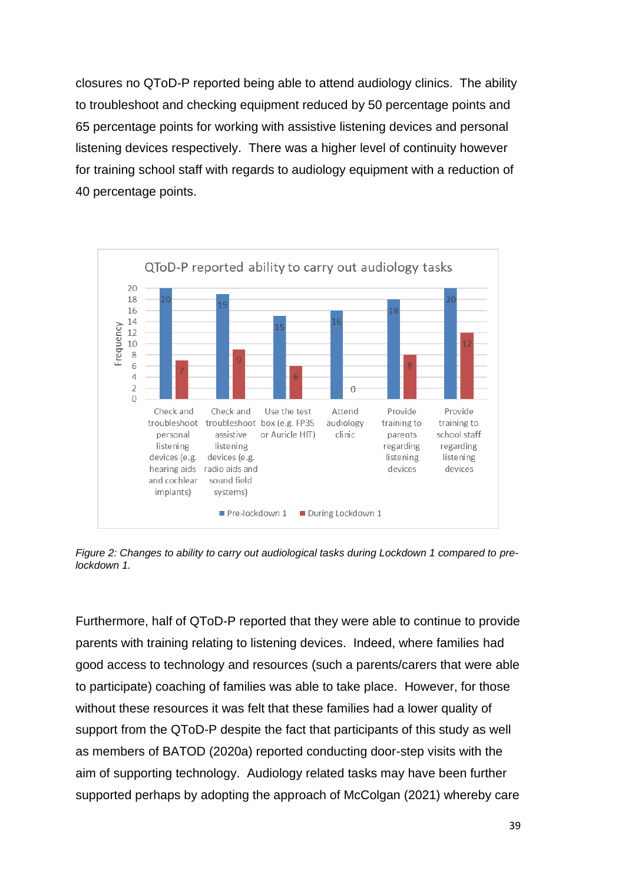closures no QToD-P reported being able to attend audiology clinics. The ability to troubleshoot and checking equipment reduced by 50 percentage points and 65 percentage points for working with assistive listening devices and personal listening devices respectively. There was a higher level of continuity however for training school staff with regards to audiology equipment with a reduction of 40 percentage points.

**QToD-P reported ability to carry out audiology tasks**

| Task | Pre-lockdown 1 | During Lockdown 1 |
| --- | --- | --- |
| Check and troubleshoot personal listening devices (e.g. hearing aids and cochlear implants) | 20 | 7 |
| Check and troubleshoot assistive listening devices (e.g. radio aids and sound field systems) | 19 | 9 |
| Use the test box (e.g. FP35 or Auricle HIT) | 15 | 6 |
| Attend audiology clinic | 16 | 0 |
| Provide training to parents regarding listening devices | 18 | 8 |
| Provide training to school staff regarding listening devices | 20 | 12 |

*Figure 2: Changes to ability to carry out audiological tasks during Lockdown 1 compared to pre-lockdown 1.*

Furthermore, half of QToD-P reported that they were able to continue to provide parents with training relating to listening devices. Indeed, where families had good access to technology and resources (such a parents/carers that were able to participate) coaching of families was able to take place. However, for those without these resources it was felt that these families had a lower quality of support from the QToD-P despite the fact that participants of this study as well as members of BATOD (2020a) reported conducting door-step visits with the aim of supporting technology. Audiology related tasks may have been further supported perhaps by adopting the approach of McColgan (2021) whereby care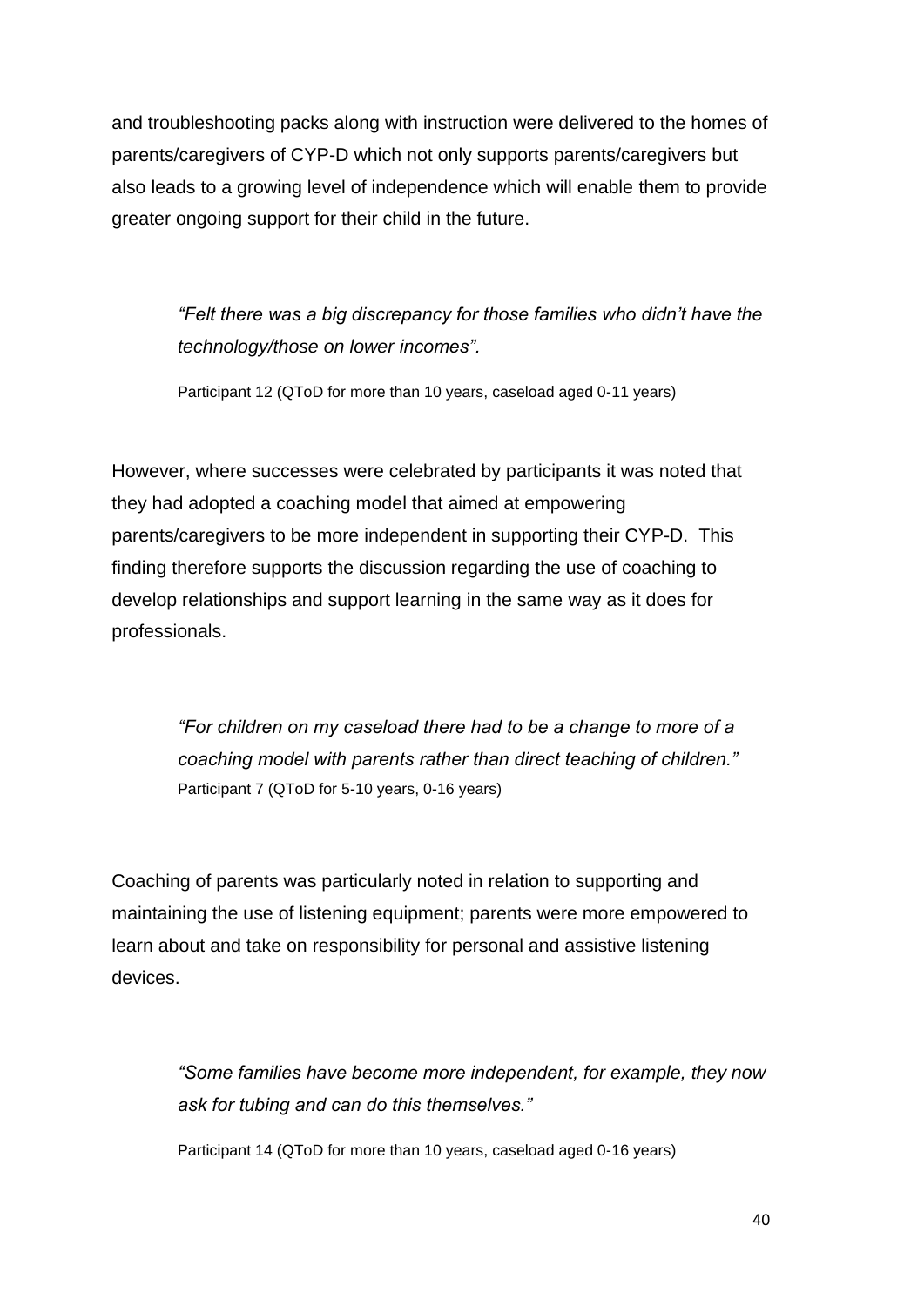and troubleshooting packs along with instruction were delivered to the homes of parents/caregivers of CYP-D which not only supports parents/caregivers but also leads to a growing level of independence which will enable them to provide greater ongoing support for their child in the future.

> *"Felt there was a big discrepancy for those families who didn't have the technology/those on lower incomes".*
>
> Participant 12 (QToD for more than 10 years, caseload aged 0-11 years)

However, where successes were celebrated by participants it was noted that they had adopted a coaching model that aimed at empowering parents/caregivers to be more independent in supporting their CYP-D. This finding therefore supports the discussion regarding the use of coaching to develop relationships and support learning in the same way as it does for professionals.

> *"For children on my caseload there had to be a change to more of a coaching model with parents rather than direct teaching of children."*
> Participant 7 (QToD for 5-10 years, 0-16 years)

Coaching of parents was particularly noted in relation to supporting and maintaining the use of listening equipment; parents were more empowered to learn about and take on responsibility for personal and assistive listening devices.

> *"Some families have become more independent, for example, they now ask for tubing and can do this themselves."*
>
> Participant 14 (QToD for more than 10 years, caseload aged 0-16 years)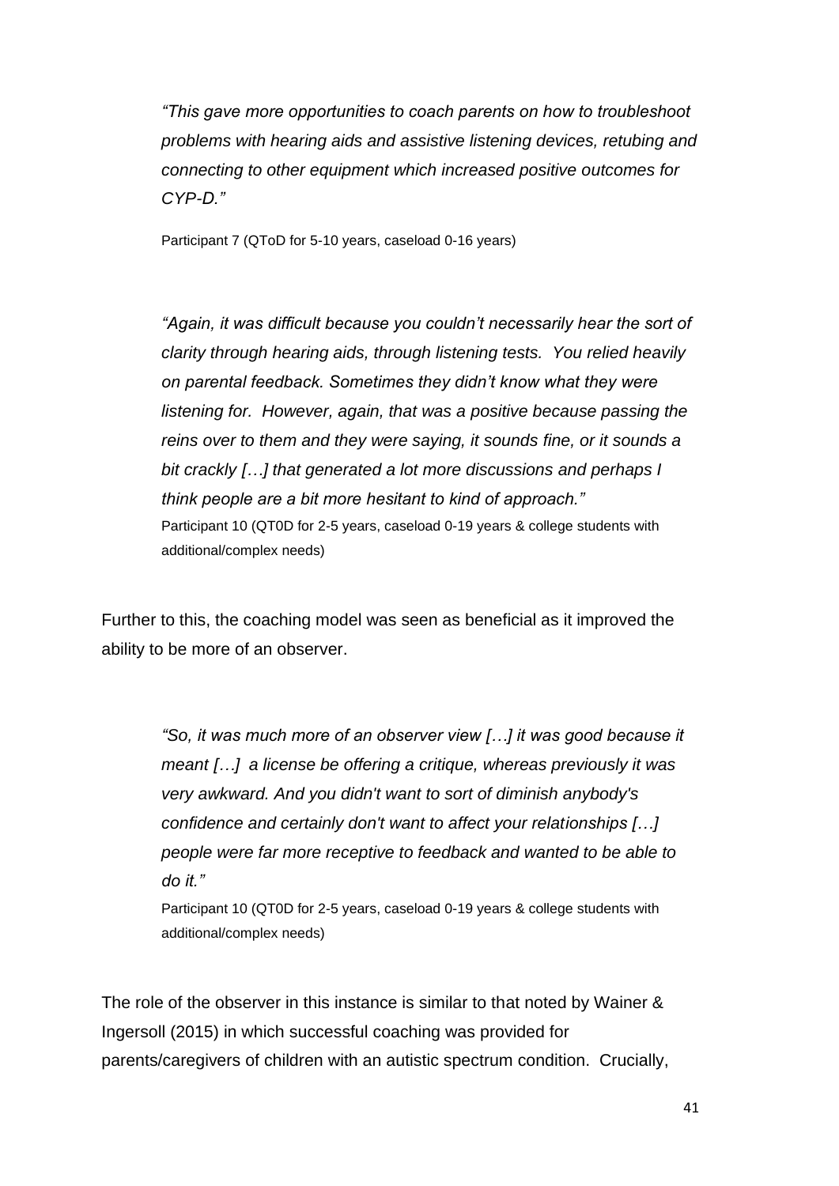> *"This gave more opportunities to coach parents on how to troubleshoot problems with hearing aids and assistive listening devices, retubing and connecting to other equipment which increased positive outcomes for CYP-D."*
>
> Participant 7 (QToD for 5-10 years, caseload 0-16 years)

> *"Again, it was difficult because you couldn't necessarily hear the sort of clarity through hearing aids, through listening tests. You relied heavily on parental feedback. Sometimes they didn't know what they were listening for. However, again, that was a positive because passing the reins over to them and they were saying, it sounds fine, or it sounds a bit crackly […] that generated a lot more discussions and perhaps I think people are a bit more hesitant to kind of approach."*
>
> Participant 10 (QT0D for 2-5 years, caseload 0-19 years & college students with additional/complex needs)

Further to this, the coaching model was seen as beneficial as it improved the ability to be more of an observer.

> *"So, it was much more of an observer view […] it was good because it meant […] a license be offering a critique, whereas previously it was very awkward. And you didn't want to sort of diminish anybody's confidence and certainly don't want to affect your relationships […] people were far more receptive to feedback and wanted to be able to do it."*
>
> Participant 10 (QT0D for 2-5 years, caseload 0-19 years & college students with additional/complex needs)

The role of the observer in this instance is similar to that noted by Wainer & Ingersoll (2015) in which successful coaching was provided for parents/caregivers of children with an autistic spectrum condition. Crucially,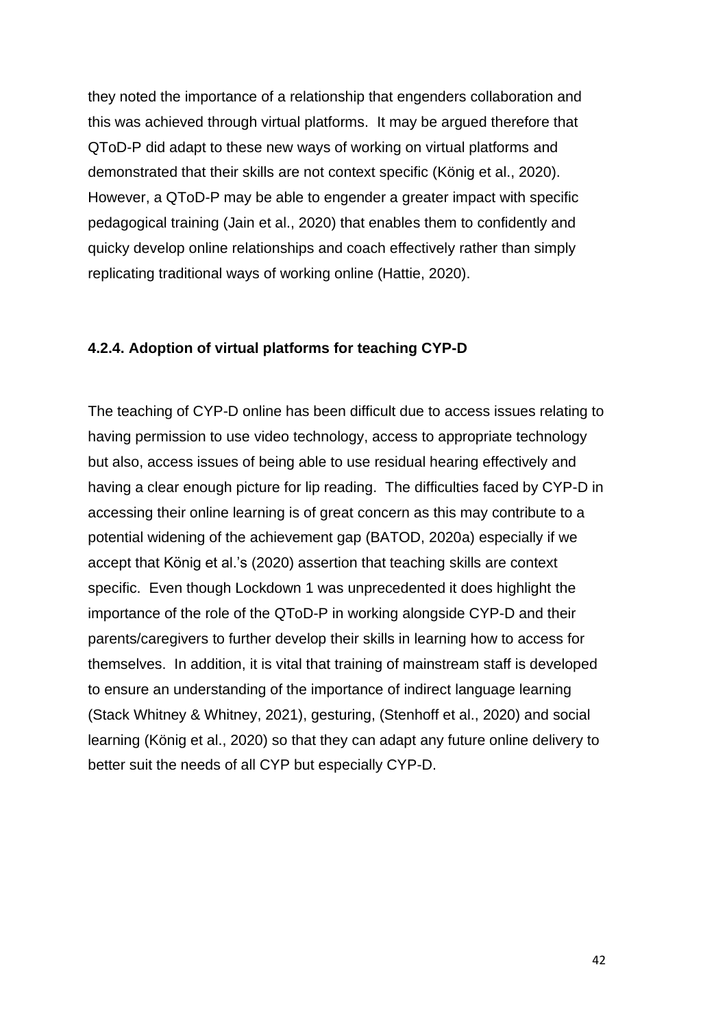they noted the importance of a relationship that engenders collaboration and this was achieved through virtual platforms. It may be argued therefore that QToD-P did adapt to these new ways of working on virtual platforms and demonstrated that their skills are not context specific (König et al., 2020). However, a QToD-P may be able to engender a greater impact with specific pedagogical training (Jain et al., 2020) that enables them to confidently and quicky develop online relationships and coach effectively rather than simply replicating traditional ways of working online (Hattie, 2020).

#### 4.2.4. Adoption of virtual platforms for teaching CYP-D

The teaching of CYP-D online has been difficult due to access issues relating to having permission to use video technology, access to appropriate technology but also, access issues of being able to use residual hearing effectively and having a clear enough picture for lip reading. The difficulties faced by CYP-D in accessing their online learning is of great concern as this may contribute to a potential widening of the achievement gap (BATOD, 2020a) especially if we accept that König et al.'s (2020) assertion that teaching skills are context specific. Even though Lockdown 1 was unprecedented it does highlight the importance of the role of the QToD-P in working alongside CYP-D and their parents/caregivers to further develop their skills in learning how to access for themselves. In addition, it is vital that training of mainstream staff is developed to ensure an understanding of the importance of indirect language learning (Stack Whitney & Whitney, 2021), gesturing, (Stenhoff et al., 2020) and social learning (König et al., 2020) so that they can adapt any future online delivery to better suit the needs of all CYP but especially CYP-D.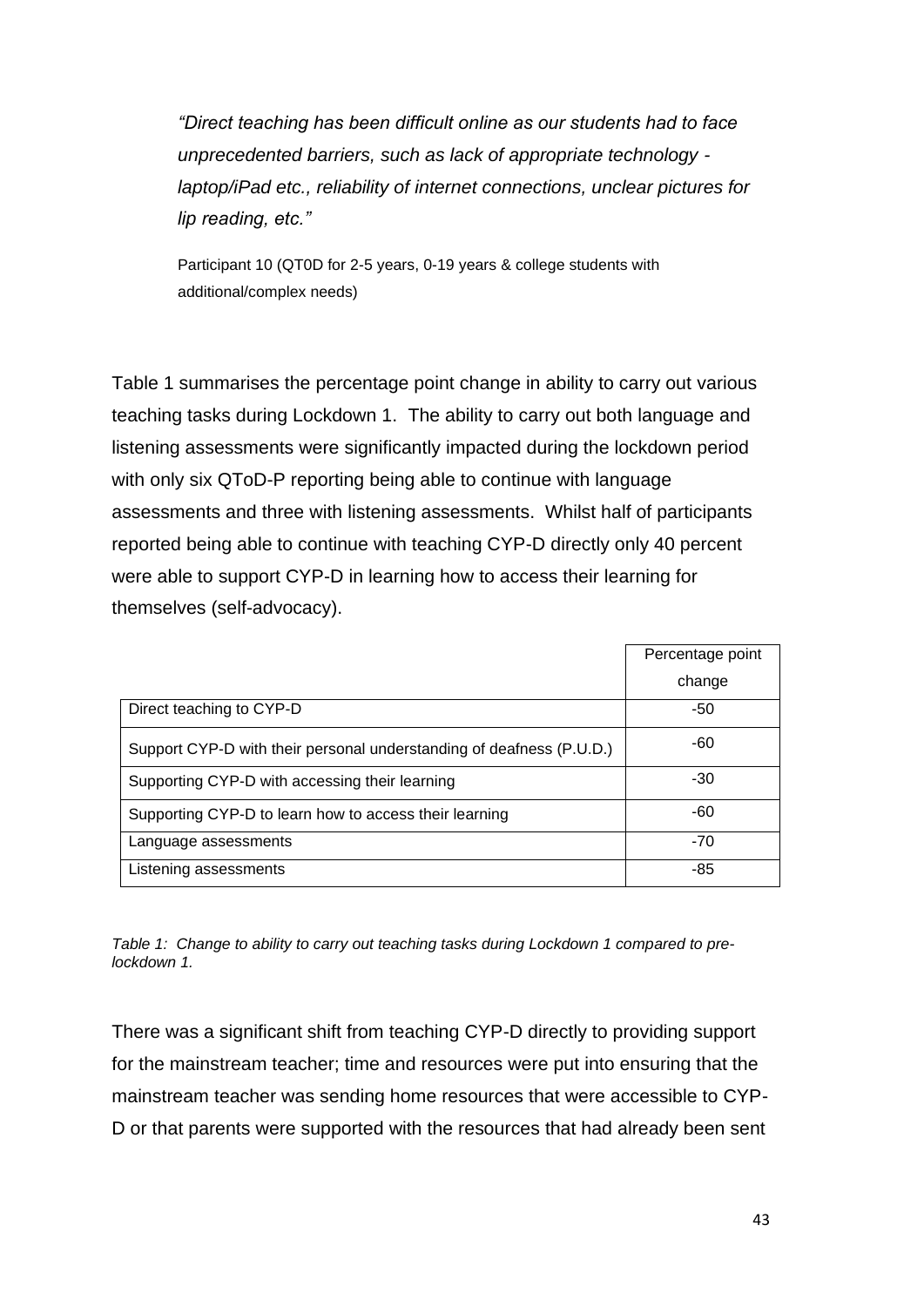> *"Direct teaching has been difficult online as our students had to face unprecedented barriers, such as lack of appropriate technology - laptop/iPad etc., reliability of internet connections, unclear pictures for lip reading, etc."*
>
> Participant 10 (QT0D for 2-5 years, 0-19 years & college students with additional/complex needs)

Table 1 summarises the percentage point change in ability to carry out various teaching tasks during Lockdown 1. The ability to carry out both language and listening assessments were significantly impacted during the lockdown period with only six QToD-P reporting being able to continue with language assessments and three with listening assessments. Whilst half of participants reported being able to continue with teaching CYP-D directly only 40 percent were able to support CYP-D in learning how to access their learning for themselves (self-advocacy).

| | Percentage point change |
|---|---|
| Direct teaching to CYP-D | -50 |
| Support CYP-D with their personal understanding of deafness (P.U.D.) | -60 |
| Supporting CYP-D with accessing their learning | -30 |
| Supporting CYP-D to learn how to access their learning | -60 |
| Language assessments | -70 |
| Listening assessments | -85 |

*Table 1: Change to ability to carry out teaching tasks during Lockdown 1 compared to pre-lockdown 1.*

There was a significant shift from teaching CYP-D directly to providing support for the mainstream teacher; time and resources were put into ensuring that the mainstream teacher was sending home resources that were accessible to CYP-D or that parents were supported with the resources that had already been sent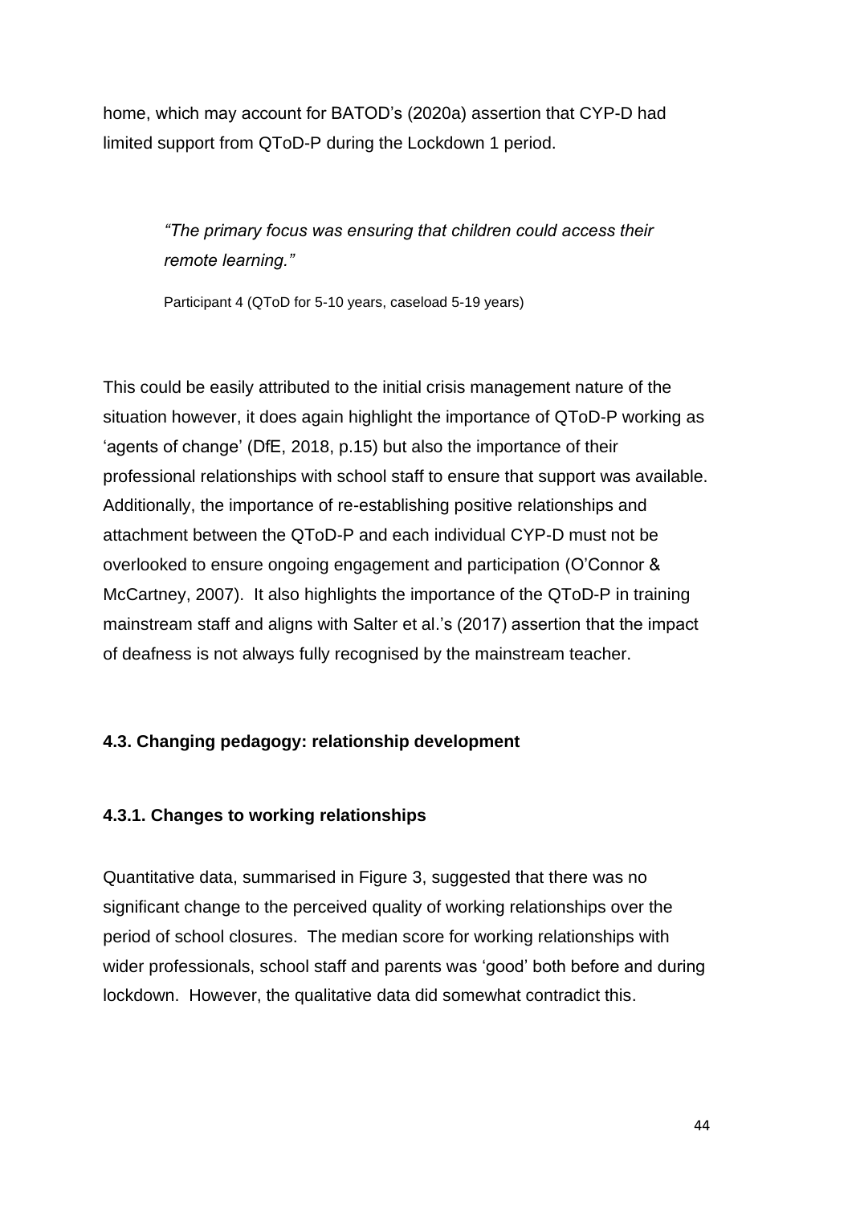home, which may account for BATOD's (2020a) assertion that CYP-D had limited support from QToD-P during the Lockdown 1 period.

> *"The primary focus was ensuring that children could access their remote learning."*
>
> Participant 4 (QToD for 5-10 years, caseload 5-19 years)

This could be easily attributed to the initial crisis management nature of the situation however, it does again highlight the importance of QToD-P working as 'agents of change' (DfE, 2018, p.15) but also the importance of their professional relationships with school staff to ensure that support was available. Additionally, the importance of re-establishing positive relationships and attachment between the QToD-P and each individual CYP-D must not be overlooked to ensure ongoing engagement and participation (O'Connor & McCartney, 2007). It also highlights the importance of the QToD-P in training mainstream staff and aligns with Salter et al.'s (2017) assertion that the impact of deafness is not always fully recognised by the mainstream teacher.

### 4.3. Changing pedagogy: relationship development

#### 4.3.1. Changes to working relationships

Quantitative data, summarised in Figure 3, suggested that there was no significant change to the perceived quality of working relationships over the period of school closures. The median score for working relationships with wider professionals, school staff and parents was 'good' both before and during lockdown. However, the qualitative data did somewhat contradict this.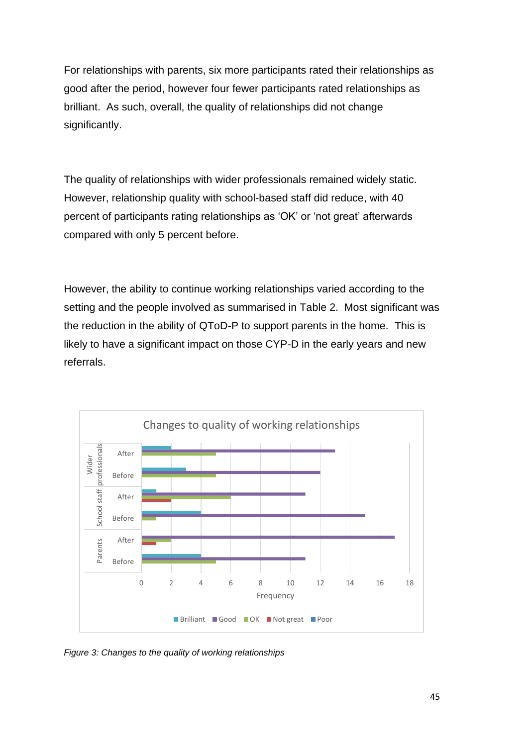For relationships with parents, six more participants rated their relationships as good after the period, however four fewer participants rated relationships as brilliant.  As such, overall, the quality of relationships did not change significantly.

The quality of relationships with wider professionals remained widely static. However, relationship quality with school-based staff did reduce, with 40 percent of participants rating relationships as 'OK' or 'not great' afterwards compared with only 5 percent before.

However, the ability to continue working relationships varied according to the setting and the people involved as summarised in Table 2.  Most significant was the reduction in the ability of QToD-P to support parents in the home.  This is likely to have a significant impact on those CYP-D in the early years and new referrals.

*Figure 3: Changes to the quality of working relationships*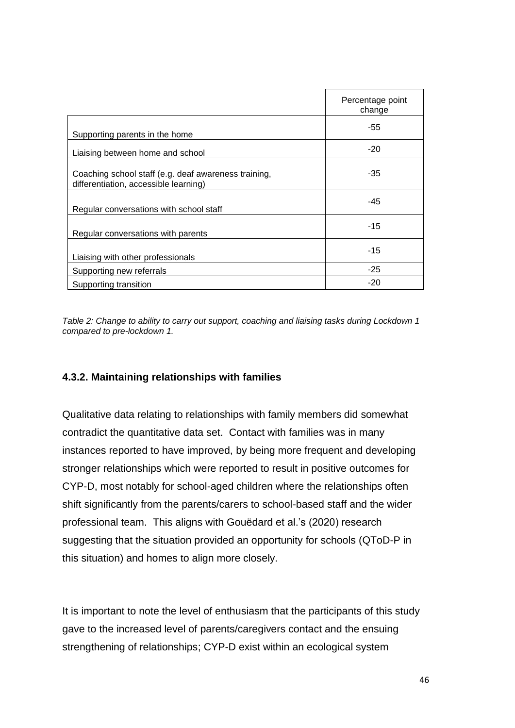| | Percentage point change |
|---|---|
| Supporting parents in the home | -55 |
| Liaising between home and school | -20 |
| Coaching school staff (e.g. deaf awareness training, differentiation, accessible learning) | -35 |
| Regular conversations with school staff | -45 |
| Regular conversations with parents | -15 |
| Liaising with other professionals | -15 |
| Supporting new referrals | -25 |
| Supporting transition | -20 |

*Table 2: Change to ability to carry out support, coaching and liaising tasks during Lockdown 1 compared to pre-lockdown 1.*

### 4.3.2. Maintaining relationships with families

Qualitative data relating to relationships with family members did somewhat contradict the quantitative data set. Contact with families was in many instances reported to have improved, by being more frequent and developing stronger relationships which were reported to result in positive outcomes for CYP-D, most notably for school-aged children where the relationships often shift significantly from the parents/carers to school-based staff and the wider professional team. This aligns with Gouëdard et al.'s (2020) research suggesting that the situation provided an opportunity for schools (QToD-P in this situation) and homes to align more closely.

It is important to note the level of enthusiasm that the participants of this study gave to the increased level of parents/caregivers contact and the ensuing strengthening of relationships; CYP-D exist within an ecological system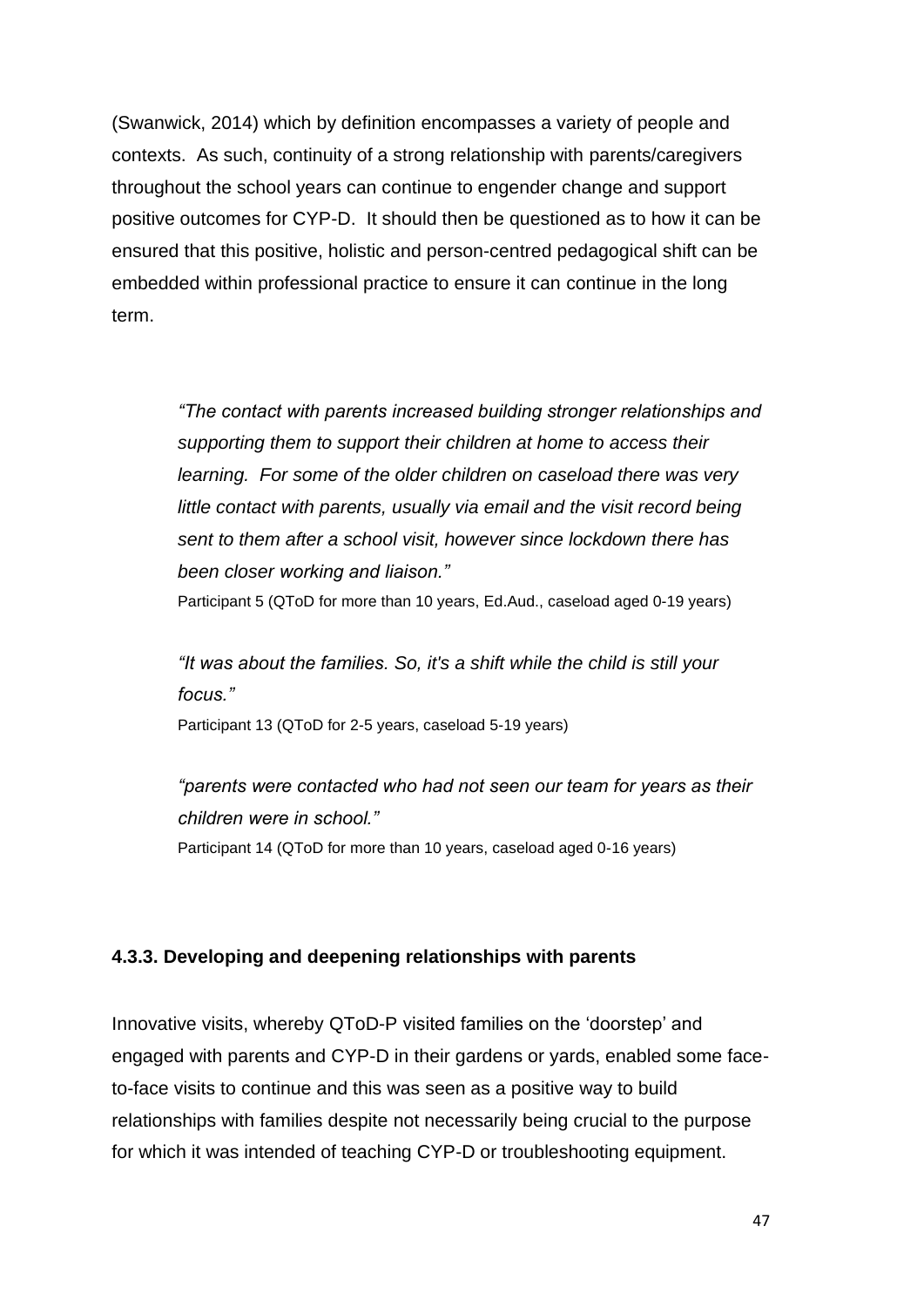(Swanwick, 2014) which by definition encompasses a variety of people and contexts. As such, continuity of a strong relationship with parents/caregivers throughout the school years can continue to engender change and support positive outcomes for CYP-D. It should then be questioned as to how it can be ensured that this positive, holistic and person-centred pedagogical shift can be embedded within professional practice to ensure it can continue in the long term.

> *"The contact with parents increased building stronger relationships and supporting them to support their children at home to access their learning. For some of the older children on caseload there was very little contact with parents, usually via email and the visit record being sent to them after a school visit, however since lockdown there has been closer working and liaison."*
>
> Participant 5 (QToD for more than 10 years, Ed.Aud., caseload aged 0-19 years)

> *"It was about the families. So, it's a shift while the child is still your focus."*
>
> Participant 13 (QToD for 2-5 years, caseload 5-19 years)

> *"parents were contacted who had not seen our team for years as their children were in school."*
>
> Participant 14 (QToD for more than 10 years, caseload aged 0-16 years)

### 4.3.3. Developing and deepening relationships with parents

Innovative visits, whereby QToD-P visited families on the 'doorstep' and engaged with parents and CYP-D in their gardens or yards, enabled some face-to-face visits to continue and this was seen as a positive way to build relationships with families despite not necessarily being crucial to the purpose for which it was intended of teaching CYP-D or troubleshooting equipment.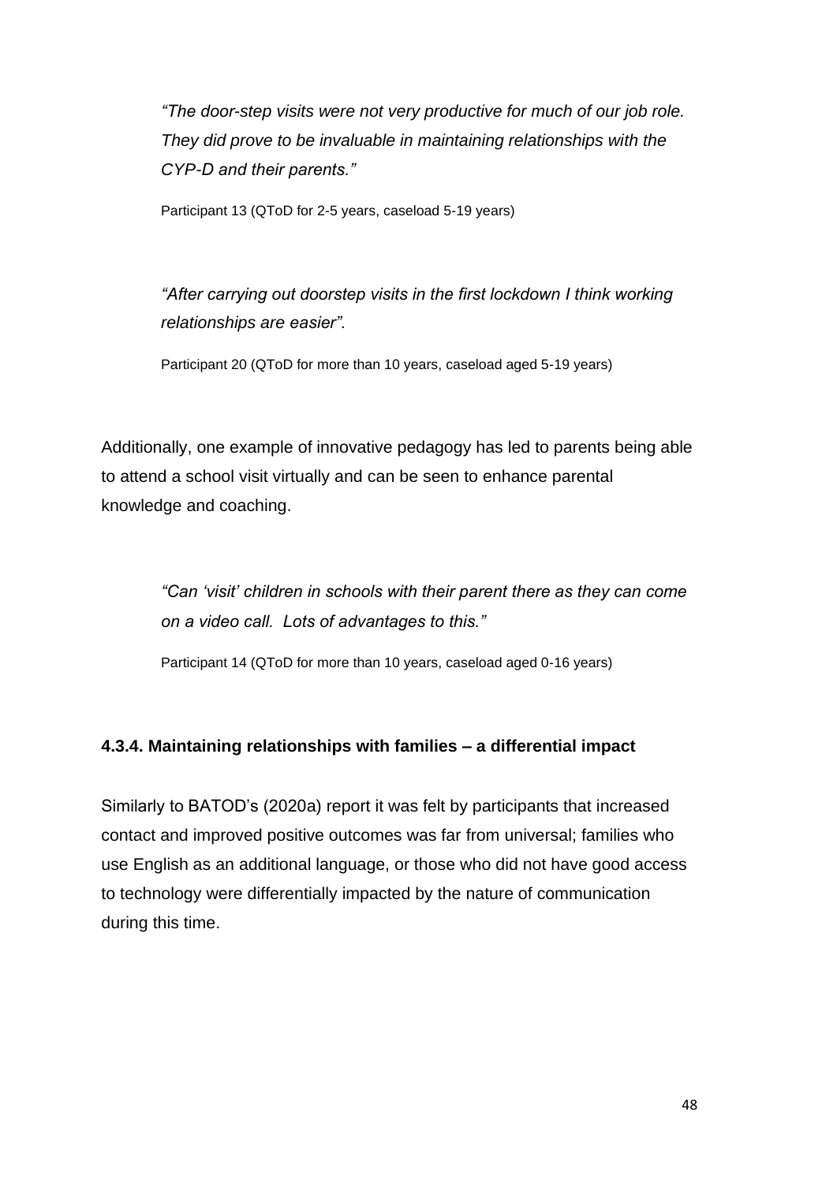> *"The door-step visits were not very productive for much of our job role. They did prove to be invaluable in maintaining relationships with the CYP-D and their parents."*
>
> Participant 13 (QToD for 2-5 years, caseload 5-19 years)

> *"After carrying out doorstep visits in the first lockdown I think working relationships are easier".*
>
> Participant 20 (QToD for more than 10 years, caseload aged 5-19 years)

Additionally, one example of innovative pedagogy has led to parents being able to attend a school visit virtually and can be seen to enhance parental knowledge and coaching.

> *"Can 'visit' children in schools with their parent there as they can come on a video call. Lots of advantages to this."*
>
> Participant 14 (QToD for more than 10 years, caseload aged 0-16 years)

#### 4.3.4. Maintaining relationships with families – a differential impact

Similarly to BATOD's (2020a) report it was felt by participants that increased contact and improved positive outcomes was far from universal; families who use English as an additional language, or those who did not have good access to technology were differentially impacted by the nature of communication during this time.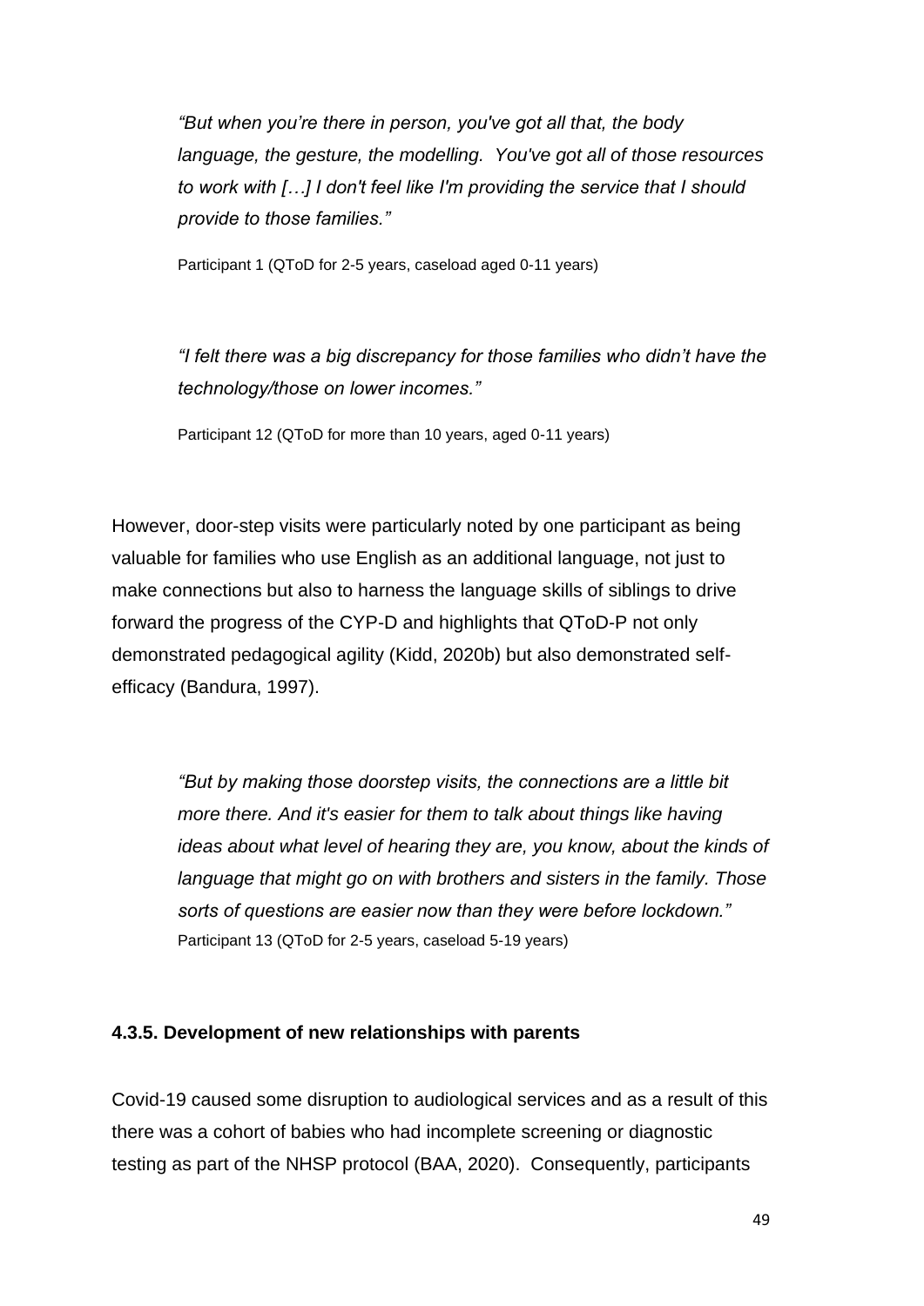> *"But when you're there in person, you've got all that, the body language, the gesture, the modelling. You've got all of those resources to work with […] I don't feel like I'm providing the service that I should provide to those families."*
>
> Participant 1 (QToD for 2-5 years, caseload aged 0-11 years)

> *"I felt there was a big discrepancy for those families who didn't have the technology/those on lower incomes."*
>
> Participant 12 (QToD for more than 10 years, aged 0-11 years)

However, door-step visits were particularly noted by one participant as being valuable for families who use English as an additional language, not just to make connections but also to harness the language skills of siblings to drive forward the progress of the CYP-D and highlights that QToD-P not only demonstrated pedagogical agility (Kidd, 2020b) but also demonstrated self-efficacy (Bandura, 1997).

> *"But by making those doorstep visits, the connections are a little bit more there. And it's easier for them to talk about things like having ideas about what level of hearing they are, you know, about the kinds of language that might go on with brothers and sisters in the family. Those sorts of questions are easier now than they were before lockdown."*
> Participant 13 (QToD for 2-5 years, caseload 5-19 years)

#### 4.3.5. Development of new relationships with parents

Covid-19 caused some disruption to audiological services and as a result of this there was a cohort of babies who had incomplete screening or diagnostic testing as part of the NHSP protocol (BAA, 2020). Consequently, participants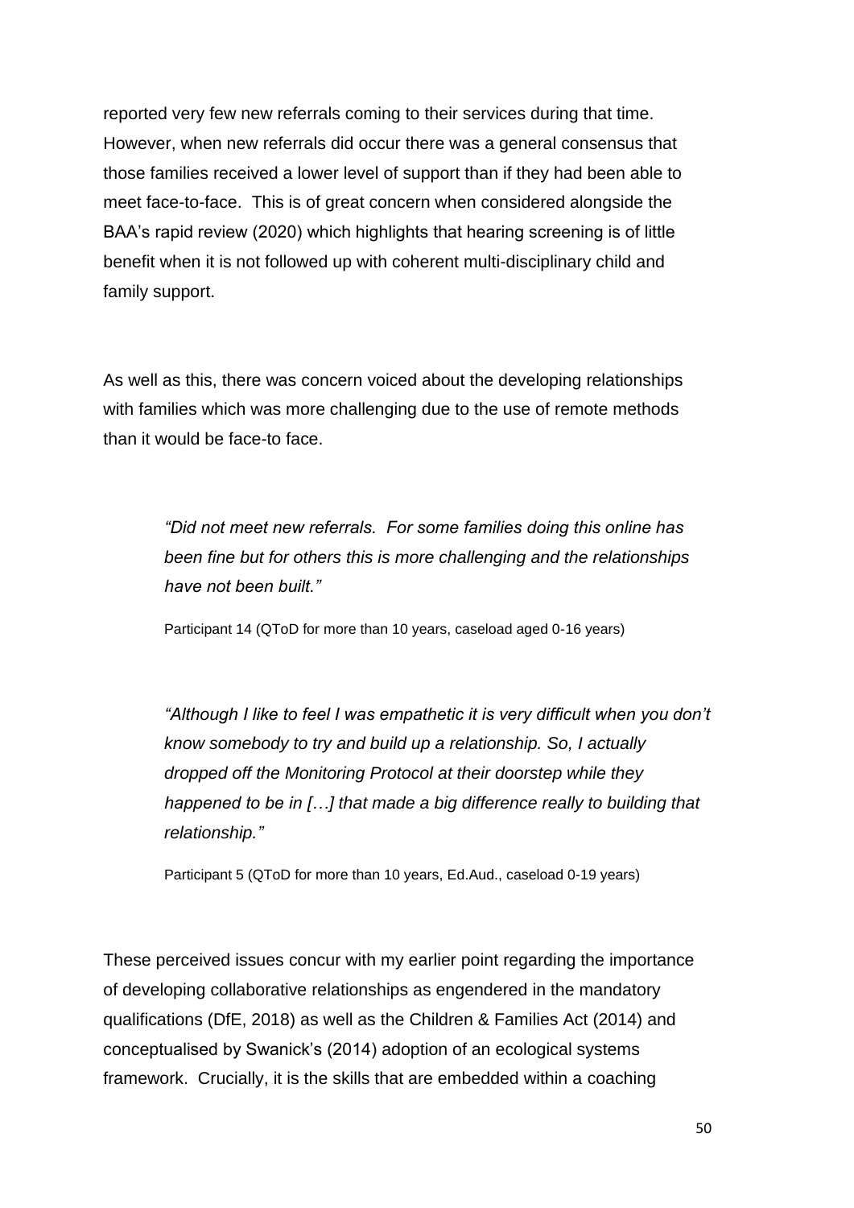reported very few new referrals coming to their services during that time. However, when new referrals did occur there was a general consensus that those families received a lower level of support than if they had been able to meet face-to-face. This is of great concern when considered alongside the BAA's rapid review (2020) which highlights that hearing screening is of little benefit when it is not followed up with coherent multi-disciplinary child and family support.

As well as this, there was concern voiced about the developing relationships with families which was more challenging due to the use of remote methods than it would be face-to face.

> *"Did not meet new referrals. For some families doing this online has been fine but for others this is more challenging and the relationships have not been built."*
>
> Participant 14 (QToD for more than 10 years, caseload aged 0-16 years)

> *"Although I like to feel I was empathetic it is very difficult when you don't know somebody to try and build up a relationship. So, I actually dropped off the Monitoring Protocol at their doorstep while they happened to be in […] that made a big difference really to building that relationship."*
>
> Participant 5 (QToD for more than 10 years, Ed.Aud., caseload 0-19 years)

These perceived issues concur with my earlier point regarding the importance of developing collaborative relationships as engendered in the mandatory qualifications (DfE, 2018) as well as the Children & Families Act (2014) and conceptualised by Swanick's (2014) adoption of an ecological systems framework. Crucially, it is the skills that are embedded within a coaching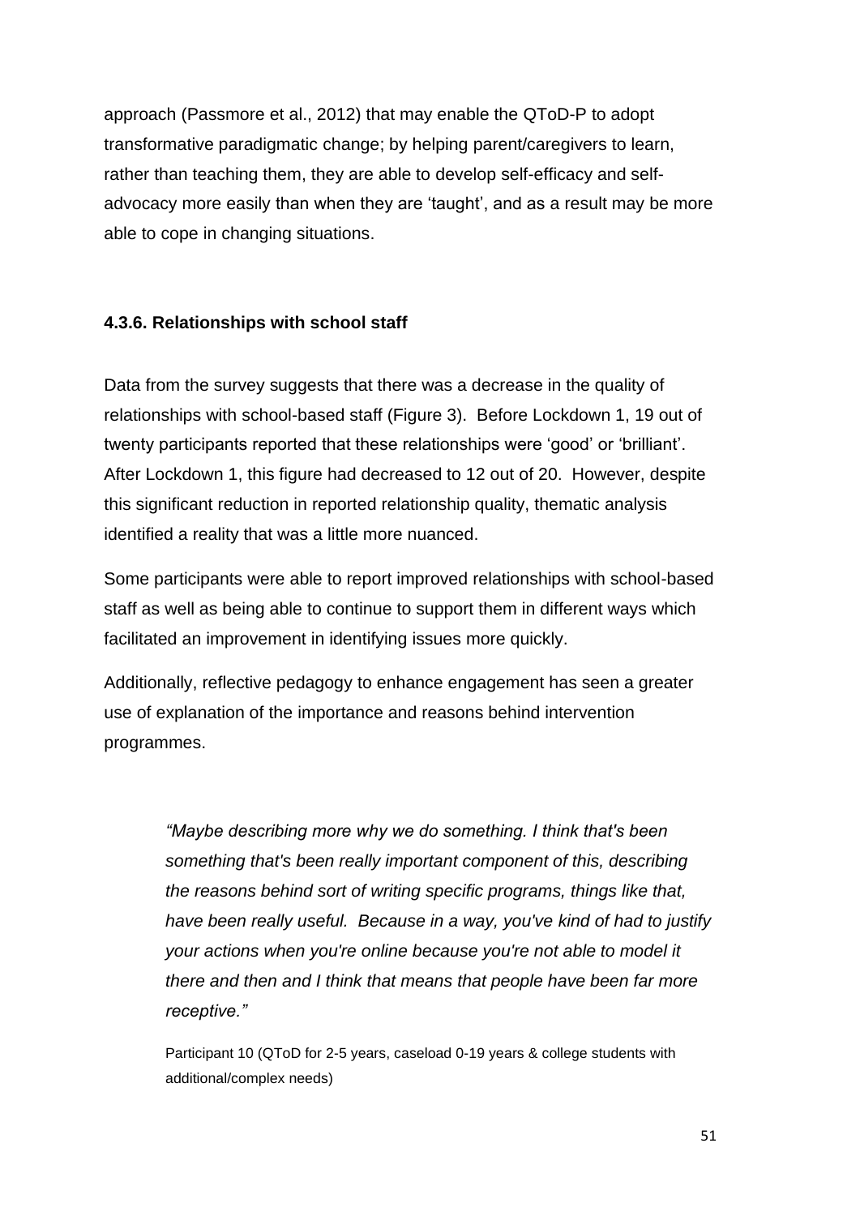approach (Passmore et al., 2012) that may enable the QToD-P to adopt transformative paradigmatic change; by helping parent/caregivers to learn, rather than teaching them, they are able to develop self-efficacy and self-advocacy more easily than when they are 'taught', and as a result may be more able to cope in changing situations.

#### 4.3.6. Relationships with school staff

Data from the survey suggests that there was a decrease in the quality of relationships with school-based staff (Figure 3). Before Lockdown 1, 19 out of twenty participants reported that these relationships were 'good' or 'brilliant'. After Lockdown 1, this figure had decreased to 12 out of 20. However, despite this significant reduction in reported relationship quality, thematic analysis identified a reality that was a little more nuanced.

Some participants were able to report improved relationships with school-based staff as well as being able to continue to support them in different ways which facilitated an improvement in identifying issues more quickly.

Additionally, reflective pedagogy to enhance engagement has seen a greater use of explanation of the importance and reasons behind intervention programmes.

> *"Maybe describing more why we do something. I think that's been something that's been really important component of this, describing the reasons behind sort of writing specific programs, things like that, have been really useful. Because in a way, you've kind of had to justify your actions when you're online because you're not able to model it there and then and I think that means that people have been far more receptive."*
>
> Participant 10 (QToD for 2-5 years, caseload 0-19 years & college students with additional/complex needs)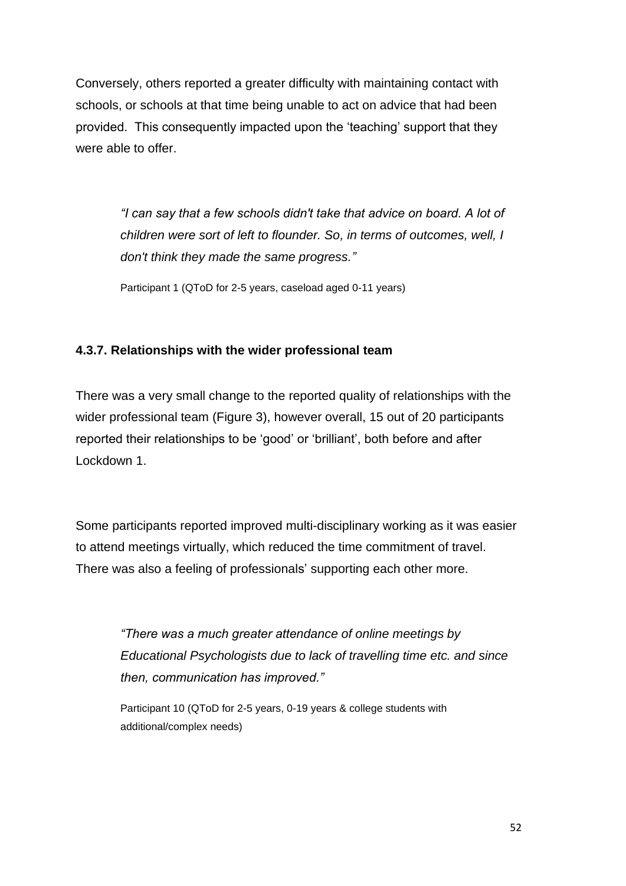Conversely, others reported a greater difficulty with maintaining contact with schools, or schools at that time being unable to act on advice that had been provided. This consequently impacted upon the 'teaching' support that they were able to offer.

> *"I can say that a few schools didn't take that advice on board. A lot of children were sort of left to flounder. So, in terms of outcomes, well, I don't think they made the same progress."*
>
> Participant 1 (QToD for 2-5 years, caseload aged 0-11 years)

#### 4.3.7. Relationships with the wider professional team

There was a very small change to the reported quality of relationships with the wider professional team (Figure 3), however overall, 15 out of 20 participants reported their relationships to be 'good' or 'brilliant', both before and after Lockdown 1.

Some participants reported improved multi-disciplinary working as it was easier to attend meetings virtually, which reduced the time commitment of travel. There was also a feeling of professionals' supporting each other more.

> *"There was a much greater attendance of online meetings by Educational Psychologists due to lack of travelling time etc. and since then, communication has improved."*
>
> Participant 10 (QToD for 2-5 years, 0-19 years & college students with additional/complex needs)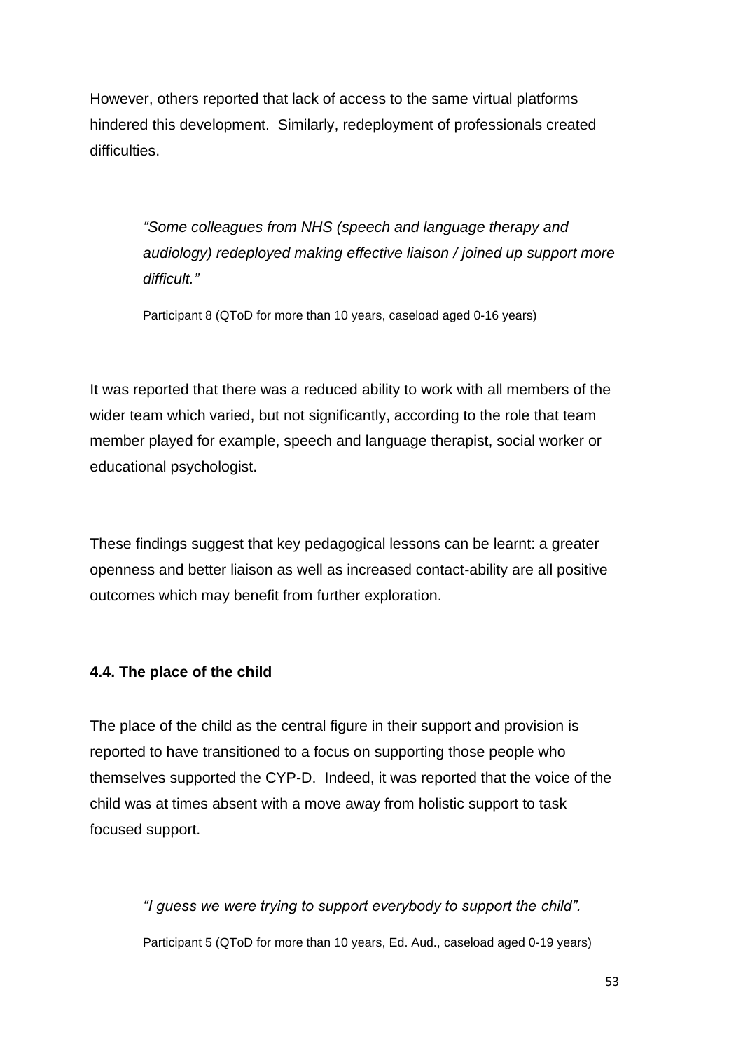However, others reported that lack of access to the same virtual platforms hindered this development.  Similarly, redeployment of professionals created difficulties.

> *"Some colleagues from NHS (speech and language therapy and audiology) redeployed making effective liaison / joined up support more difficult."*
>
> Participant 8 (QToD for more than 10 years, caseload aged 0-16 years)

It was reported that there was a reduced ability to work with all members of the wider team which varied, but not significantly, according to the role that team member played for example, speech and language therapist, social worker or educational psychologist.

These findings suggest that key pedagogical lessons can be learnt: a greater openness and better liaison as well as increased contact-ability are all positive outcomes which may benefit from further exploration.

### 4.4. The place of the child

The place of the child as the central figure in their support and provision is reported to have transitioned to a focus on supporting those people who themselves supported the CYP-D.  Indeed, it was reported that the voice of the child was at times absent with a move away from holistic support to task focused support.

> *"I guess we were trying to support everybody to support the child".*
>
> Participant 5 (QToD for more than 10 years, Ed. Aud., caseload aged 0-19 years)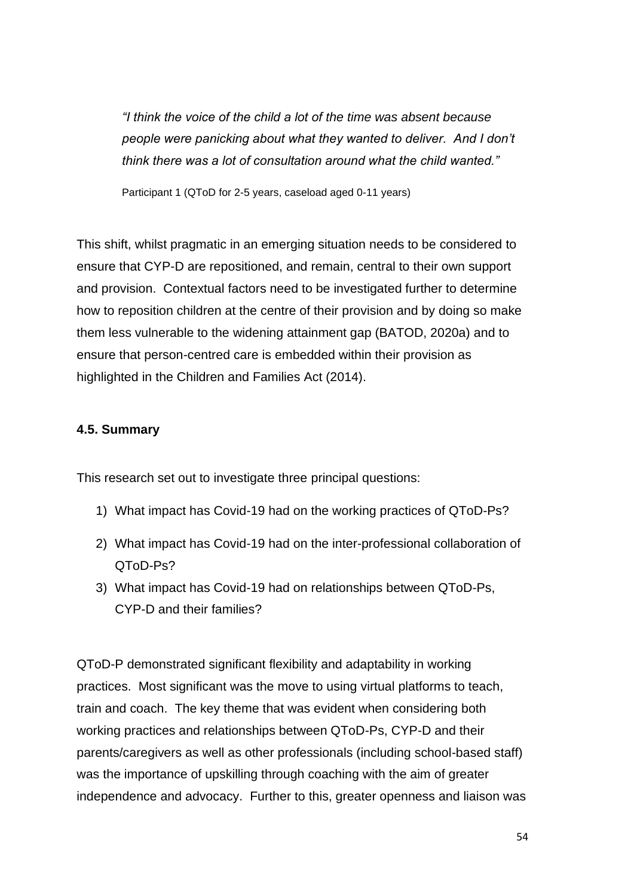> *"I think the voice of the child a lot of the time was absent because people were panicking about what they wanted to deliver. And I don't think there was a lot of consultation around what the child wanted."*
>
> Participant 1 (QToD for 2-5 years, caseload aged 0-11 years)

This shift, whilst pragmatic in an emerging situation needs to be considered to ensure that CYP-D are repositioned, and remain, central to their own support and provision. Contextual factors need to be investigated further to determine how to reposition children at the centre of their provision and by doing so make them less vulnerable to the widening attainment gap (BATOD, 2020a) and to ensure that person-centred care is embedded within their provision as highlighted in the Children and Families Act (2014).

#### 4.5. Summary

This research set out to investigate three principal questions:

1) What impact has Covid-19 had on the working practices of QToD-Ps?
2) What impact has Covid-19 had on the inter-professional collaboration of QToD-Ps?
3) What impact has Covid-19 had on relationships between QToD-Ps, CYP-D and their families?

QToD-P demonstrated significant flexibility and adaptability in working practices. Most significant was the move to using virtual platforms to teach, train and coach. The key theme that was evident when considering both working practices and relationships between QToD-Ps, CYP-D and their parents/caregivers as well as other professionals (including school-based staff) was the importance of upskilling through coaching with the aim of greater independence and advocacy. Further to this, greater openness and liaison was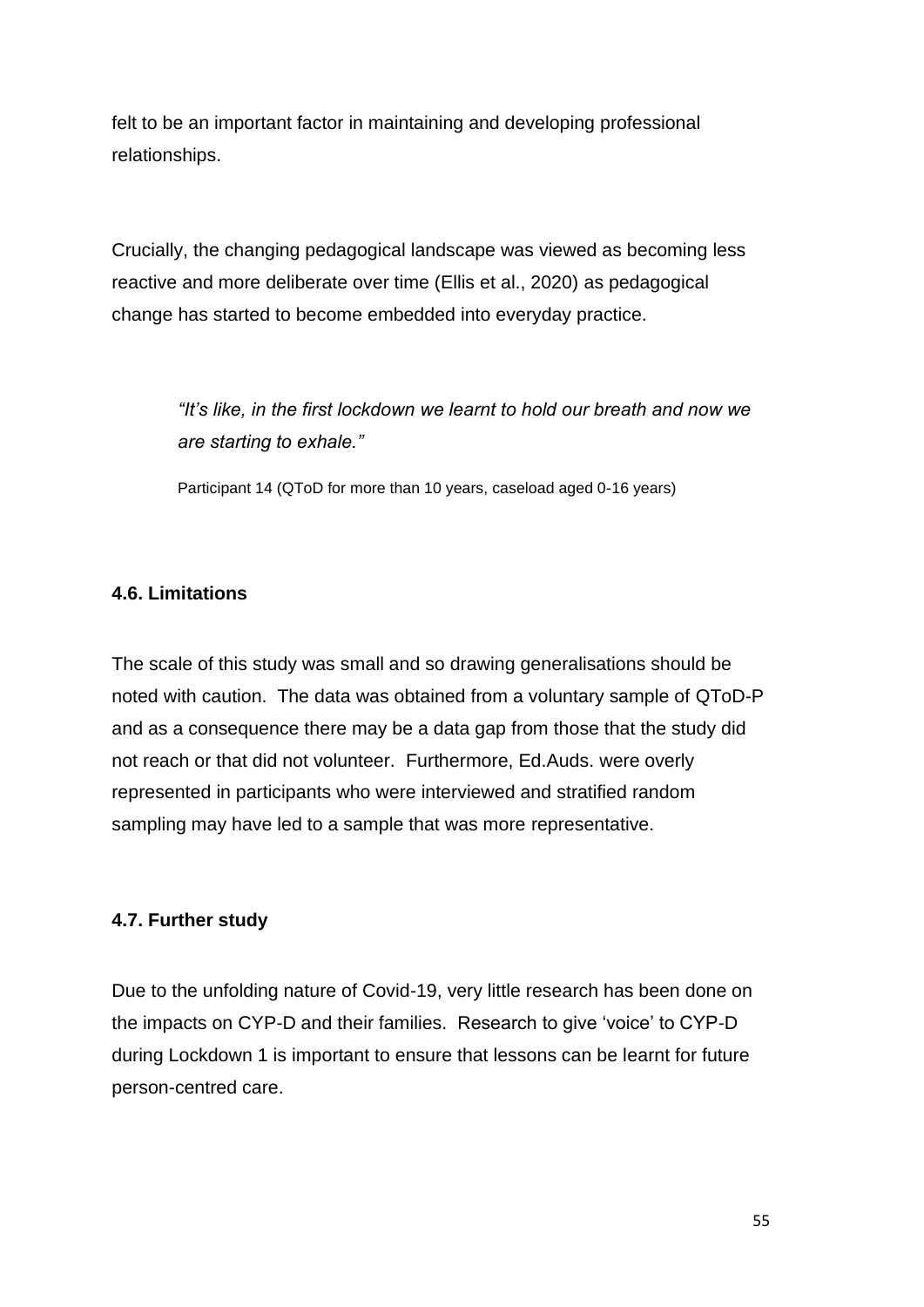felt to be an important factor in maintaining and developing professional relationships.

Crucially, the changing pedagogical landscape was viewed as becoming less reactive and more deliberate over time (Ellis et al., 2020) as pedagogical change has started to become embedded into everyday practice.

> *"It's like, in the first lockdown we learnt to hold our breath and now we are starting to exhale."*
>
> Participant 14 (QToD for more than 10 years, caseload aged 0-16 years)

### 4.6. Limitations

The scale of this study was small and so drawing generalisations should be noted with caution. The data was obtained from a voluntary sample of QToD-P and as a consequence there may be a data gap from those that the study did not reach or that did not volunteer. Furthermore, Ed.Auds. were overly represented in participants who were interviewed and stratified random sampling may have led to a sample that was more representative.

### 4.7. Further study

Due to the unfolding nature of Covid-19, very little research has been done on the impacts on CYP-D and their families. Research to give 'voice' to CYP-D during Lockdown 1 is important to ensure that lessons can be learnt for future person-centred care.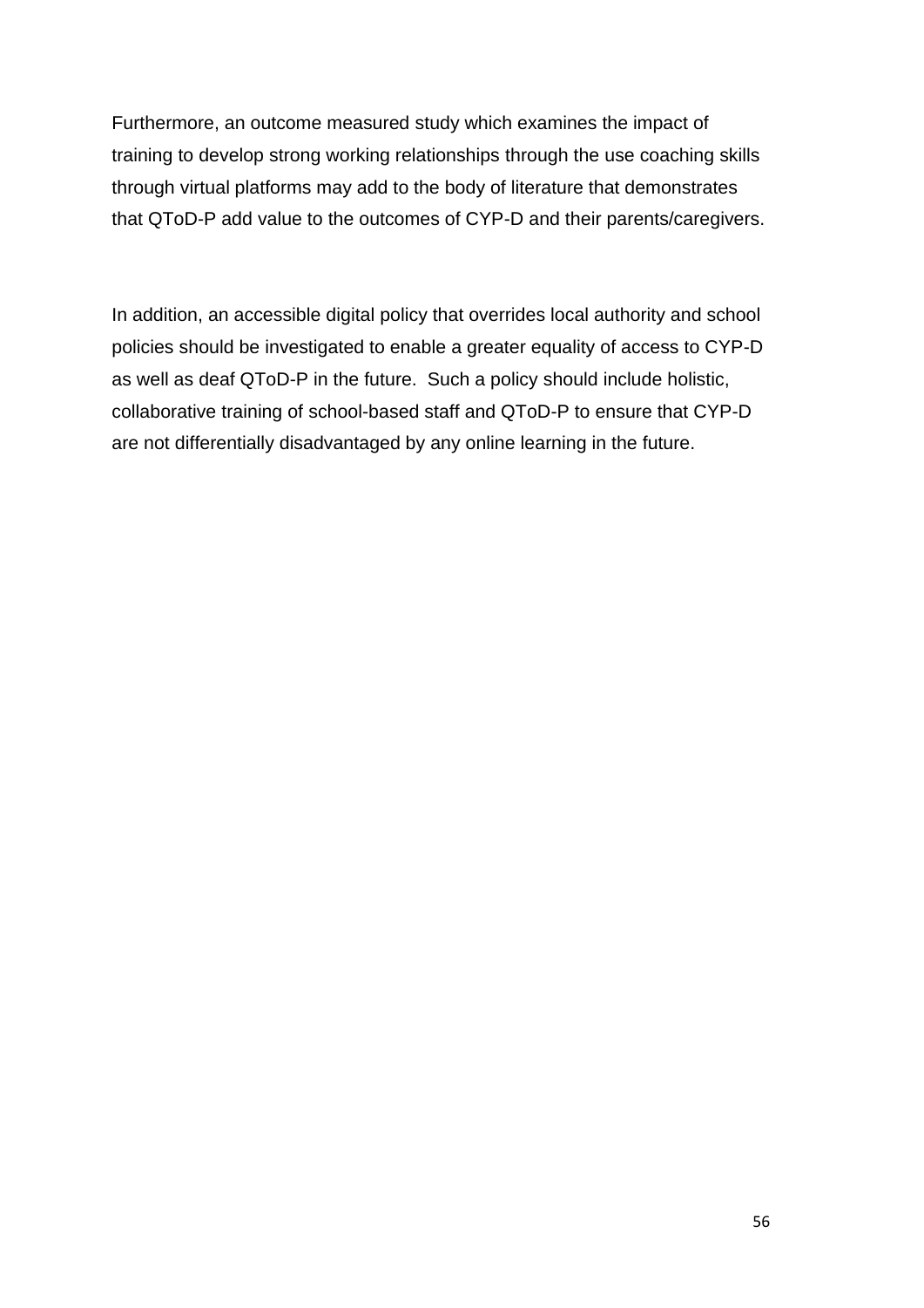Furthermore, an outcome measured study which examines the impact of training to develop strong working relationships through the use coaching skills through virtual platforms may add to the body of literature that demonstrates that QToD-P add value to the outcomes of CYP-D and their parents/caregivers.

In addition, an accessible digital policy that overrides local authority and school policies should be investigated to enable a greater equality of access to CYP-D as well as deaf QToD-P in the future.  Such a policy should include holistic, collaborative training of school-based staff and QToD-P to ensure that CYP-D are not differentially disadvantaged by any online learning in the future.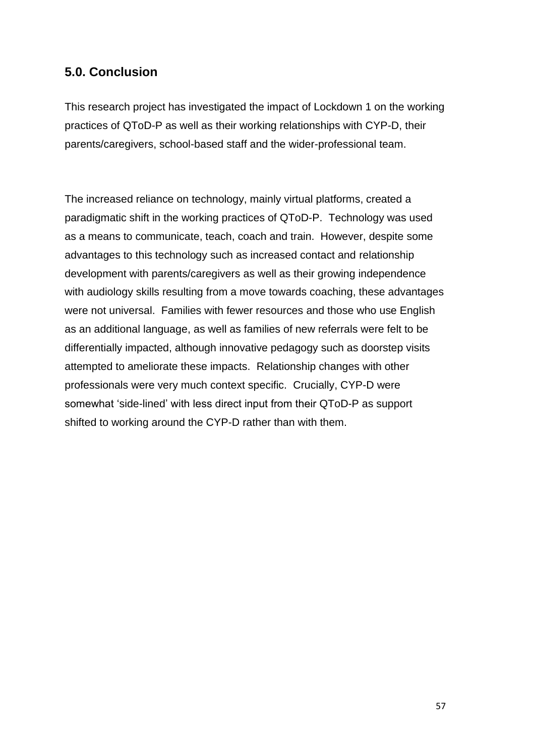## 5.0. Conclusion

This research project has investigated the impact of Lockdown 1 on the working practices of QToD-P as well as their working relationships with CYP-D, their parents/caregivers, school-based staff and the wider-professional team.

The increased reliance on technology, mainly virtual platforms, created a paradigmatic shift in the working practices of QToD-P. Technology was used as a means to communicate, teach, coach and train. However, despite some advantages to this technology such as increased contact and relationship development with parents/caregivers as well as their growing independence with audiology skills resulting from a move towards coaching, these advantages were not universal. Families with fewer resources and those who use English as an additional language, as well as families of new referrals were felt to be differentially impacted, although innovative pedagogy such as doorstep visits attempted to ameliorate these impacts. Relationship changes with other professionals were very much context specific. Crucially, CYP-D were somewhat 'side-lined' with less direct input from their QToD-P as support shifted to working around the CYP-D rather than with them.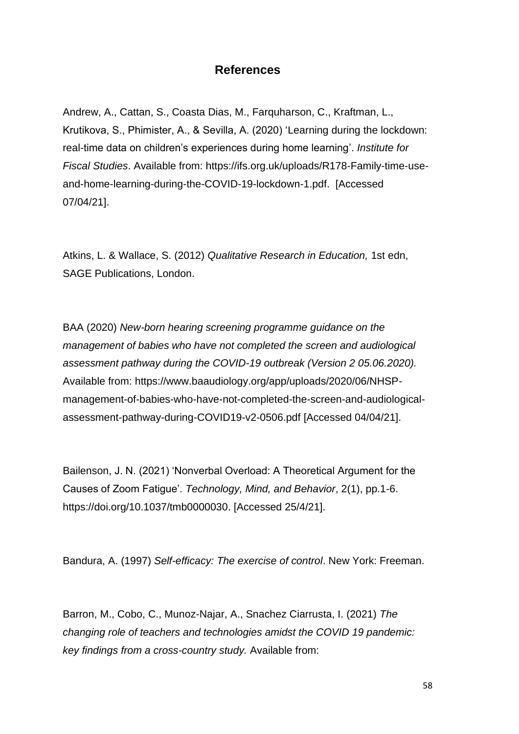# References

Andrew, A., Cattan, S., Coasta Dias, M., Farquharson, C., Kraftman, L., Krutikova, S., Phimister, A., & Sevilla, A. (2020) 'Learning during the lockdown: real-time data on children's experiences during home learning'. *Institute for Fiscal Studies*. Available from: https://ifs.org.uk/uploads/R178-Family-time-use-and-home-learning-during-the-COVID-19-lockdown-1.pdf. [Accessed 07/04/21].

Atkins, L. & Wallace, S. (2012) *Qualitative Research in Education,* 1st edn, SAGE Publications, London.

BAA (2020) *New-born hearing screening programme guidance on the management of babies who have not completed the screen and audiological assessment pathway during the COVID-19 outbreak (Version 2 05.06.2020).* Available from: https://www.baaudiology.org/app/uploads/2020/06/NHSP-management-of-babies-who-have-not-completed-the-screen-and-audiological-assessment-pathway-during-COVID19-v2-0506.pdf [Accessed 04/04/21].

Bailenson, J. N. (2021) 'Nonverbal Overload: A Theoretical Argument for the Causes of Zoom Fatigue'. *Technology, Mind, and Behavior*, 2(1), pp.1-6. https://doi.org/10.1037/tmb0000030. [Accessed 25/4/21].

Bandura, A. (1997) *Self-efficacy: The exercise of control*. New York: Freeman.

Barron, M., Cobo, C., Munoz-Najar, A., Snachez Ciarrusta, I. (2021) *The changing role of teachers and technologies amidst the COVID 19 pandemic: key findings from a cross-country study.* Available from: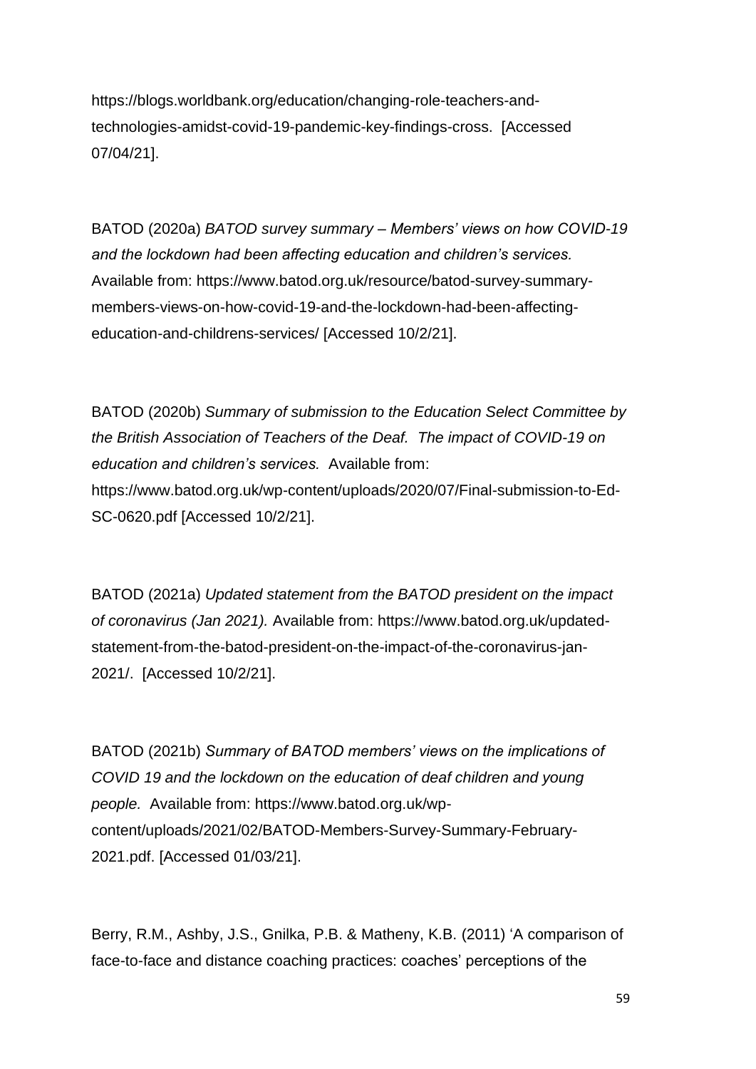https://blogs.worldbank.org/education/changing-role-teachers-and-technologies-amidst-covid-19-pandemic-key-findings-cross. [Accessed 07/04/21].

BATOD (2020a) *BATOD survey summary – Members' views on how COVID-19 and the lockdown had been affecting education and children's services.* Available from: https://www.batod.org.uk/resource/batod-survey-summary-members-views-on-how-covid-19-and-the-lockdown-had-been-affecting-education-and-childrens-services/ [Accessed 10/2/21].

BATOD (2020b) *Summary of submission to the Education Select Committee by the British Association of Teachers of the Deaf. The impact of COVID-19 on education and children's services.* Available from: https://www.batod.org.uk/wp-content/uploads/2020/07/Final-submission-to-Ed-SC-0620.pdf [Accessed 10/2/21].

BATOD (2021a) *Updated statement from the BATOD president on the impact of coronavirus (Jan 2021).* Available from: https://www.batod.org.uk/updated-statement-from-the-batod-president-on-the-impact-of-the-coronavirus-jan-2021/. [Accessed 10/2/21].

BATOD (2021b) *Summary of BATOD members' views on the implications of COVID 19 and the lockdown on the education of deaf children and young people.* Available from: https://www.batod.org.uk/wp-content/uploads/2021/02/BATOD-Members-Survey-Summary-February-2021.pdf. [Accessed 01/03/21].

Berry, R.M., Ashby, J.S., Gnilka, P.B. & Matheny, K.B. (2011) 'A comparison of face-to-face and distance coaching practices: coaches' perceptions of the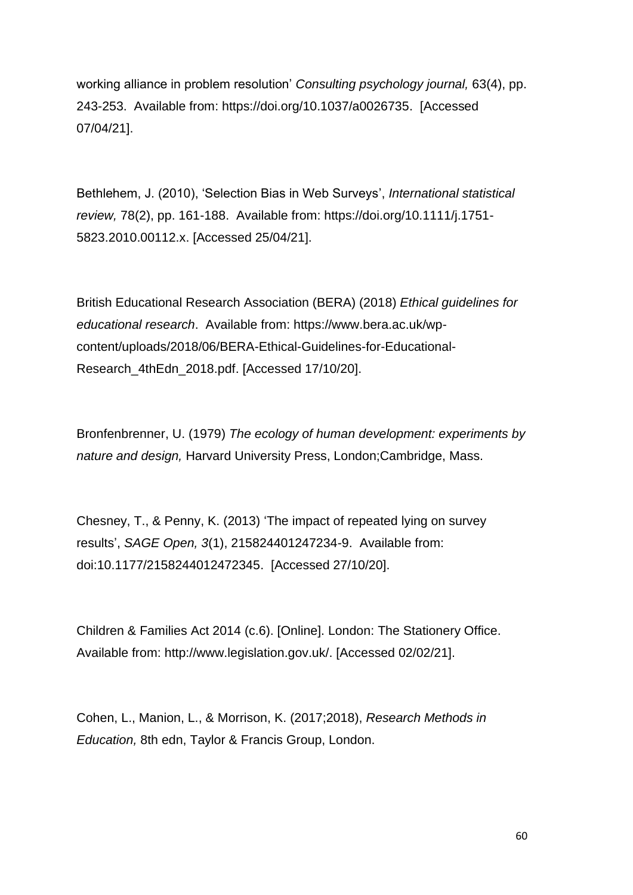working alliance in problem resolution' *Consulting psychology journal,* 63(4), pp. 243-253. Available from: https://doi.org/10.1037/a0026735. [Accessed 07/04/21].

Bethlehem, J. (2010), 'Selection Bias in Web Surveys', *International statistical review,* 78(2), pp. 161-188. Available from: https://doi.org/10.1111/j.1751-5823.2010.00112.x. [Accessed 25/04/21].

British Educational Research Association (BERA) (2018) *Ethical guidelines for educational research*. Available from: https://www.bera.ac.uk/wp-content/uploads/2018/06/BERA-Ethical-Guidelines-for-Educational-Research_4thEdn_2018.pdf. [Accessed 17/10/20].

Bronfenbrenner, U. (1979) *The ecology of human development: experiments by nature and design,* Harvard University Press, London;Cambridge, Mass.

Chesney, T., & Penny, K. (2013) 'The impact of repeated lying on survey results', *SAGE Open, 3*(1), 215824401247234-9. Available from: doi:10.1177/2158244012472345. [Accessed 27/10/20].

Children & Families Act 2014 (c.6). [Online]. London: The Stationery Office. Available from: http://www.legislation.gov.uk/. [Accessed 02/02/21].

Cohen, L., Manion, L., & Morrison, K. (2017;2018), *Research Methods in Education,* 8th edn, Taylor & Francis Group, London.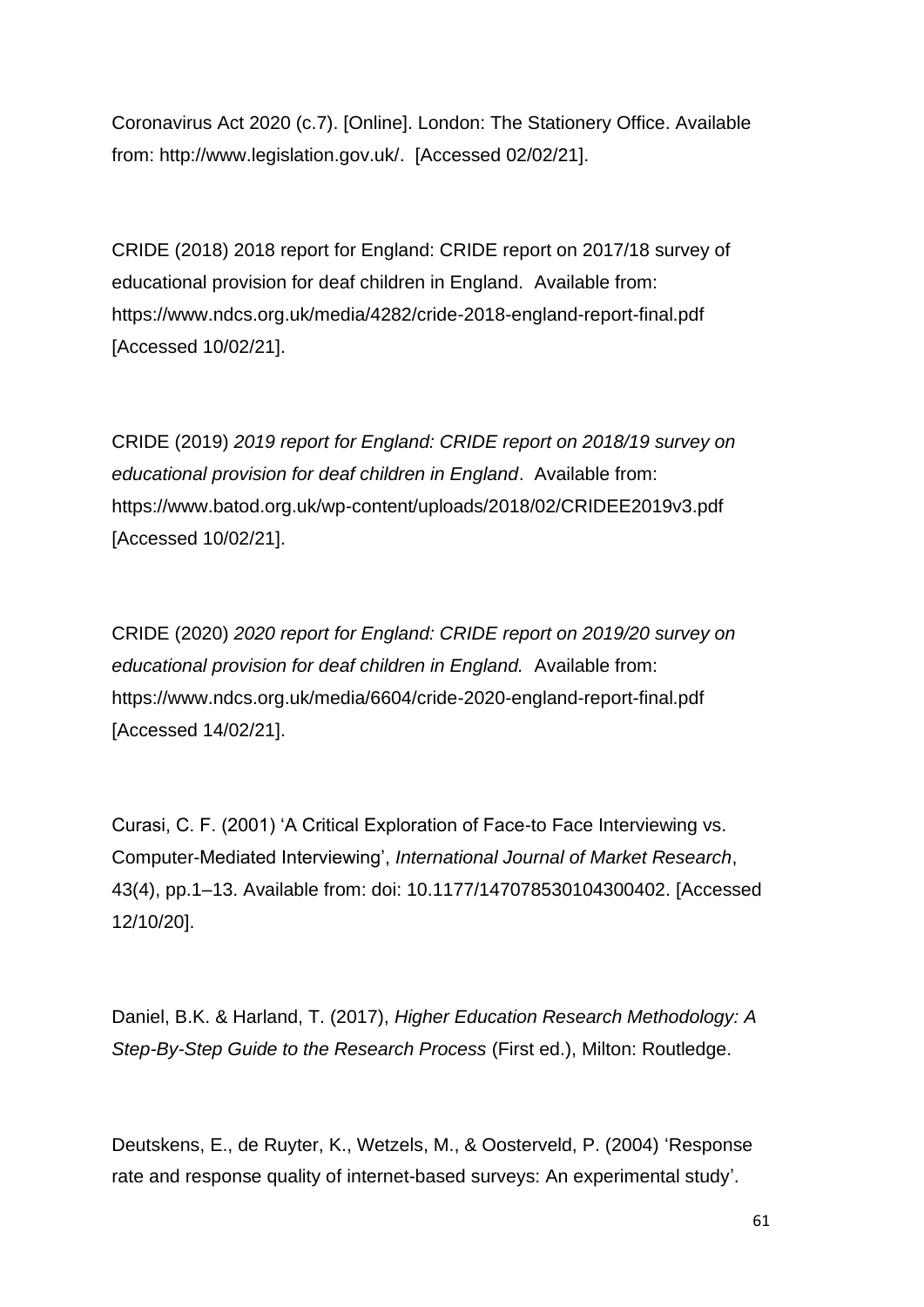Coronavirus Act 2020 (c.7). [Online]. London: The Stationery Office. Available from: http://www.legislation.gov.uk/. [Accessed 02/02/21].

CRIDE (2018) 2018 report for England: CRIDE report on 2017/18 survey of educational provision for deaf children in England. Available from: https://www.ndcs.org.uk/media/4282/cride-2018-england-report-final.pdf [Accessed 10/02/21].

CRIDE (2019) *2019 report for England: CRIDE report on 2018/19 survey on educational provision for deaf children in England*. Available from: https://www.batod.org.uk/wp-content/uploads/2018/02/CRIDEE2019v3.pdf [Accessed 10/02/21].

CRIDE (2020) *2020 report for England: CRIDE report on 2019/20 survey on educational provision for deaf children in England.* Available from: https://www.ndcs.org.uk/media/6604/cride-2020-england-report-final.pdf [Accessed 14/02/21].

Curasi, C. F. (2001) 'A Critical Exploration of Face-to Face Interviewing vs. Computer-Mediated Interviewing', *International Journal of Market Research*, 43(4), pp.1–13. Available from: doi: 10.1177/147078530104300402. [Accessed 12/10/20].

Daniel, B.K. & Harland, T. (2017), *Higher Education Research Methodology: A Step-By-Step Guide to the Research Process* (First ed.), Milton: Routledge.

Deutskens, E., de Ruyter, K., Wetzels, M., & Oosterveld, P. (2004) 'Response rate and response quality of internet-based surveys: An experimental study'.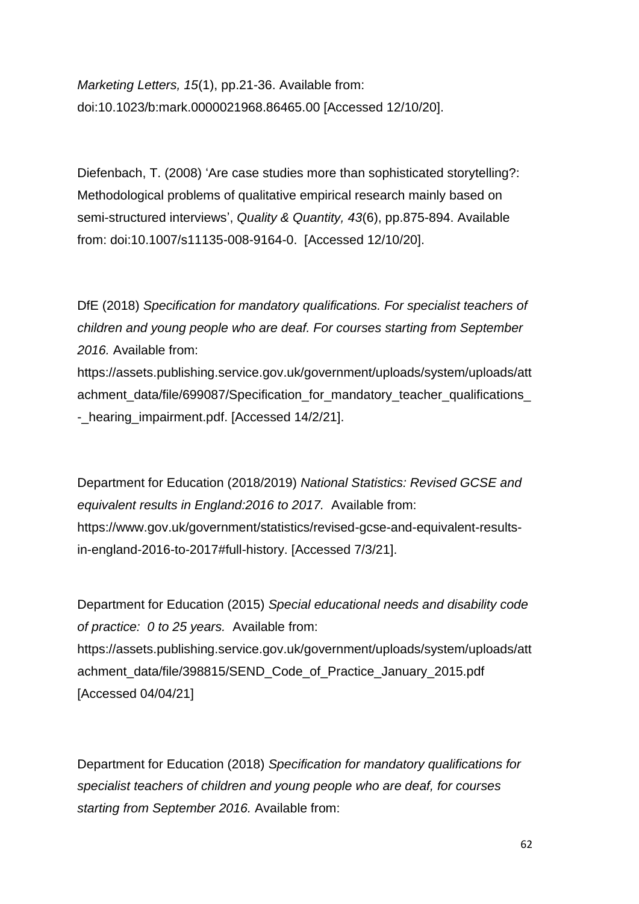*Marketing Letters, 15*(1), pp.21-36. Available from: doi:10.1023/b:mark.0000021968.86465.00 [Accessed 12/10/20].

Diefenbach, T. (2008) 'Are case studies more than sophisticated storytelling?: Methodological problems of qualitative empirical research mainly based on semi-structured interviews', *Quality & Quantity, 43*(6), pp.875-894. Available from: doi:10.1007/s11135-008-9164-0. [Accessed 12/10/20].

DfE (2018) *Specification for mandatory qualifications. For specialist teachers of children and young people who are deaf. For courses starting from September 2016.* Available from: https://assets.publishing.service.gov.uk/government/uploads/system/uploads/attachment_data/file/699087/Specification_for_mandatory_teacher_qualifications_-_hearing_impairment.pdf. [Accessed 14/2/21].

Department for Education (2018/2019) *National Statistics: Revised GCSE and equivalent results in England:2016 to 2017.* Available from: https://www.gov.uk/government/statistics/revised-gcse-and-equivalent-results-in-england-2016-to-2017#full-history. [Accessed 7/3/21].

Department for Education (2015) *Special educational needs and disability code of practice: 0 to 25 years.* Available from: https://assets.publishing.service.gov.uk/government/uploads/system/uploads/attachment_data/file/398815/SEND_Code_of_Practice_January_2015.pdf [Accessed 04/04/21]

Department for Education (2018) *Specification for mandatory qualifications for specialist teachers of children and young people who are deaf, for courses starting from September 2016.* Available from: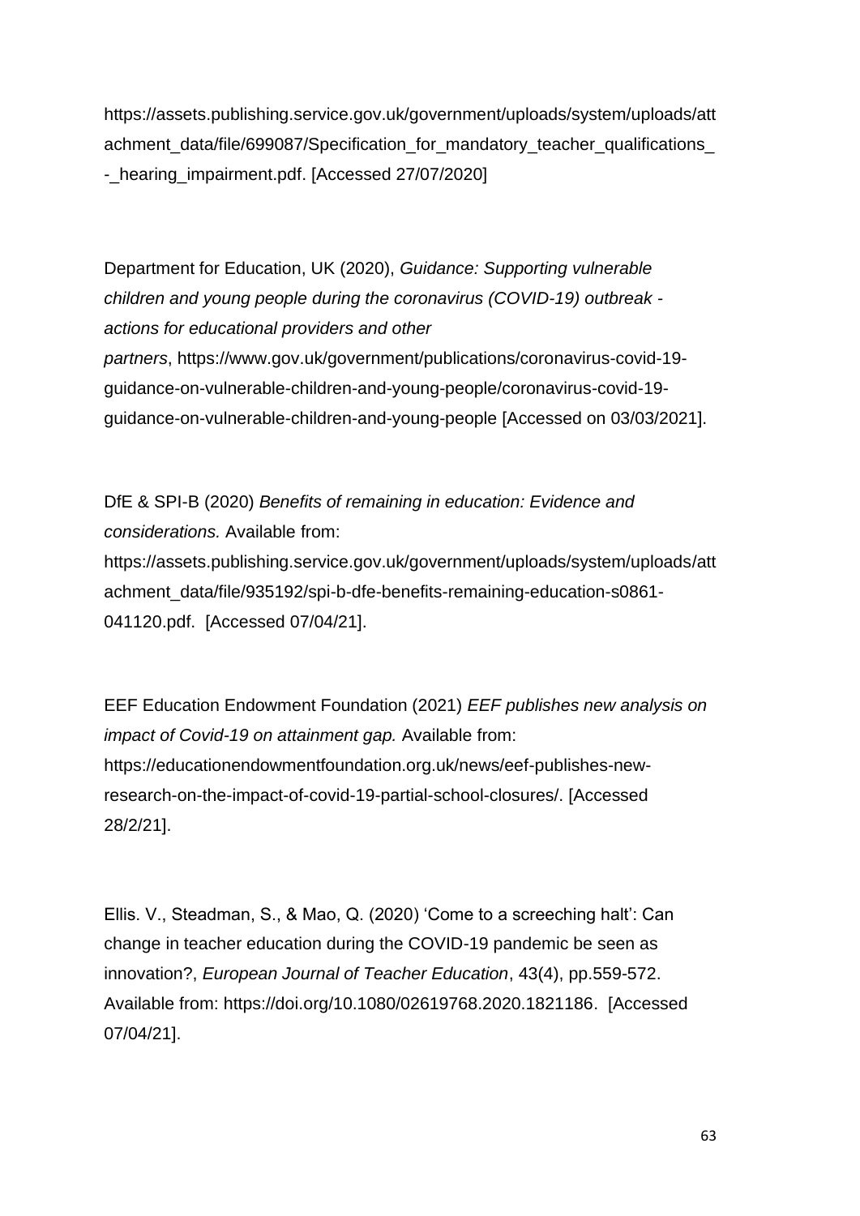https://assets.publishing.service.gov.uk/government/uploads/system/uploads/attachment_data/file/699087/Specification_for_mandatory_teacher_qualifications_-_hearing_impairment.pdf. [Accessed 27/07/2020]

Department for Education, UK (2020), *Guidance: Supporting vulnerable children and young people during the coronavirus (COVID-19) outbreak - actions for educational providers and other partners*, https://www.gov.uk/government/publications/coronavirus-covid-19-guidance-on-vulnerable-children-and-young-people/coronavirus-covid-19-guidance-on-vulnerable-children-and-young-people [Accessed on 03/03/2021].

DfE & SPI-B (2020) *Benefits of remaining in education: Evidence and considerations.* Available from: https://assets.publishing.service.gov.uk/government/uploads/system/uploads/attachment_data/file/935192/spi-b-dfe-benefits-remaining-education-s0861-041120.pdf. [Accessed 07/04/21].

EEF Education Endowment Foundation (2021) *EEF publishes new analysis on impact of Covid-19 on attainment gap.* Available from: https://educationendowmentfoundation.org.uk/news/eef-publishes-new-research-on-the-impact-of-covid-19-partial-school-closures/. [Accessed 28/2/21].

Ellis. V., Steadman, S., & Mao, Q. (2020) 'Come to a screeching halt': Can change in teacher education during the COVID-19 pandemic be seen as innovation?, *European Journal of Teacher Education*, 43(4), pp.559-572. Available from: https://doi.org/10.1080/02619768.2020.1821186. [Accessed 07/04/21].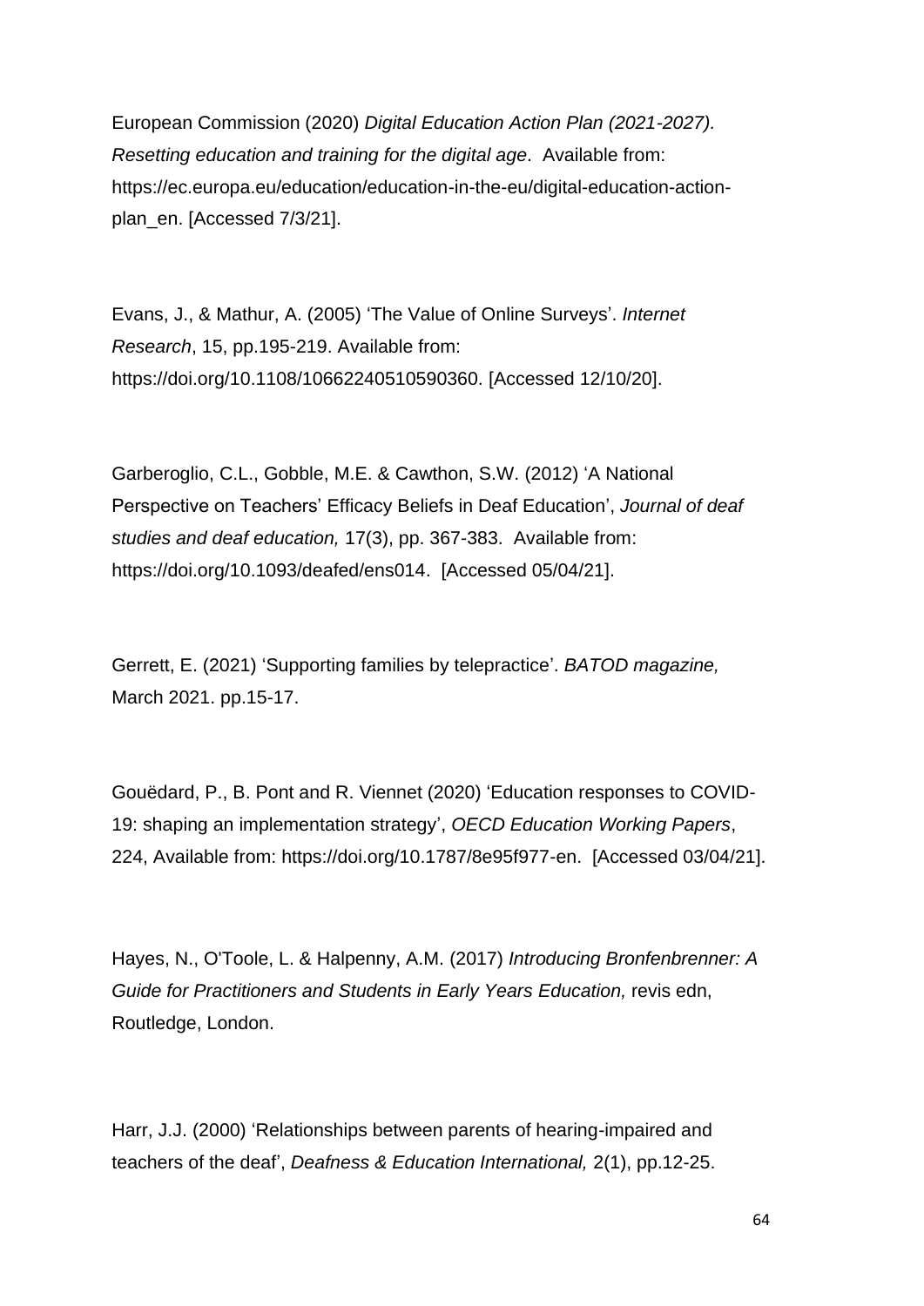European Commission (2020) *Digital Education Action Plan (2021-2027). Resetting education and training for the digital age*. Available from: https://ec.europa.eu/education/education-in-the-eu/digital-education-action-plan_en. [Accessed 7/3/21].

Evans, J., & Mathur, A. (2005) 'The Value of Online Surveys'. *Internet Research*, 15, pp.195-219. Available from: https://doi.org/10.1108/10662240510590360. [Accessed 12/10/20].

Garberoglio, C.L., Gobble, M.E. & Cawthon, S.W. (2012) 'A National Perspective on Teachers' Efficacy Beliefs in Deaf Education', *Journal of deaf studies and deaf education,* 17(3), pp. 367-383. Available from: https://doi.org/10.1093/deafed/ens014. [Accessed 05/04/21].

Gerrett, E. (2021) 'Supporting families by telepractice'. *BATOD magazine,* March 2021. pp.15-17.

Gouëdard, P., B. Pont and R. Viennet (2020) 'Education responses to COVID-19: shaping an implementation strategy', *OECD Education Working Papers*, 224, Available from: https://doi.org/10.1787/8e95f977-en. [Accessed 03/04/21].

Hayes, N., O'Toole, L. & Halpenny, A.M. (2017) *Introducing Bronfenbrenner: A Guide for Practitioners and Students in Early Years Education,* revis edn, Routledge, London.

Harr, J.J. (2000) 'Relationships between parents of hearing-impaired and teachers of the deaf', *Deafness & Education International,* 2(1), pp.12-25.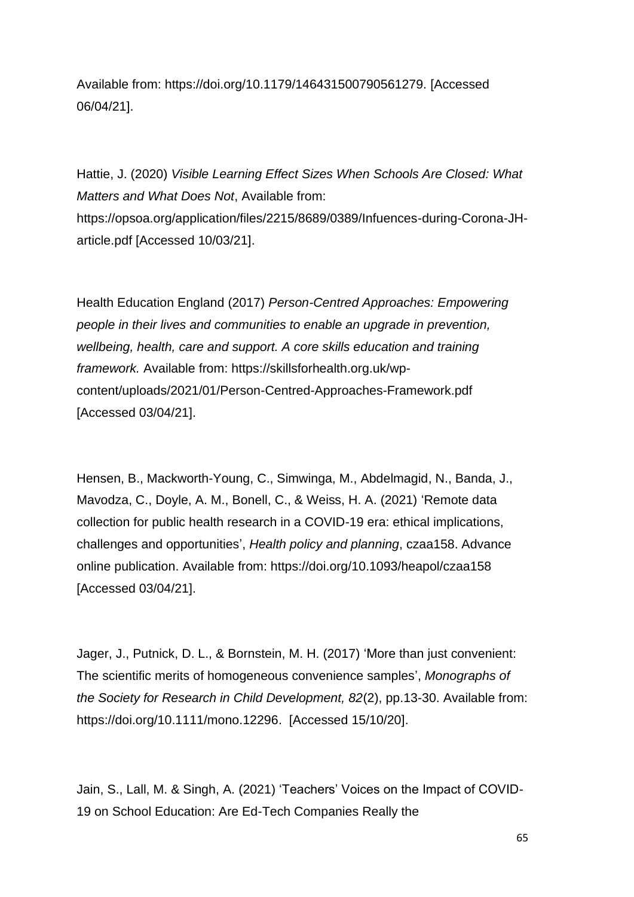Available from: https://doi.org/10.1179/146431500790561279. [Accessed 06/04/21].

Hattie, J. (2020) *Visible Learning Effect Sizes When Schools Are Closed: What Matters and What Does Not*, Available from: https://opsoa.org/application/files/2215/8689/0389/Infuences-during-Corona-JH-article.pdf [Accessed 10/03/21].

Health Education England (2017) *Person-Centred Approaches: Empowering people in their lives and communities to enable an upgrade in prevention, wellbeing, health, care and support. A core skills education and training framework.* Available from: https://skillsforhealth.org.uk/wp-content/uploads/2021/01/Person-Centred-Approaches-Framework.pdf [Accessed 03/04/21].

Hensen, B., Mackworth-Young, C., Simwinga, M., Abdelmagid, N., Banda, J., Mavodza, C., Doyle, A. M., Bonell, C., & Weiss, H. A. (2021) 'Remote data collection for public health research in a COVID-19 era: ethical implications, challenges and opportunities', *Health policy and planning*, czaa158. Advance online publication. Available from: https://doi.org/10.1093/heapol/czaa158 [Accessed 03/04/21].

Jager, J., Putnick, D. L., & Bornstein, M. H. (2017) 'More than just convenient: The scientific merits of homogeneous convenience samples', *Monographs of the Society for Research in Child Development, 82*(2), pp.13-30. Available from: https://doi.org/10.1111/mono.12296. [Accessed 15/10/20].

Jain, S., Lall, M. & Singh, A. (2021) 'Teachers' Voices on the Impact of COVID-19 on School Education: Are Ed-Tech Companies Really the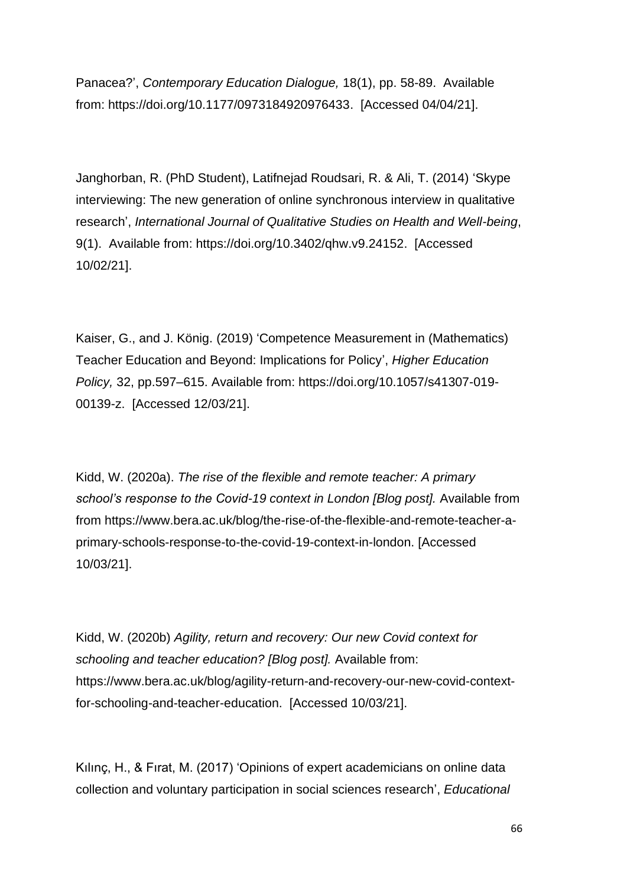Panacea?', *Contemporary Education Dialogue,* 18(1), pp. 58-89. Available from: https://doi.org/10.1177/0973184920976433. [Accessed 04/04/21].

Janghorban, R. (PhD Student), Latifnejad Roudsari, R. & Ali, T. (2014) 'Skype interviewing: The new generation of online synchronous interview in qualitative research', *International Journal of Qualitative Studies on Health and Well-being*, 9(1). Available from: https://doi.org/10.3402/qhw.v9.24152. [Accessed 10/02/21].

Kaiser, G., and J. König. (2019) 'Competence Measurement in (Mathematics) Teacher Education and Beyond: Implications for Policy', *Higher Education Policy,* 32, pp.597–615. Available from: https://doi.org/10.1057/s41307-019-00139-z. [Accessed 12/03/21].

Kidd, W. (2020a). *The rise of the flexible and remote teacher: A primary school's response to the Covid-19 context in London [Blog post].* Available from from https://www.bera.ac.uk/blog/the-rise-of-the-flexible-and-remote-teacher-a-primary-schools-response-to-the-covid-19-context-in-london. [Accessed 10/03/21].

Kidd, W. (2020b) *Agility, return and recovery: Our new Covid context for schooling and teacher education? [Blog post].* Available from: https://www.bera.ac.uk/blog/agility-return-and-recovery-our-new-covid-context-for-schooling-and-teacher-education. [Accessed 10/03/21].

Kılınç, H., & Fırat, M. (2017) 'Opinions of expert academicians on online data collection and voluntary participation in social sciences research', *Educational*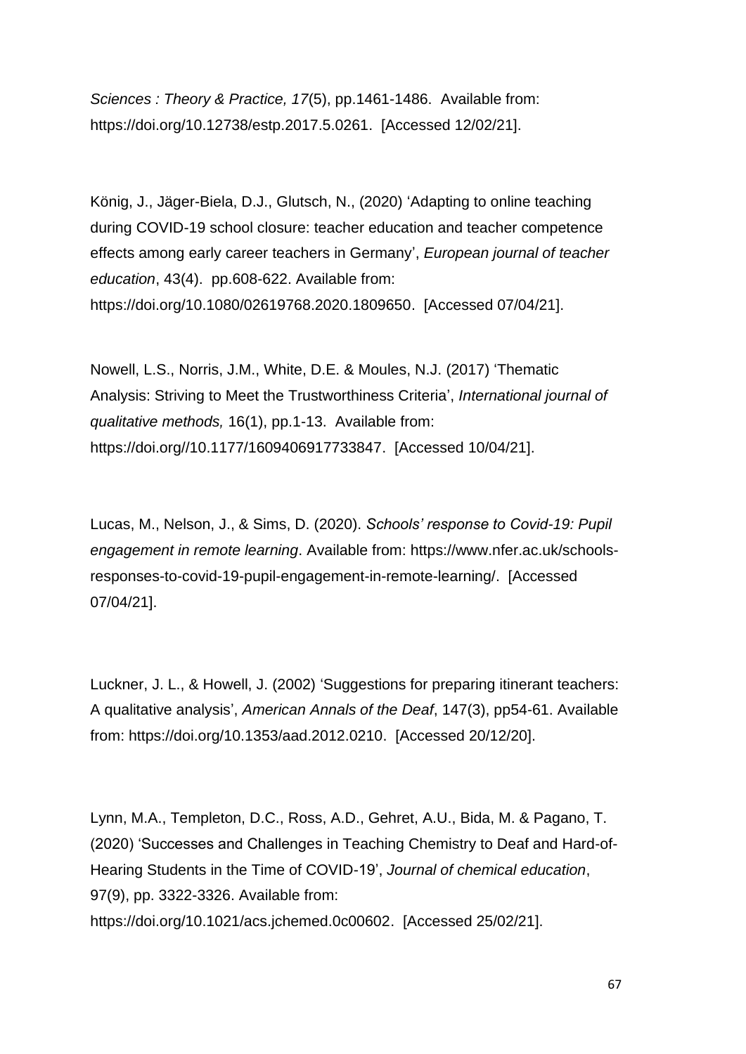*Sciences : Theory & Practice, 17*(5), pp.1461-1486. Available from: https://doi.org/10.12738/estp.2017.5.0261. [Accessed 12/02/21].

König, J., Jäger-Biela, D.J., Glutsch, N., (2020) 'Adapting to online teaching during COVID-19 school closure: teacher education and teacher competence effects among early career teachers in Germany', *European journal of teacher education*, 43(4). pp.608-622. Available from: https://doi.org/10.1080/02619768.2020.1809650. [Accessed 07/04/21].

Nowell, L.S., Norris, J.M., White, D.E. & Moules, N.J. (2017) 'Thematic Analysis: Striving to Meet the Trustworthiness Criteria', *International journal of qualitative methods,* 16(1), pp.1-13. Available from: https://doi.org//10.1177/1609406917733847. [Accessed 10/04/21].

Lucas, M., Nelson, J., & Sims, D. (2020). *Schools' response to Covid-19: Pupil engagement in remote learning*. Available from: https://www.nfer.ac.uk/schools-responses-to-covid-19-pupil-engagement-in-remote-learning/. [Accessed 07/04/21].

Luckner, J. L., & Howell, J. (2002) 'Suggestions for preparing itinerant teachers: A qualitative analysis', *American Annals of the Deaf*, 147(3), pp54-61. Available from: https://doi.org/10.1353/aad.2012.0210. [Accessed 20/12/20].

Lynn, M.A., Templeton, D.C., Ross, A.D., Gehret, A.U., Bida, M. & Pagano, T. (2020) 'Successes and Challenges in Teaching Chemistry to Deaf and Hard-of-Hearing Students in the Time of COVID-19', *Journal of chemical education*, 97(9), pp. 3322-3326. Available from: https://doi.org/10.1021/acs.jchemed.0c00602. [Accessed 25/02/21].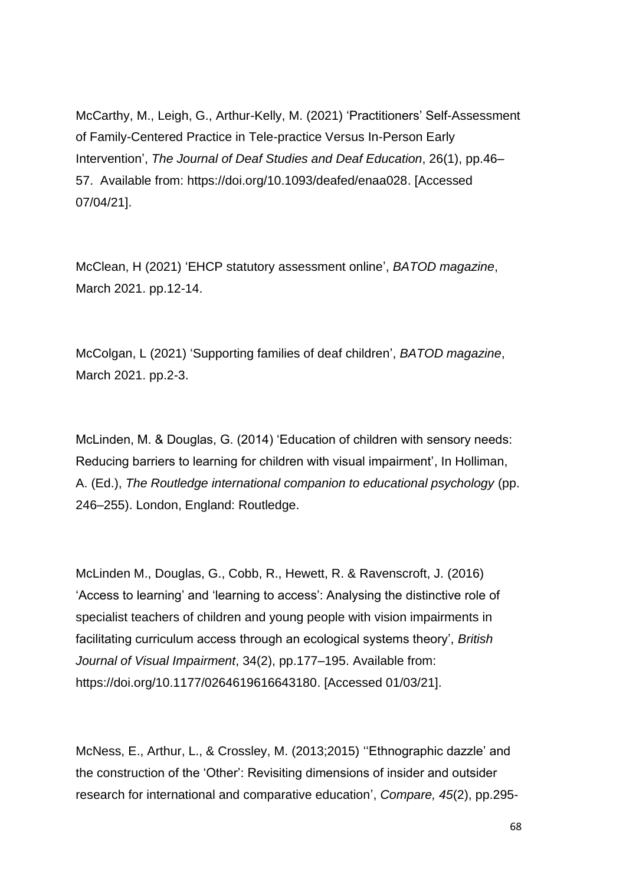McCarthy, M., Leigh, G., Arthur-Kelly, M. (2021) 'Practitioners' Self-Assessment of Family-Centered Practice in Tele-practice Versus In-Person Early Intervention', *The Journal of Deaf Studies and Deaf Education*, 26(1), pp.46–57. Available from: https://doi.org/10.1093/deafed/enaa028. [Accessed 07/04/21].

McClean, H (2021) 'EHCP statutory assessment online', *BATOD magazine*, March 2021. pp.12-14.

McColgan, L (2021) 'Supporting families of deaf children', *BATOD magazine*, March 2021. pp.2-3.

McLinden, M. & Douglas, G. (2014) 'Education of children with sensory needs: Reducing barriers to learning for children with visual impairment', In Holliman, A. (Ed.), *The Routledge international companion to educational psychology* (pp. 246–255). London, England: Routledge.

McLinden M., Douglas, G., Cobb, R., Hewett, R. & Ravenscroft, J. (2016) 'Access to learning' and 'learning to access': Analysing the distinctive role of specialist teachers of children and young people with vision impairments in facilitating curriculum access through an ecological systems theory', *British Journal of Visual Impairment*, 34(2), pp.177–195. Available from: https://doi.org/10.1177/0264619616643180. [Accessed 01/03/21].

McNess, E., Arthur, L., & Crossley, M. (2013;2015) ''Ethnographic dazzle' and the construction of the 'Other': Revisiting dimensions of insider and outsider research for international and comparative education', *Compare, 45*(2), pp.295-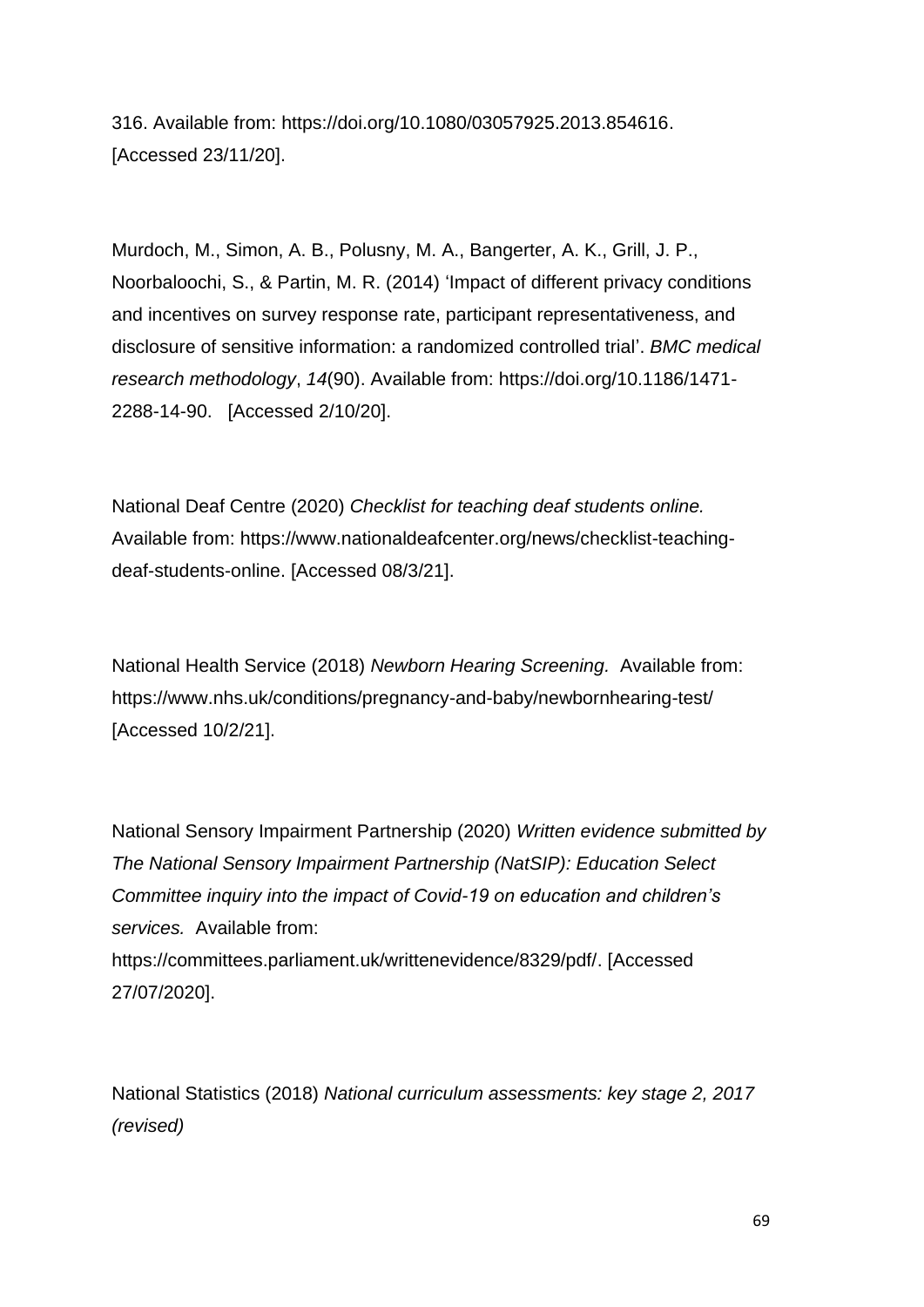316. Available from: https://doi.org/10.1080/03057925.2013.854616. [Accessed 23/11/20].

Murdoch, M., Simon, A. B., Polusny, M. A., Bangerter, A. K., Grill, J. P., Noorbaloochi, S., & Partin, M. R. (2014) 'Impact of different privacy conditions and incentives on survey response rate, participant representativeness, and disclosure of sensitive information: a randomized controlled trial'. *BMC medical research methodology*, *14*(90). Available from: https://doi.org/10.1186/1471-2288-14-90. [Accessed 2/10/20].

National Deaf Centre (2020) *Checklist for teaching deaf students online.* Available from: https://www.nationaldeafcenter.org/news/checklist-teaching-deaf-students-online. [Accessed 08/3/21].

National Health Service (2018) *Newborn Hearing Screening.* Available from: https://www.nhs.uk/conditions/pregnancy-and-baby/newbornhearing-test/ [Accessed 10/2/21].

National Sensory Impairment Partnership (2020) *Written evidence submitted by The National Sensory Impairment Partnership (NatSIP): Education Select Committee inquiry into the impact of Covid-19 on education and children's services.* Available from: https://committees.parliament.uk/writtenevidence/8329/pdf/. [Accessed 27/07/2020].

National Statistics (2018) *National curriculum assessments: key stage 2, 2017 (revised)*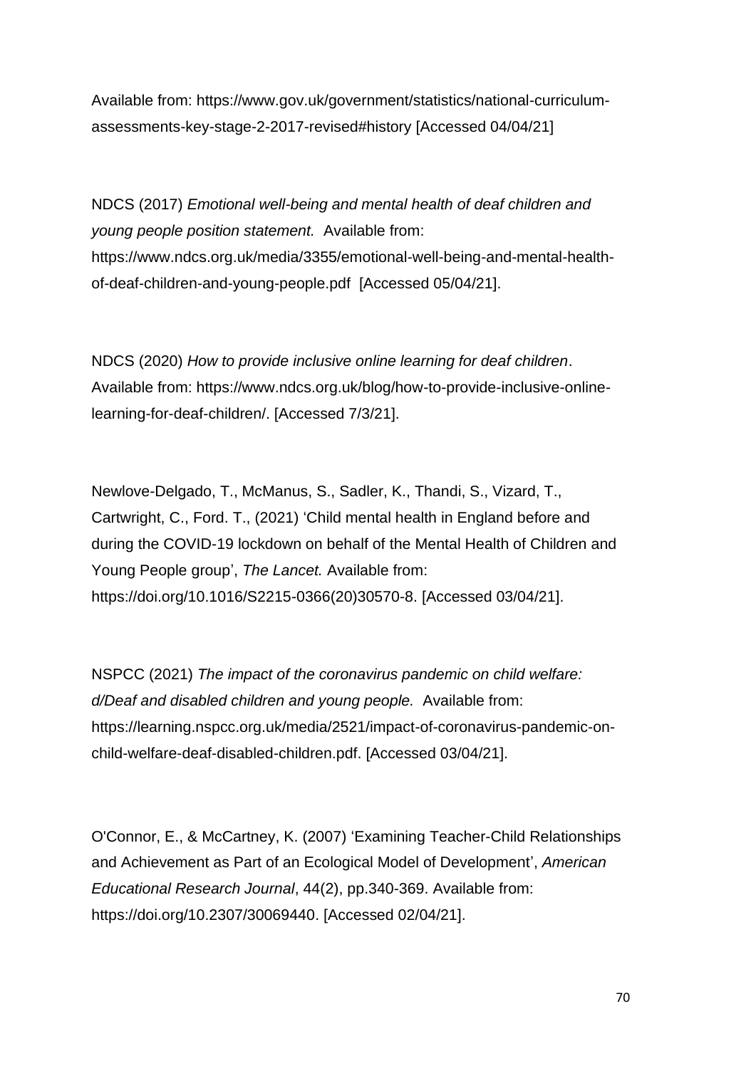Available from: https://www.gov.uk/government/statistics/national-curriculum-assessments-key-stage-2-2017-revised#history [Accessed 04/04/21]

NDCS (2017) *Emotional well-being and mental health of deaf children and young people position statement.* Available from: https://www.ndcs.org.uk/media/3355/emotional-well-being-and-mental-health-of-deaf-children-and-young-people.pdf [Accessed 05/04/21].

NDCS (2020) *How to provide inclusive online learning for deaf children*. Available from: https://www.ndcs.org.uk/blog/how-to-provide-inclusive-online-learning-for-deaf-children/. [Accessed 7/3/21].

Newlove-Delgado, T., McManus, S., Sadler, K., Thandi, S., Vizard, T., Cartwright, C., Ford. T., (2021) 'Child mental health in England before and during the COVID-19 lockdown on behalf of the Mental Health of Children and Young People group', *The Lancet.* Available from: https://doi.org/10.1016/S2215-0366(20)30570-8. [Accessed 03/04/21].

NSPCC (2021) *The impact of the coronavirus pandemic on child welfare: d/Deaf and disabled children and young people.* Available from: https://learning.nspcc.org.uk/media/2521/impact-of-coronavirus-pandemic-on-child-welfare-deaf-disabled-children.pdf. [Accessed 03/04/21].

O'Connor, E., & McCartney, K. (2007) 'Examining Teacher-Child Relationships and Achievement as Part of an Ecological Model of Development', *American Educational Research Journal*, 44(2), pp.340-369. Available from: https://doi.org/10.2307/30069440. [Accessed 02/04/21].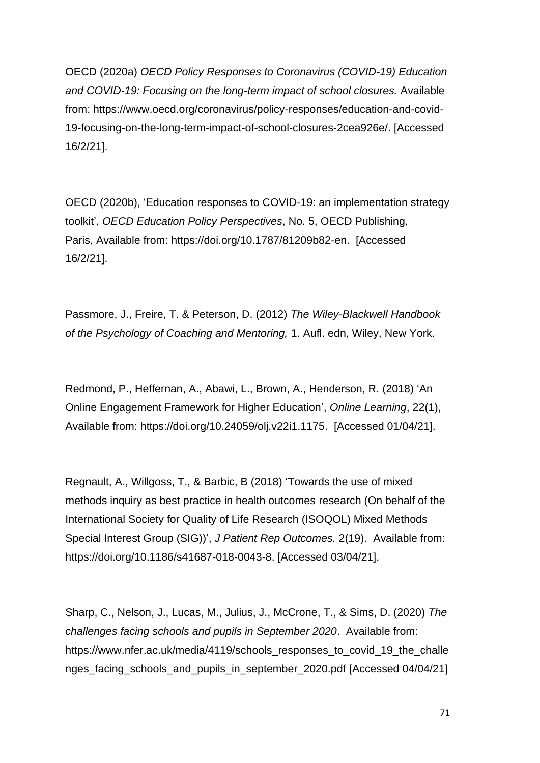OECD (2020a) *OECD Policy Responses to Coronavirus (COVID-19) Education and COVID-19: Focusing on the long-term impact of school closures.* Available from: https://www.oecd.org/coronavirus/policy-responses/education-and-covid-19-focusing-on-the-long-term-impact-of-school-closures-2cea926e/. [Accessed 16/2/21].

OECD (2020b), 'Education responses to COVID-19: an implementation strategy toolkit', *OECD Education Policy Perspectives*, No. 5, OECD Publishing, Paris, Available from: https://doi.org/10.1787/81209b82-en. [Accessed 16/2/21].

Passmore, J., Freire, T. & Peterson, D. (2012) *The Wiley-Blackwell Handbook of the Psychology of Coaching and Mentoring,* 1. Aufl. edn, Wiley, New York.

Redmond, P., Heffernan, A., Abawi, L., Brown, A., Henderson, R. (2018) 'An Online Engagement Framework for Higher Education', *Online Learning*, 22(1), Available from: https://doi.org/10.24059/olj.v22i1.1175. [Accessed 01/04/21].

Regnault, A., Willgoss, T., & Barbic, B (2018) 'Towards the use of mixed methods inquiry as best practice in health outcomes research (On behalf of the International Society for Quality of Life Research (ISOQOL) Mixed Methods Special Interest Group (SIG))', *J Patient Rep Outcomes.* 2(19). Available from: https://doi.org/10.1186/s41687-018-0043-8. [Accessed 03/04/21].

Sharp, C., Nelson, J., Lucas, M., Julius, J., McCrone, T., & Sims, D. (2020) *The challenges facing schools and pupils in September 2020*. Available from: https://www.nfer.ac.uk/media/4119/schools_responses_to_covid_19_the_challenges_facing_schools_and_pupils_in_september_2020.pdf [Accessed 04/04/21]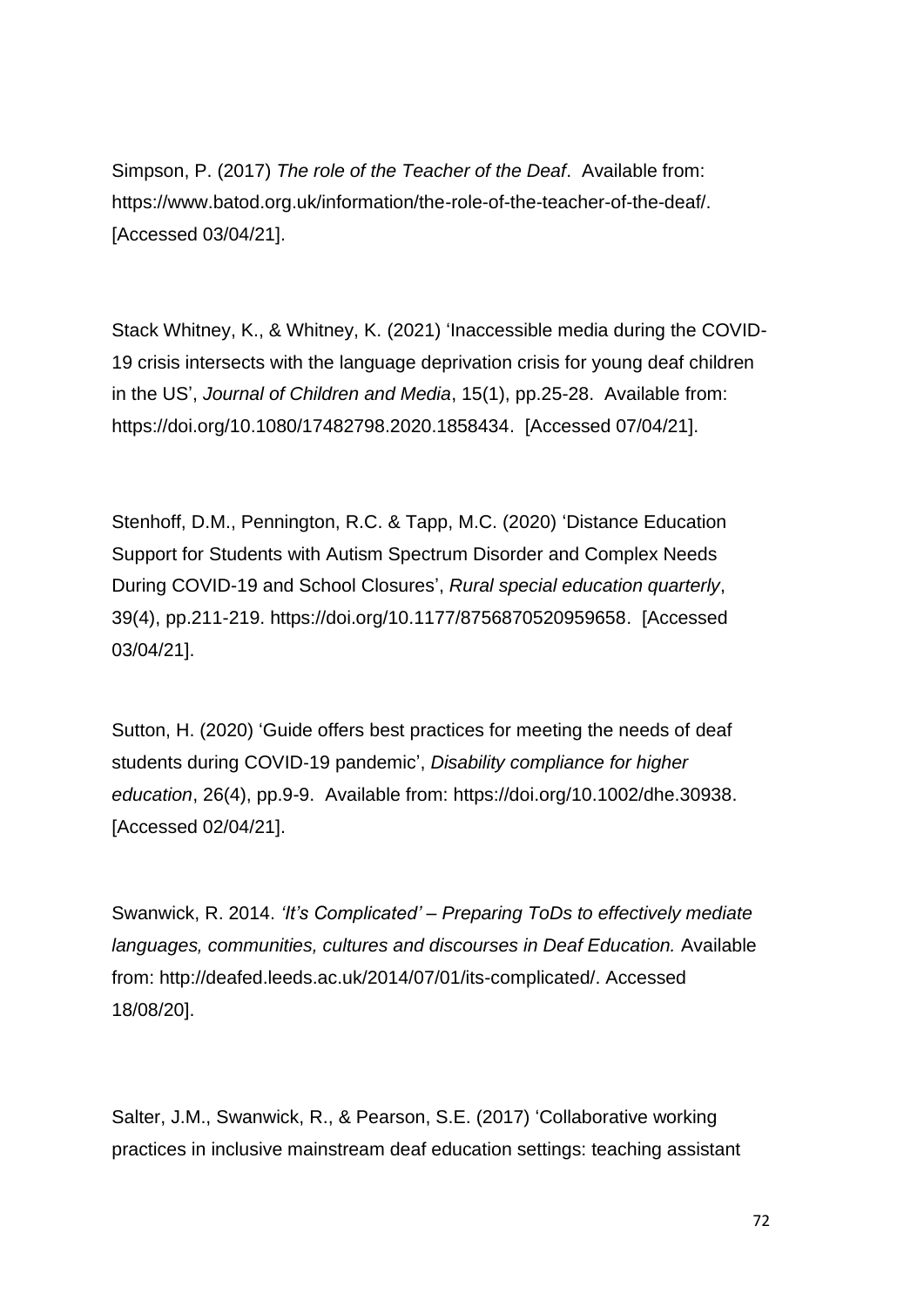Simpson, P. (2017) *The role of the Teacher of the Deaf*. Available from: https://www.batod.org.uk/information/the-role-of-the-teacher-of-the-deaf/. [Accessed 03/04/21].

Stack Whitney, K., & Whitney, K. (2021) 'Inaccessible media during the COVID-19 crisis intersects with the language deprivation crisis for young deaf children in the US', *Journal of Children and Media*, 15(1), pp.25-28. Available from: https://doi.org/10.1080/17482798.2020.1858434. [Accessed 07/04/21].

Stenhoff, D.M., Pennington, R.C. & Tapp, M.C. (2020) 'Distance Education Support for Students with Autism Spectrum Disorder and Complex Needs During COVID-19 and School Closures', *Rural special education quarterly*, 39(4), pp.211-219. https://doi.org/10.1177/8756870520959658. [Accessed 03/04/21].

Sutton, H. (2020) 'Guide offers best practices for meeting the needs of deaf students during COVID-19 pandemic', *Disability compliance for higher education*, 26(4), pp.9-9. Available from: https://doi.org/10.1002/dhe.30938. [Accessed 02/04/21].

Swanwick, R. 2014. *'It's Complicated' – Preparing ToDs to effectively mediate languages, communities, cultures and discourses in Deaf Education.* Available from: http://deafed.leeds.ac.uk/2014/07/01/its-complicated/. Accessed 18/08/20].

Salter, J.M., Swanwick, R., & Pearson, S.E. (2017) 'Collaborative working practices in inclusive mainstream deaf education settings: teaching assistant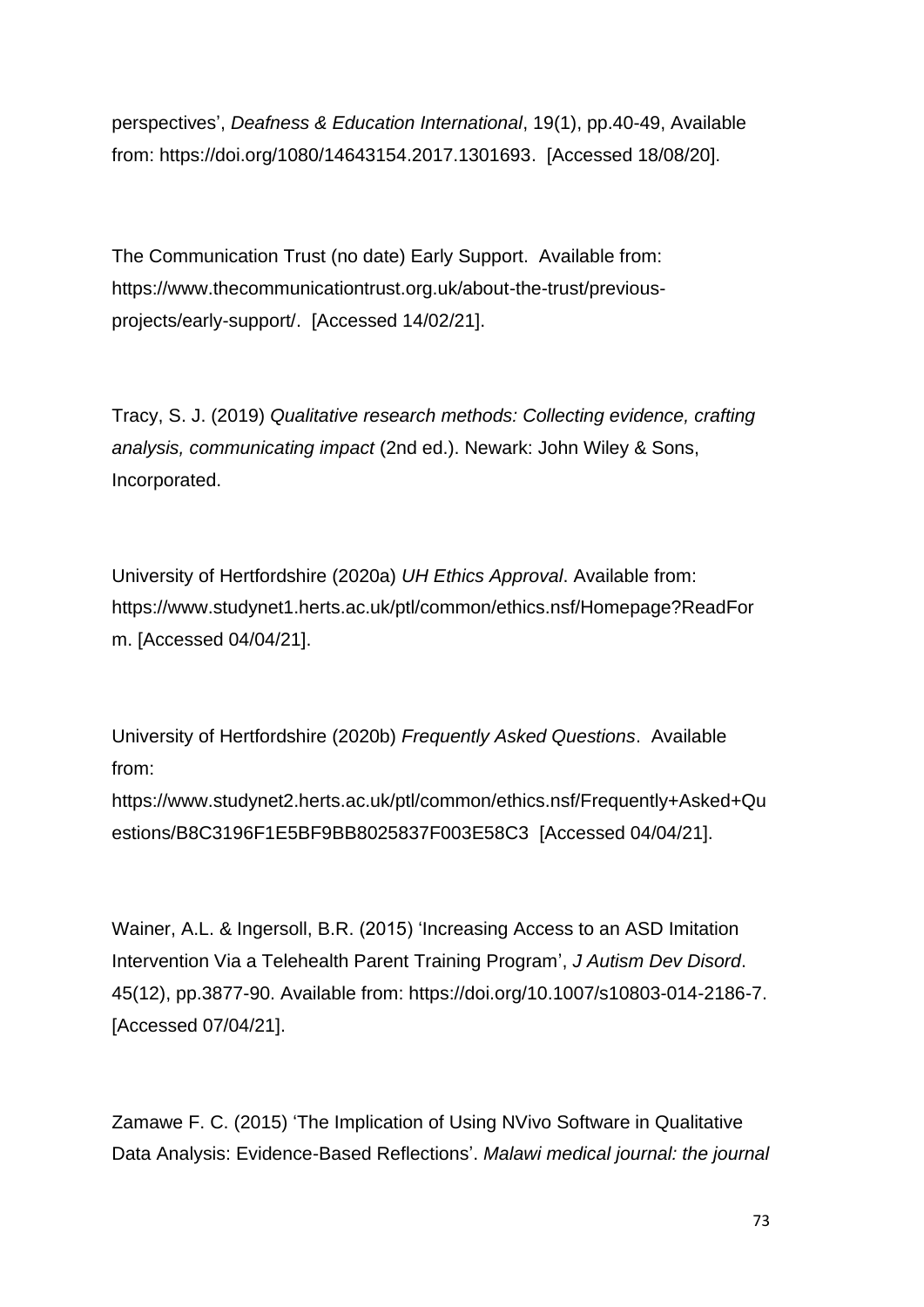perspectives', *Deafness & Education International*, 19(1), pp.40-49, Available from: https://doi.org/1080/14643154.2017.1301693. [Accessed 18/08/20].

The Communication Trust (no date) Early Support. Available from: https://www.thecommunicationtrust.org.uk/about-the-trust/previous-projects/early-support/. [Accessed 14/02/21].

Tracy, S. J. (2019) *Qualitative research methods: Collecting evidence, crafting analysis, communicating impact* (2nd ed.). Newark: John Wiley & Sons, Incorporated.

University of Hertfordshire (2020a) *UH Ethics Approval*. Available from: https://www.studynet1.herts.ac.uk/ptl/common/ethics.nsf/Homepage?ReadForm. [Accessed 04/04/21].

University of Hertfordshire (2020b) *Frequently Asked Questions*. Available from: https://www.studynet2.herts.ac.uk/ptl/common/ethics.nsf/Frequently+Asked+Questions/B8C3196F1E5BF9BB8025837F003E58C3 [Accessed 04/04/21].

Wainer, A.L. & Ingersoll, B.R. (2015) 'Increasing Access to an ASD Imitation Intervention Via a Telehealth Parent Training Program', *J Autism Dev Disord*. 45(12), pp.3877-90. Available from: https://doi.org/10.1007/s10803-014-2186-7. [Accessed 07/04/21].

Zamawe F. C. (2015) 'The Implication of Using NVivo Software in Qualitative Data Analysis: Evidence-Based Reflections'. *Malawi medical journal: the journal*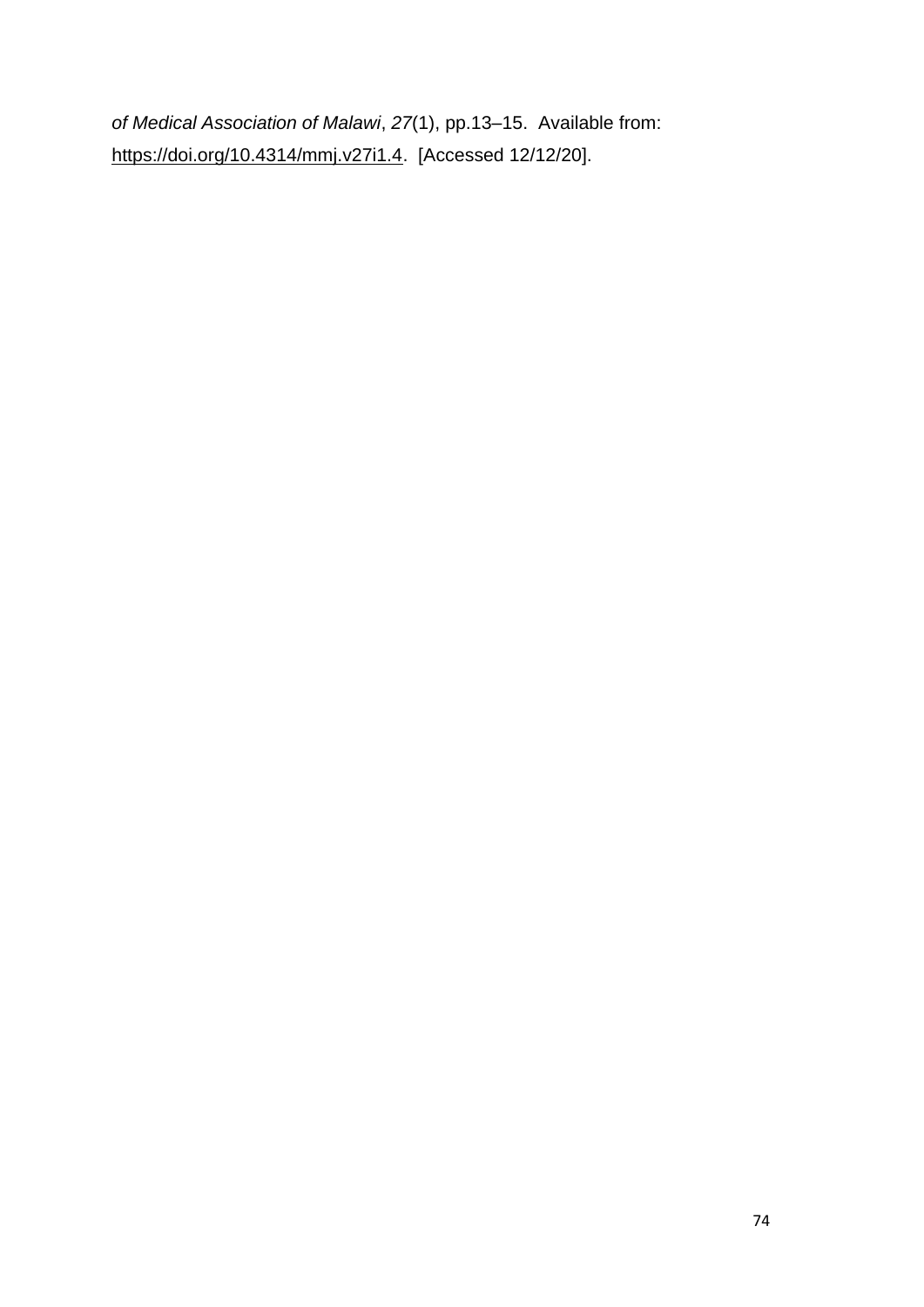*of Medical Association of Malawi*, *27*(1), pp.13–15. Available from: https://doi.org/10.4314/mmj.v27i1.4. [Accessed 12/12/20].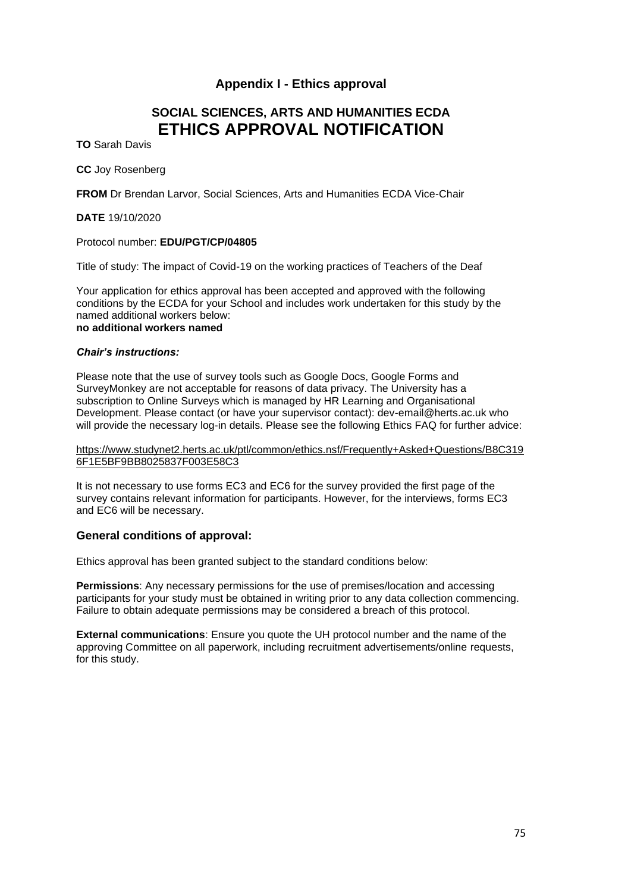# Appendix I - Ethics approval

## SOCIAL SCIENCES, ARTS AND HUMANITIES ECDA
## ETHICS APPROVAL NOTIFICATION

**TO** Sarah Davis

**CC** Joy Rosenberg

**FROM** Dr Brendan Larvor, Social Sciences, Arts and Humanities ECDA Vice-Chair

**DATE** 19/10/2020

Protocol number: **EDU/PGT/CP/04805**

Title of study: The impact of Covid-19 on the working practices of Teachers of the Deaf

Your application for ethics approval has been accepted and approved with the following conditions by the ECDA for your School and includes work undertaken for this study by the named additional workers below:
**no additional workers named**

***Chair's instructions:***

Please note that the use of survey tools such as Google Docs, Google Forms and SurveyMonkey are not acceptable for reasons of data privacy. The University has a subscription to Online Surveys which is managed by HR Learning and Organisational Development. Please contact (or have your supervisor contact): dev-email@herts.ac.uk who will provide the necessary log-in details. Please see the following Ethics FAQ for further advice:

https://www.studynet2.herts.ac.uk/ptl/common/ethics.nsf/Frequently+Asked+Questions/B8C3196F1E5BF9BB8025837F003E58C3

It is not necessary to use forms EC3 and EC6 for the survey provided the first page of the survey contains relevant information for participants. However, for the interviews, forms EC3 and EC6 will be necessary.

### General conditions of approval:

Ethics approval has been granted subject to the standard conditions below:

**Permissions**: Any necessary permissions for the use of premises/location and accessing participants for your study must be obtained in writing prior to any data collection commencing. Failure to obtain adequate permissions may be considered a breach of this protocol.

**External communications**: Ensure you quote the UH protocol number and the name of the approving Committee on all paperwork, including recruitment advertisements/online requests, for this study.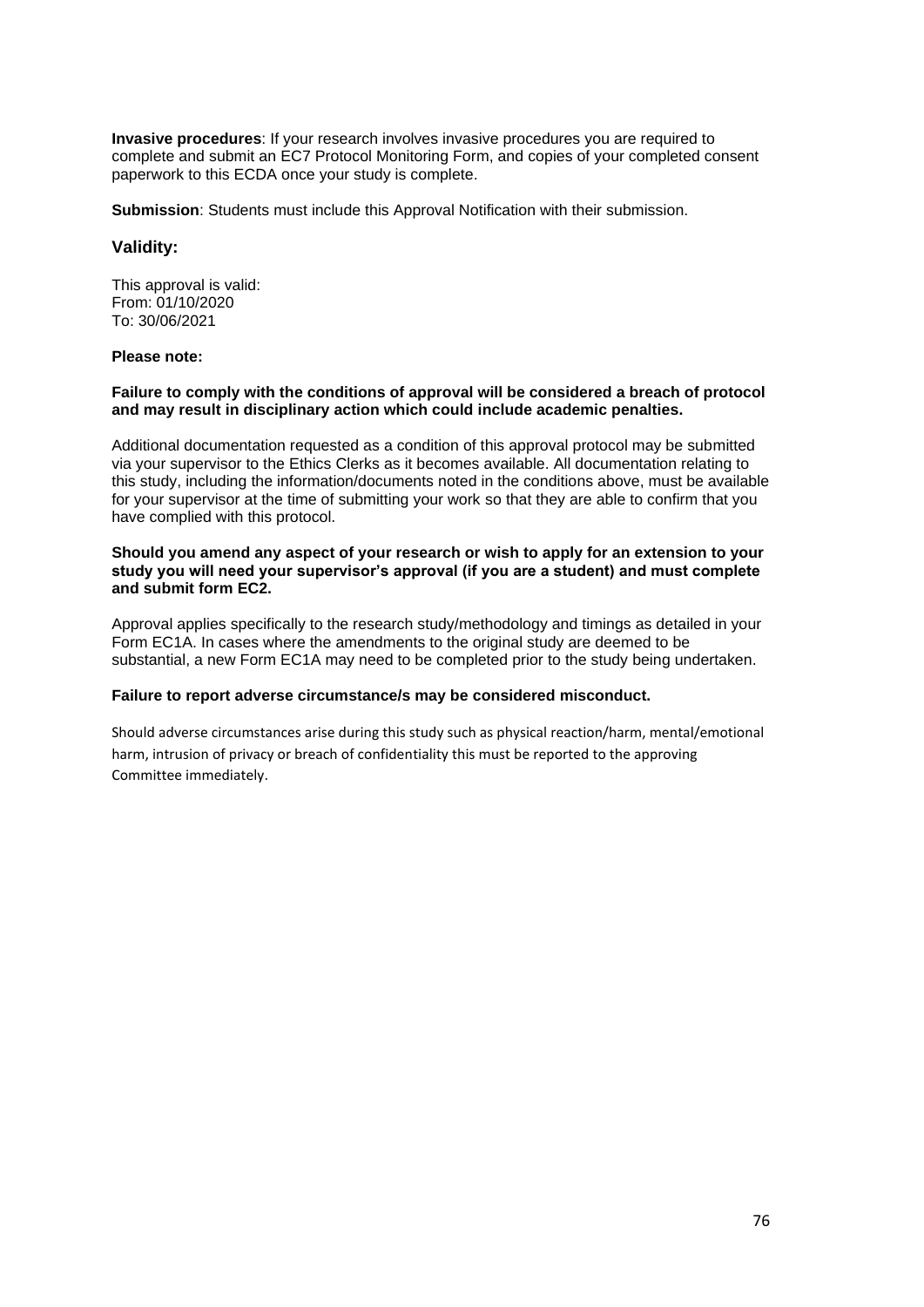**Invasive procedures**: If your research involves invasive procedures you are required to complete and submit an EC7 Protocol Monitoring Form, and copies of your completed consent paperwork to this ECDA once your study is complete.

**Submission**: Students must include this Approval Notification with their submission.

### Validity:

This approval is valid:
From: 01/10/2020
To: 30/06/2021

**Please note:**

**Failure to comply with the conditions of approval will be considered a breach of protocol and may result in disciplinary action which could include academic penalties.**

Additional documentation requested as a condition of this approval protocol may be submitted via your supervisor to the Ethics Clerks as it becomes available. All documentation relating to this study, including the information/documents noted in the conditions above, must be available for your supervisor at the time of submitting your work so that they are able to confirm that you have complied with this protocol.

**Should you amend any aspect of your research or wish to apply for an extension to your study you will need your supervisor's approval (if you are a student) and must complete and submit form EC2.**

Approval applies specifically to the research study/methodology and timings as detailed in your Form EC1A. In cases where the amendments to the original study are deemed to be substantial, a new Form EC1A may need to be completed prior to the study being undertaken.

**Failure to report adverse circumstance/s may be considered misconduct.**

Should adverse circumstances arise during this study such as physical reaction/harm, mental/emotional harm, intrusion of privacy or breach of confidentiality this must be reported to the approving Committee immediately.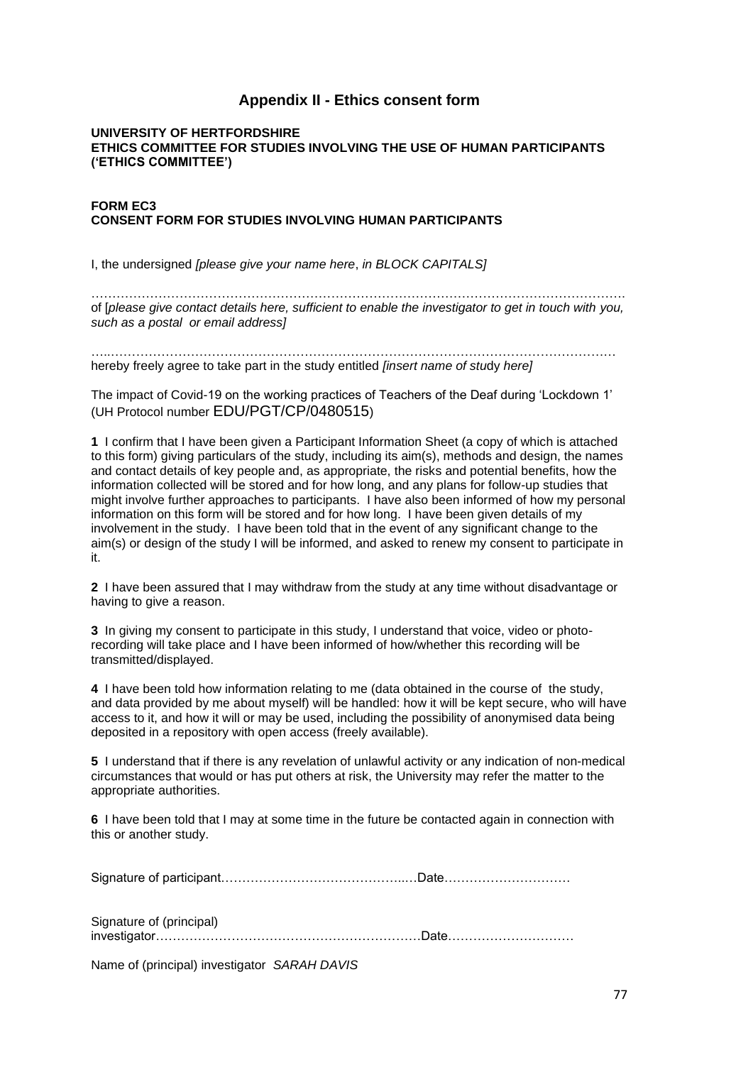## Appendix II - Ethics consent form

**UNIVERSITY OF HERTFORDSHIRE**
**ETHICS COMMITTEE FOR STUDIES INVOLVING THE USE OF HUMAN PARTICIPANTS ('ETHICS COMMITTEE')**

**FORM EC3**
**CONSENT FORM FOR STUDIES INVOLVING HUMAN PARTICIPANTS**

I, the undersigned *[please give your name here, in BLOCK CAPITALS]*

…………………………………………………………………………………………………………………
of [*please give contact details here, sufficient to enable the investigator to get in touch with you, such as a postal or email address]*

…..……………………………………………………………………………………………………………
hereby freely agree to take part in the study entitled *[insert name of study here]*

The impact of Covid-19 on the working practices of Teachers of the Deaf during 'Lockdown 1' (UH Protocol number EDU/PGT/CP/0480515)

**1** I confirm that I have been given a Participant Information Sheet (a copy of which is attached to this form) giving particulars of the study, including its aim(s), methods and design, the names and contact details of key people and, as appropriate, the risks and potential benefits, how the information collected will be stored and for how long, and any plans for follow-up studies that might involve further approaches to participants. I have also been informed of how my personal information on this form will be stored and for how long. I have been given details of my involvement in the study. I have been told that in the event of any significant change to the aim(s) or design of the study I will be informed, and asked to renew my consent to participate in it.

**2** I have been assured that I may withdraw from the study at any time without disadvantage or having to give a reason.

**3** In giving my consent to participate in this study, I understand that voice, video or photo-recording will take place and I have been informed of how/whether this recording will be transmitted/displayed.

**4** I have been told how information relating to me (data obtained in the course of the study, and data provided by me about myself) will be handled: how it will be kept secure, who will have access to it, and how it will or may be used, including the possibility of anonymised data being deposited in a repository with open access (freely available).

**5** I understand that if there is any revelation of unlawful activity or any indication of non-medical circumstances that would or has put others at risk, the University may refer the matter to the appropriate authorities.

**6** I have been told that I may at some time in the future be contacted again in connection with this or another study.

Signature of participant……………………………………..…Date…………………………

Signature of (principal) investigator………………………………………………………Date…………………………

Name of (principal) investigator *SARAH DAVIS*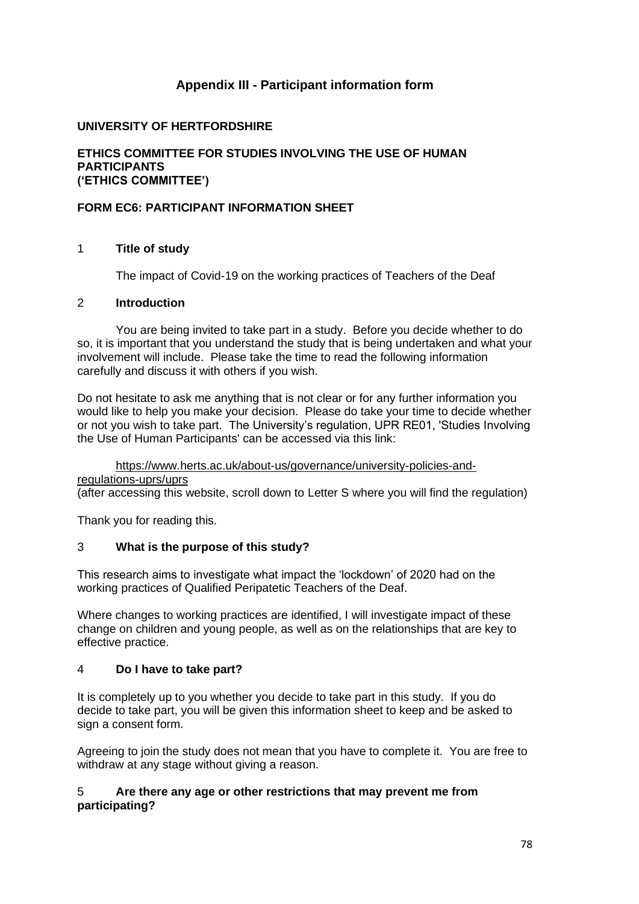## Appendix III - Participant information form

**UNIVERSITY OF HERTFORDSHIRE**

**ETHICS COMMITTEE FOR STUDIES INVOLVING THE USE OF HUMAN PARTICIPANTS ('ETHICS COMMITTEE')**

**FORM EC6: PARTICIPANT INFORMATION SHEET**

### 1 Title of study

The impact of Covid-19 on the working practices of Teachers of the Deaf

### 2 Introduction

You are being invited to take part in a study. Before you decide whether to do so, it is important that you understand the study that is being undertaken and what your involvement will include. Please take the time to read the following information carefully and discuss it with others if you wish.

Do not hesitate to ask me anything that is not clear or for any further information you would like to help you make your decision. Please do take your time to decide whether or not you wish to take part. The University's regulation, UPR RE01, 'Studies Involving the Use of Human Participants' can be accessed via this link:

https://www.herts.ac.uk/about-us/governance/university-policies-and-regulations-uprs/uprs
(after accessing this website, scroll down to Letter S where you will find the regulation)

Thank you for reading this.

### 3 What is the purpose of this study?

This research aims to investigate what impact the 'lockdown' of 2020 had on the working practices of Qualified Peripatetic Teachers of the Deaf.

Where changes to working practices are identified, I will investigate impact of these change on children and young people, as well as on the relationships that are key to effective practice.

### 4 Do I have to take part?

It is completely up to you whether you decide to take part in this study. If you do decide to take part, you will be given this information sheet to keep and be asked to sign a consent form.

Agreeing to join the study does not mean that you have to complete it. You are free to withdraw at any stage without giving a reason.

### 5 Are there any age or other restrictions that may prevent me from participating?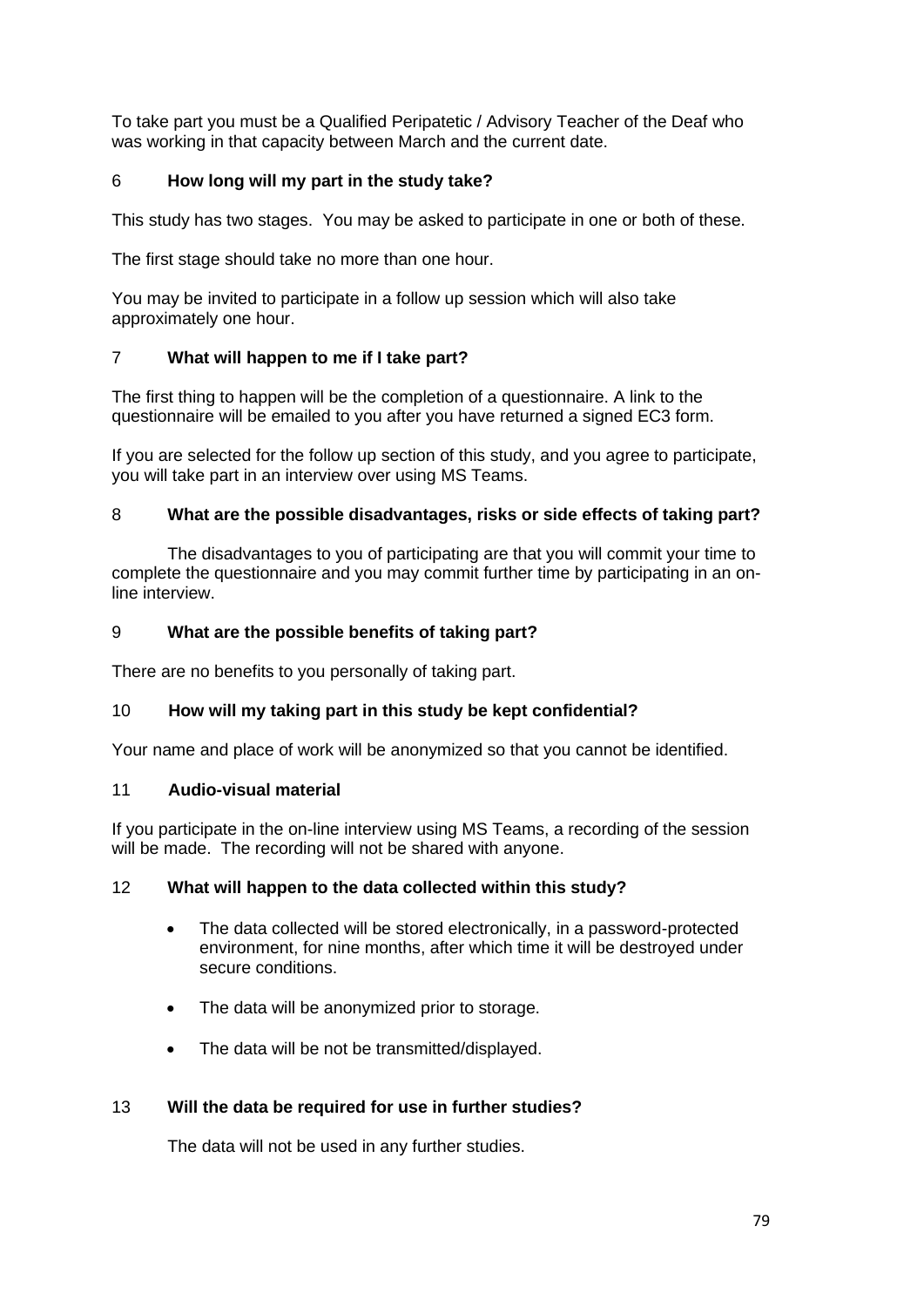To take part you must be a Qualified Peripatetic / Advisory Teacher of the Deaf who was working in that capacity between March and the current date.

### 6 How long will my part in the study take?

This study has two stages. You may be asked to participate in one or both of these.

The first stage should take no more than one hour.

You may be invited to participate in a follow up session which will also take approximately one hour.

### 7 What will happen to me if I take part?

The first thing to happen will be the completion of a questionnaire. A link to the questionnaire will be emailed to you after you have returned a signed EC3 form.

If you are selected for the follow up section of this study, and you agree to participate, you will take part in an interview over using MS Teams.

### 8 What are the possible disadvantages, risks or side effects of taking part?

The disadvantages to you of participating are that you will commit your time to complete the questionnaire and you may commit further time by participating in an on-line interview.

### 9 What are the possible benefits of taking part?

There are no benefits to you personally of taking part.

### 10 How will my taking part in this study be kept confidential?

Your name and place of work will be anonymized so that you cannot be identified.

### 11 Audio-visual material

If you participate in the on-line interview using MS Teams, a recording of the session will be made. The recording will not be shared with anyone.

### 12 What will happen to the data collected within this study?

- The data collected will be stored electronically, in a password-protected environment, for nine months, after which time it will be destroyed under secure conditions.
- The data will be anonymized prior to storage.
- The data will be not be transmitted/displayed.

### 13 Will the data be required for use in further studies?

The data will not be used in any further studies.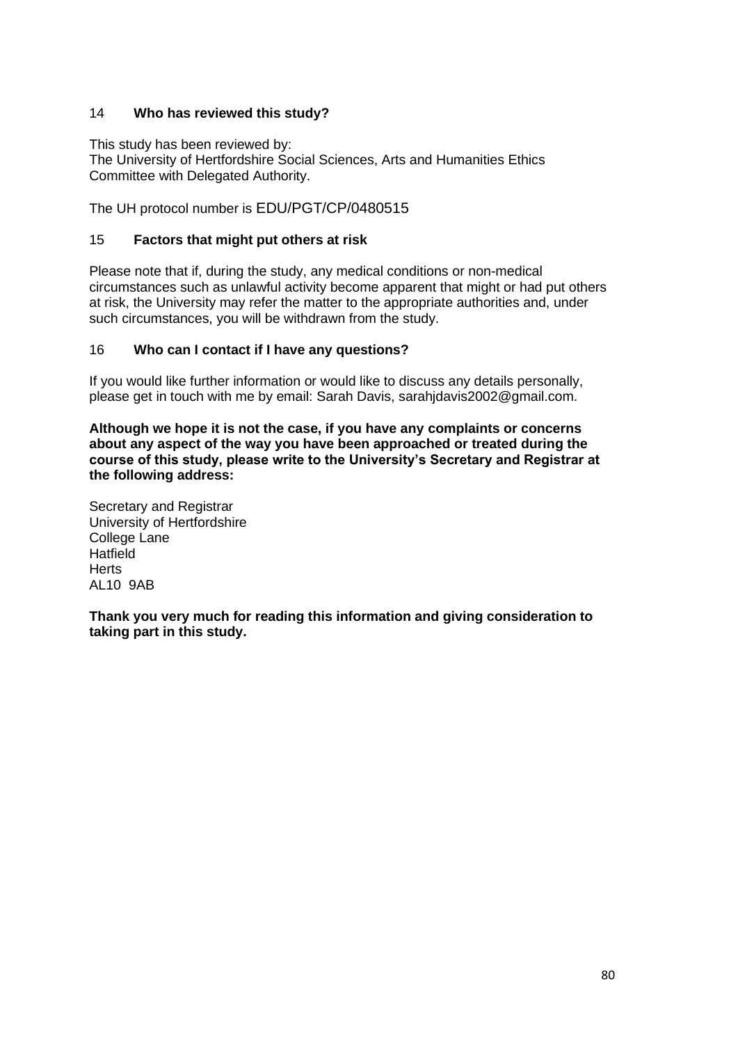## 14 **Who has reviewed this study?**

This study has been reviewed by:
The University of Hertfordshire Social Sciences, Arts and Humanities Ethics Committee with Delegated Authority.

The UH protocol number is EDU/PGT/CP/0480515

## 15 **Factors that might put others at risk**

Please note that if, during the study, any medical conditions or non-medical circumstances such as unlawful activity become apparent that might or had put others at risk, the University may refer the matter to the appropriate authorities and, under such circumstances, you will be withdrawn from the study.

## 16 **Who can I contact if I have any questions?**

If you would like further information or would like to discuss any details personally, please get in touch with me by email: Sarah Davis, sarahjdavis2002@gmail.com.

**Although we hope it is not the case, if you have any complaints or concerns about any aspect of the way you have been approached or treated during the course of this study, please write to the University's Secretary and Registrar at the following address:**

Secretary and Registrar
University of Hertfordshire
College Lane
Hatfield
Herts
AL10 9AB

**Thank you very much for reading this information and giving consideration to taking part in this study.**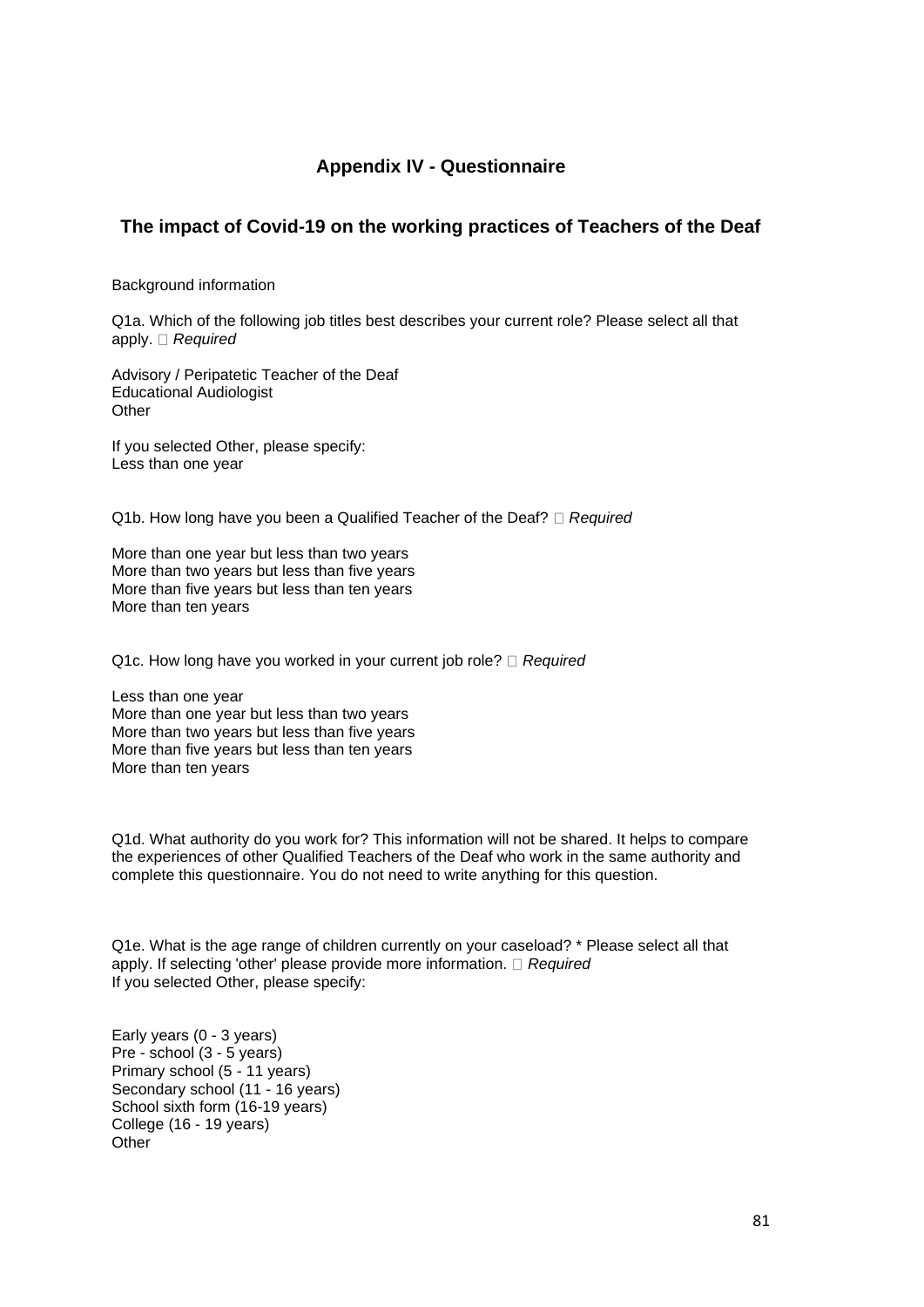## Appendix IV - Questionnaire

## The impact of Covid-19 on the working practices of Teachers of the Deaf

Background information

Q1a. Which of the following job titles best describes your current role? Please select all that apply.  *Required*

Advisory / Peripatetic Teacher of the Deaf
Educational Audiologist
Other

If you selected Other, please specify:
Less than one year

Q1b. How long have you been a Qualified Teacher of the Deaf?  *Required*

More than one year but less than two years
More than two years but less than five years
More than five years but less than ten years
More than ten years

Q1c. How long have you worked in your current job role?  *Required*

Less than one year
More than one year but less than two years
More than two years but less than five years
More than five years but less than ten years
More than ten years

Q1d. What authority do you work for? This information will not be shared. It helps to compare the experiences of other Qualified Teachers of the Deaf who work in the same authority and complete this questionnaire. You do not need to write anything for this question.

Q1e. What is the age range of children currently on your caseload? * Please select all that apply. If selecting 'other' please provide more information.  *Required*
If you selected Other, please specify:

Early years (0 - 3 years)
Pre - school (3 - 5 years)
Primary school (5 - 11 years)
Secondary school (11 - 16 years)
School sixth form (16-19 years)
College (16 - 19 years)
Other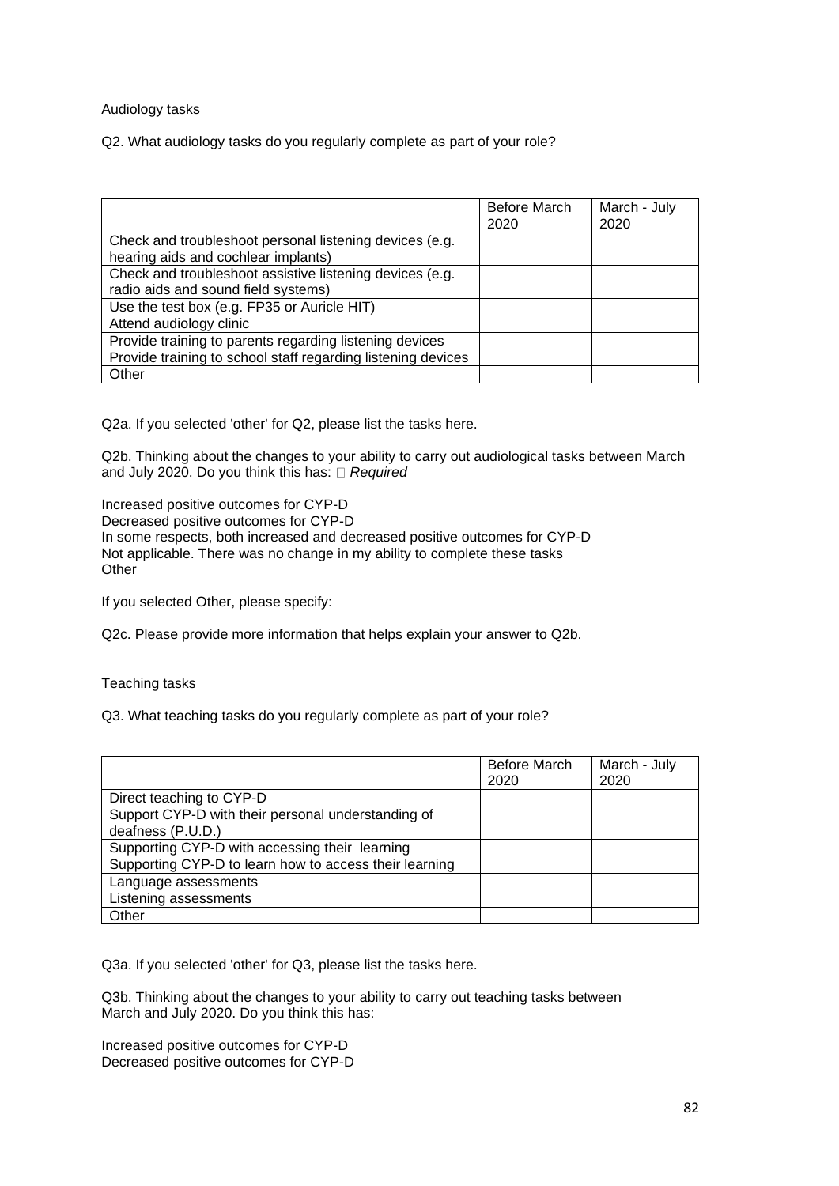Audiology tasks

Q2. What audiology tasks do you regularly complete as part of your role?

| | Before March 2020 | March - July 2020 |
|---|---|---|
| Check and troubleshoot personal listening devices (e.g. hearing aids and cochlear implants) | | |
| Check and troubleshoot assistive listening devices (e.g. radio aids and sound field systems) | | |
| Use the test box (e.g. FP35 or Auricle HIT) | | |
| Attend audiology clinic | | |
| Provide training to parents regarding listening devices | | |
| Provide training to school staff regarding listening devices | | |
| Other | | |

Q2a. If you selected 'other' for Q2, please list the tasks here.

Q2b. Thinking about the changes to your ability to carry out audiological tasks between March and July 2020. Do you think this has: *Required*

Increased positive outcomes for CYP-D
Decreased positive outcomes for CYP-D
In some respects, both increased and decreased positive outcomes for CYP-D
Not applicable. There was no change in my ability to complete these tasks
Other

If you selected Other, please specify:

Q2c. Please provide more information that helps explain your answer to Q2b.

Teaching tasks

Q3. What teaching tasks do you regularly complete as part of your role?

| | Before March 2020 | March - July 2020 |
|---|---|---|
| Direct teaching to CYP-D | | |
| Support CYP-D with their personal understanding of deafness (P.U.D.) | | |
| Supporting CYP-D with accessing their learning | | |
| Supporting CYP-D to learn how to access their learning | | |
| Language assessments | | |
| Listening assessments | | |
| Other | | |

Q3a. If you selected 'other' for Q3, please list the tasks here.

Q3b. Thinking about the changes to your ability to carry out teaching tasks between March and July 2020. Do you think this has:

Increased positive outcomes for CYP-D
Decreased positive outcomes for CYP-D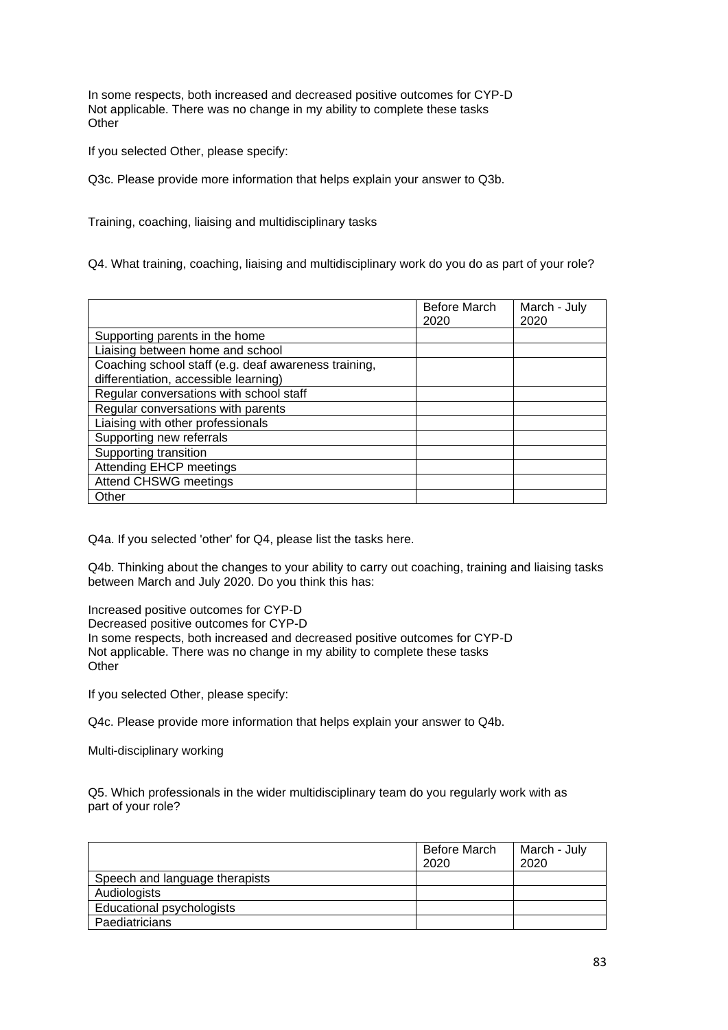In some respects, both increased and decreased positive outcomes for CYP-D
Not applicable. There was no change in my ability to complete these tasks
Other

If you selected Other, please specify:

Q3c. Please provide more information that helps explain your answer to Q3b.

Training, coaching, liaising and multidisciplinary tasks

Q4. What training, coaching, liaising and multidisciplinary work do you do as part of your role?

| | Before March 2020 | March - July 2020 |
|---|---|---|
| Supporting parents in the home | | |
| Liaising between home and school | | |
| Coaching school staff (e.g. deaf awareness training, differentiation, accessible learning) | | |
| Regular conversations with school staff | | |
| Regular conversations with parents | | |
| Liaising with other professionals | | |
| Supporting new referrals | | |
| Supporting transition | | |
| Attending EHCP meetings | | |
| Attend CHSWG meetings | | |
| Other | | |

Q4a. If you selected 'other' for Q4, please list the tasks here.

Q4b. Thinking about the changes to your ability to carry out coaching, training and liaising tasks between March and July 2020. Do you think this has:

Increased positive outcomes for CYP-D
Decreased positive outcomes for CYP-D
In some respects, both increased and decreased positive outcomes for CYP-D
Not applicable. There was no change in my ability to complete these tasks
Other

If you selected Other, please specify:

Q4c. Please provide more information that helps explain your answer to Q4b.

Multi-disciplinary working

Q5. Which professionals in the wider multidisciplinary team do you regularly work with as part of your role?

| | Before March 2020 | March - July 2020 |
|---|---|---|
| Speech and language therapists | | |
| Audiologists | | |
| Educational psychologists | | |
| Paediatricians | | |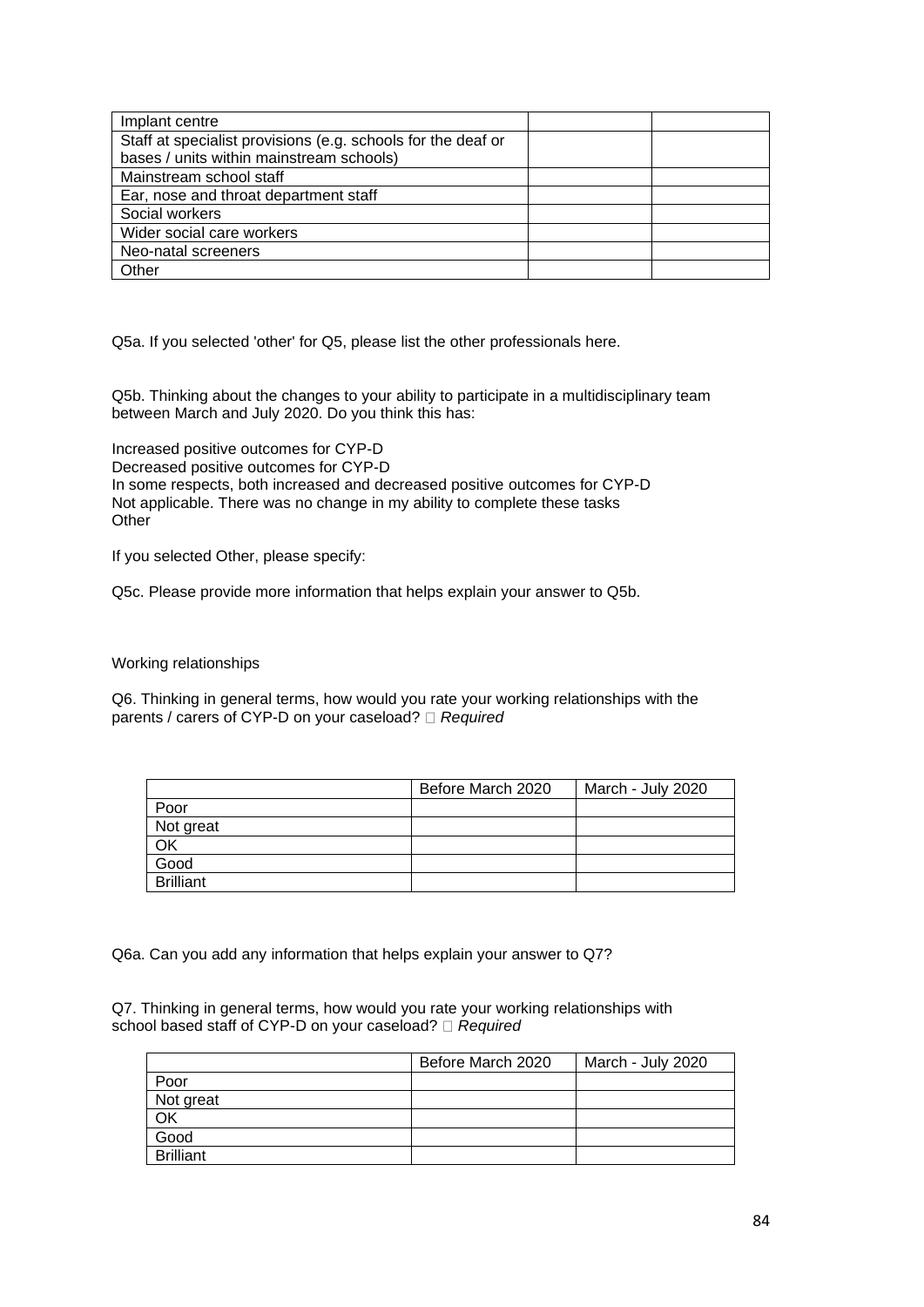| | | |
|---|---|---|
| Implant centre | | |
| Staff at specialist provisions (e.g. schools for the deaf or bases / units within mainstream schools) | | |
| Mainstream school staff | | |
| Ear, nose and throat department staff | | |
| Social workers | | |
| Wider social care workers | | |
| Neo-natal screeners | | |
| Other | | |

Q5a. If you selected 'other' for Q5, please list the other professionals here.

Q5b. Thinking about the changes to your ability to participate in a multidisciplinary team between March and July 2020. Do you think this has:

Increased positive outcomes for CYP-D
Decreased positive outcomes for CYP-D
In some respects, both increased and decreased positive outcomes for CYP-D
Not applicable. There was no change in my ability to complete these tasks
Other

If you selected Other, please specify:

Q5c. Please provide more information that helps explain your answer to Q5b.

Working relationships

Q6. Thinking in general terms, how would you rate your working relationships with the parents / carers of CYP-D on your caseload?  *Required*

| | Before March 2020 | March - July 2020 |
|---|---|---|
| Poor | | |
| Not great | | |
| OK | | |
| Good | | |
| Brilliant | | |

Q6a. Can you add any information that helps explain your answer to Q7?

Q7. Thinking in general terms, how would you rate your working relationships with school based staff of CYP-D on your caseload?  *Required*

| | Before March 2020 | March - July 2020 |
|---|---|---|
| Poor | | |
| Not great | | |
| OK | | |
| Good | | |
| Brilliant | | |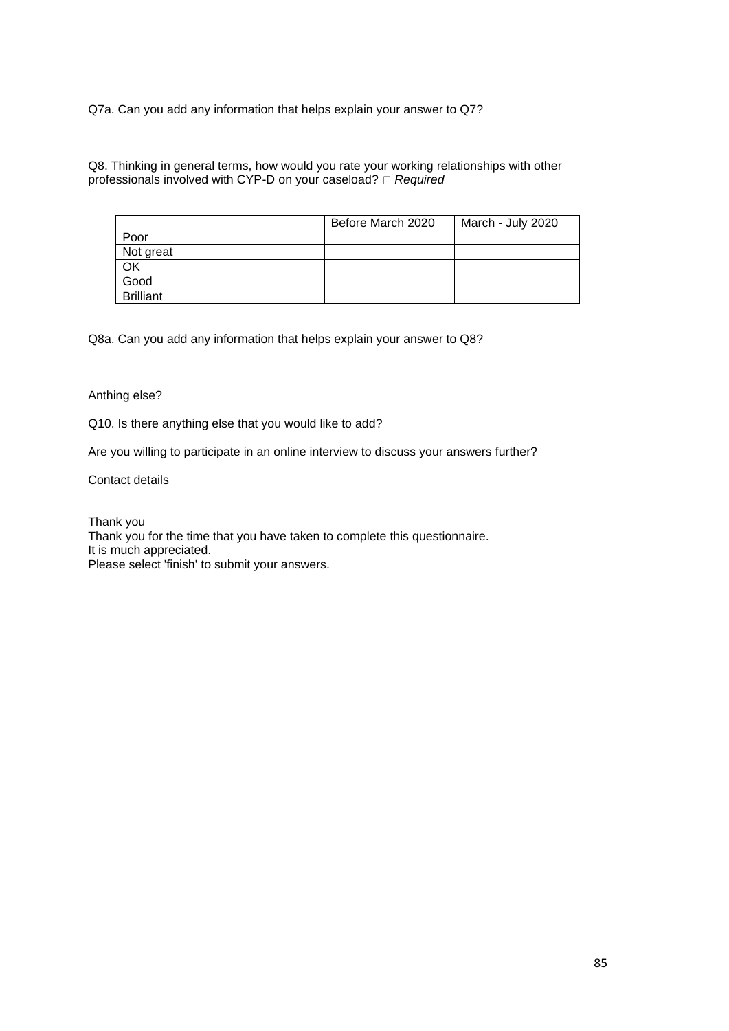Q7a. Can you add any information that helps explain your answer to Q7?

Q8. Thinking in general terms, how would you rate your working relationships with other professionals involved with CYP-D on your caseload? □ *Required*

| | Before March 2020 | March - July 2020 |
|---|---|---|
| Poor | | |
| Not great | | |
| OK | | |
| Good | | |
| Brilliant | | |

Q8a. Can you add any information that helps explain your answer to Q8?

Anthing else?

Q10. Is there anything else that you would like to add?

Are you willing to participate in an online interview to discuss your answers further?

Contact details

Thank you
Thank you for the time that you have taken to complete this questionnaire.
It is much appreciated.
Please select 'finish' to submit your answers.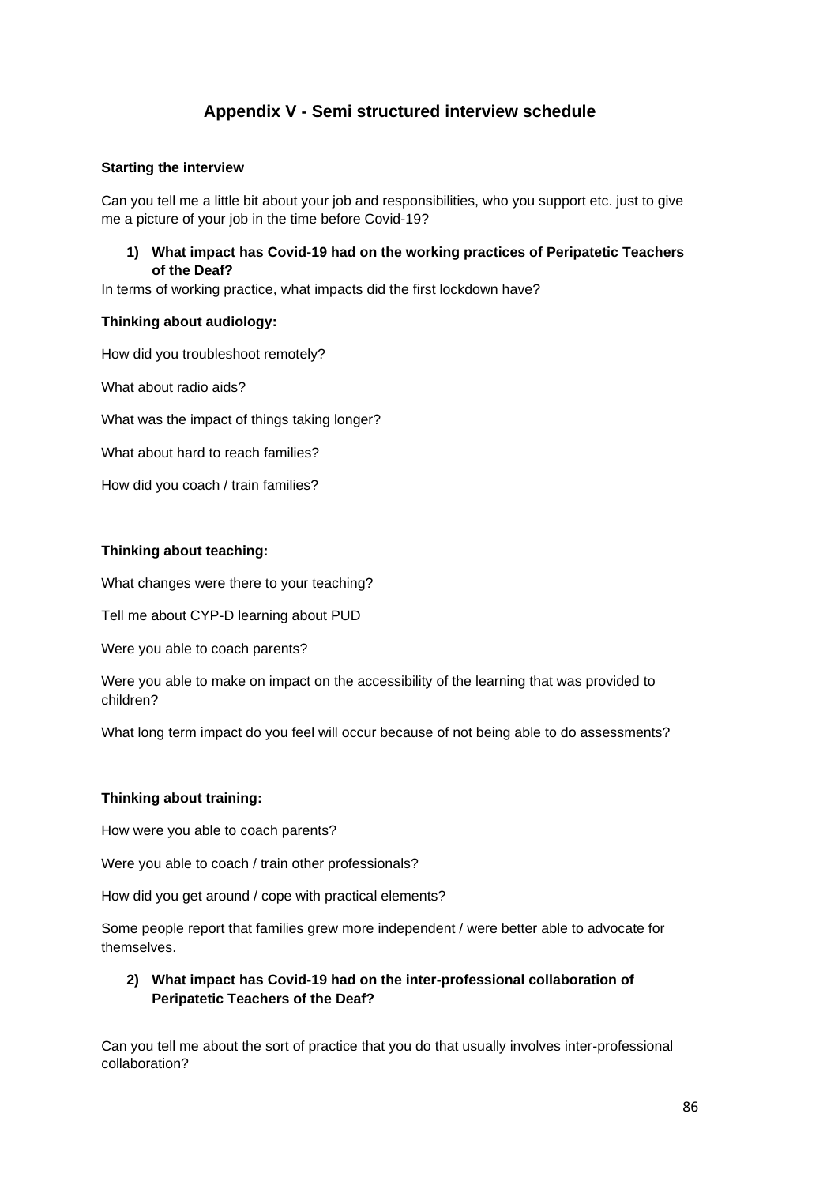## Appendix V - Semi structured interview schedule

**Starting the interview**

Can you tell me a little bit about your job and responsibilities, who you support etc. just to give me a picture of your job in the time before Covid-19?

**1) What impact has Covid-19 had on the working practices of Peripatetic Teachers of the Deaf?**

In terms of working practice, what impacts did the first lockdown have?

**Thinking about audiology:**

How did you troubleshoot remotely?

What about radio aids?

What was the impact of things taking longer?

What about hard to reach families?

How did you coach / train families?

**Thinking about teaching:**

What changes were there to your teaching?

Tell me about CYP-D learning about PUD

Were you able to coach parents?

Were you able to make on impact on the accessibility of the learning that was provided to children?

What long term impact do you feel will occur because of not being able to do assessments?

**Thinking about training:**

How were you able to coach parents?

Were you able to coach / train other professionals?

How did you get around / cope with practical elements?

Some people report that families grew more independent / were better able to advocate for themselves.

**2) What impact has Covid-19 had on the inter-professional collaboration of Peripatetic Teachers of the Deaf?**

Can you tell me about the sort of practice that you do that usually involves inter-professional collaboration?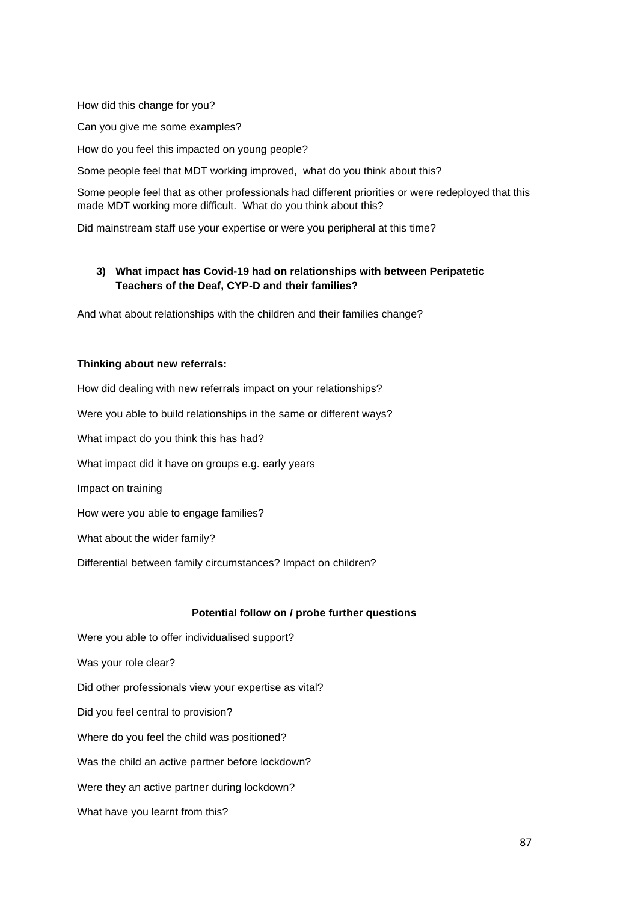How did this change for you?

Can you give me some examples?

How do you feel this impacted on young people?

Some people feel that MDT working improved, what do you think about this?

Some people feel that as other professionals had different priorities or were redeployed that this made MDT working more difficult. What do you think about this?

Did mainstream staff use your expertise or were you peripheral at this time?

**3) What impact has Covid-19 had on relationships with between Peripatetic Teachers of the Deaf, CYP-D and their families?**

And what about relationships with the children and their families change?

**Thinking about new referrals:**

How did dealing with new referrals impact on your relationships?

Were you able to build relationships in the same or different ways?

What impact do you think this has had?

What impact did it have on groups e.g. early years

Impact on training

How were you able to engage families?

What about the wider family?

Differential between family circumstances? Impact on children?

**Potential follow on / probe further questions**

Were you able to offer individualised support?

Was your role clear?

Did other professionals view your expertise as vital?

Did you feel central to provision?

Where do you feel the child was positioned?

Was the child an active partner before lockdown?

Were they an active partner during lockdown?

What have you learnt from this?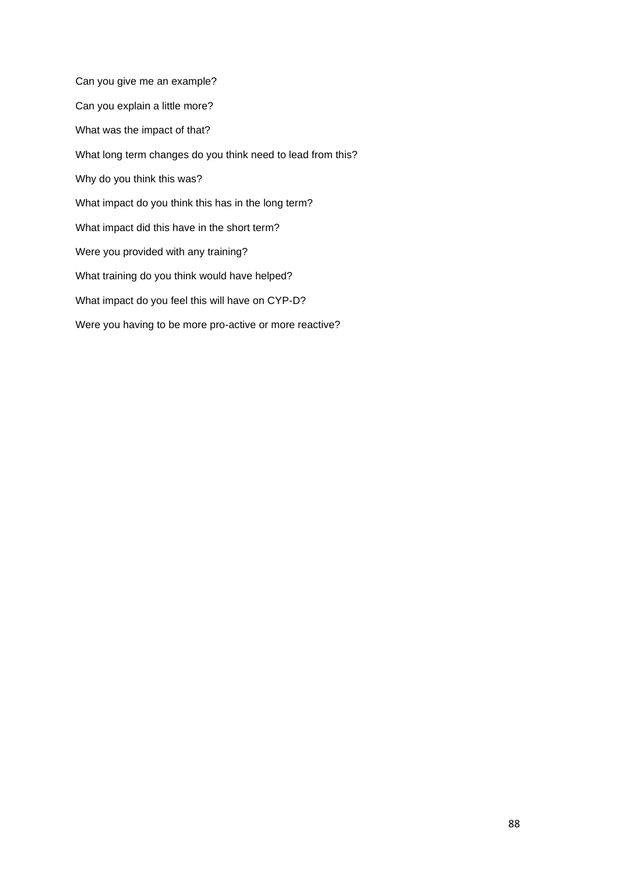Can you give me an example?

Can you explain a little more?

What was the impact of that?

What long term changes do you think need to lead from this?

Why do you think this was?

What impact do you think this has in the long term?

What impact did this have in the short term?

Were you provided with any training?

What training do you think would have helped?

What impact do you feel this will have on CYP-D?

Were you having to be more pro-active or more reactive?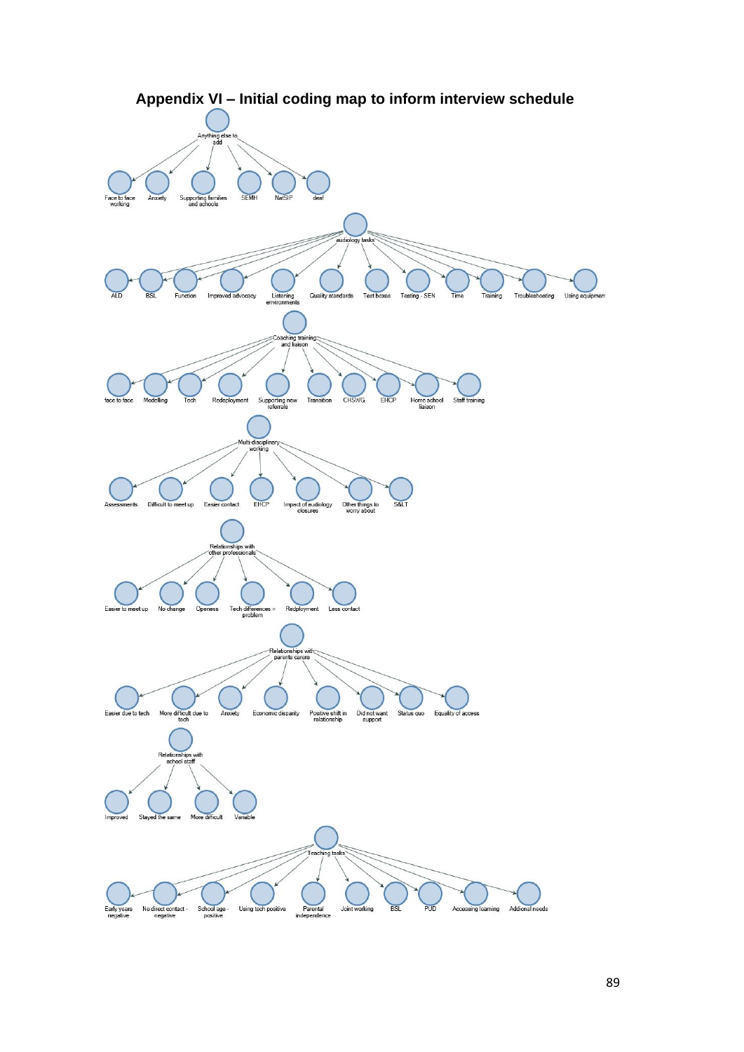# Appendix VI – Initial coding map to inform interview schedule

Anything else to add

Face to face working
Anxiety
Supporting families and schools
SEMH
NatSIP
deaf

audiology tasks

ALD
BSL
Function
Improved advocacy
Listening environments
Quality standards
Test boxes
Testing - SEN
Time
Training
Troubleshooting
Using equipment

Coaching training and liaison

face to face
Modelling
Tech
Redeployment
Supporting new referrals
Transition
CHSWG
EHCP
Home school liaison
Staff training

Multi-disciplinary working

Assessments
Difficult to meet up
Easier contact
EHCP
Impact of audiology closures
Other things to worry about
S&LT

Relationships with other professionals

Easier to meet up
No change
Openess
Tech differences = problem
Redployment
Less contact

Relationships with parents carers

Easier due to tech
More difficult due to tech
Anxiety
Economic disparity
Positive shift in relationship
Did not want support
Status quo
Equality of access

Relationships with school staff

Improved
Stayed the same
More difficult
Variable

Teaching tasks

Early years negative
No direct contact - negative
School age - positive
Using tech positive
Parental independence
Joint working
BSL
PUD
Accessing learning
Addional needs